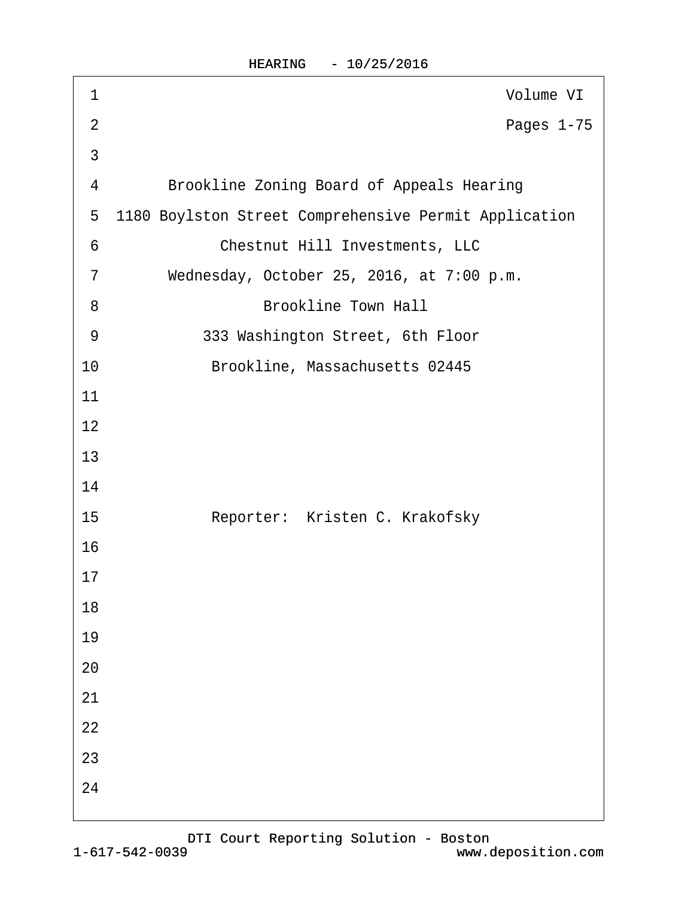Volume VI

Pages 1-75

Brookline Zoning Board of Appeals Hearing

1180 Boylston Street Comprehensive Permit Application

Chestnut Hill Investments, LLC

Wednesday, October 25, 2016, at 7:00 p.m.

Brookline Town Hall

333 Washington Street, 6th Floor

Brookline, Massachusetts 02445

Reporter: Kristen C. Krakofsky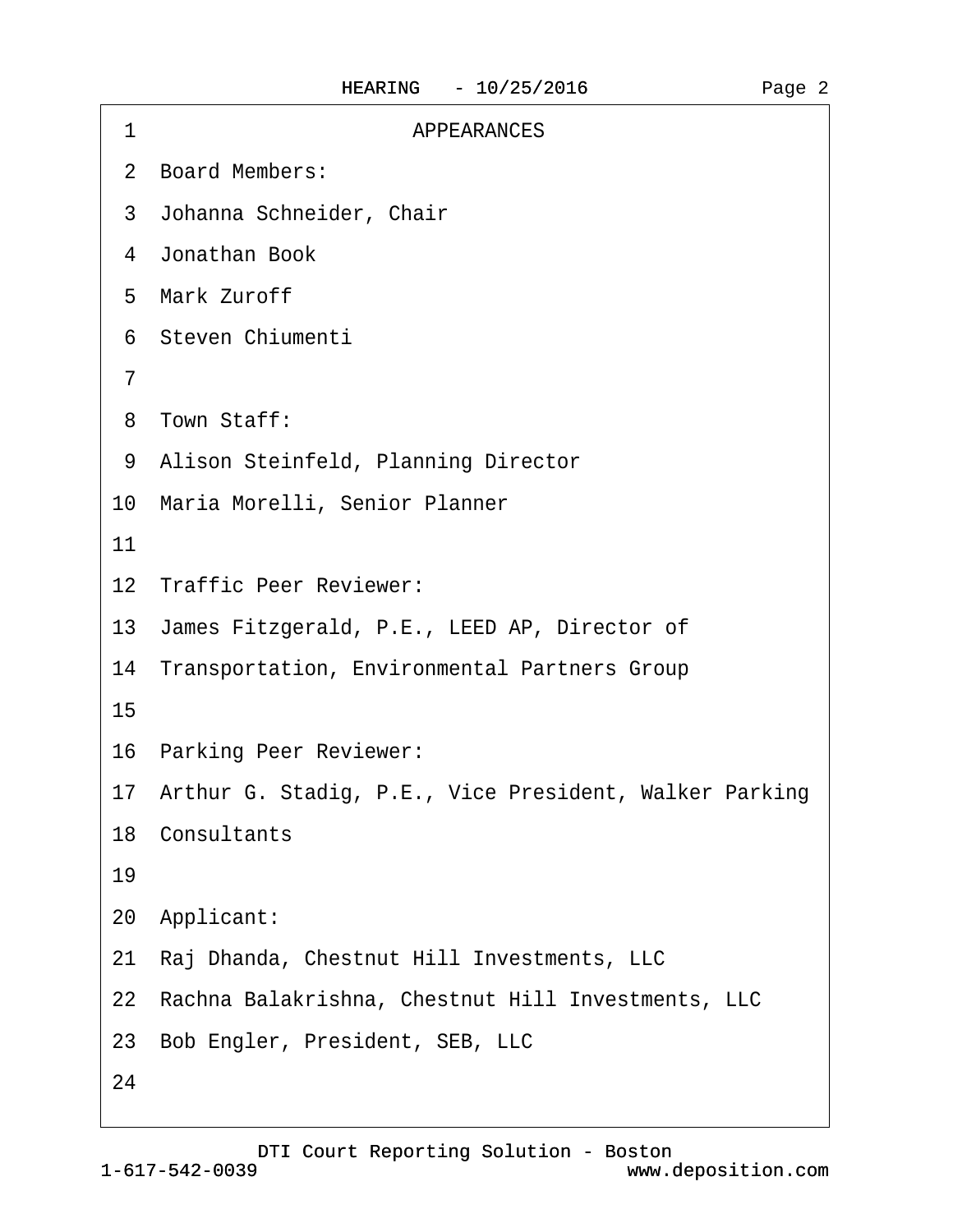# APPEARANCES

**Board Members:**

Johanna Schneider, Chair
Jonathan Book
Mark Zuroff
Steven Chiumenti

**Town Staff:**

Alison Steinfeld, Planning Director
Maria Morelli, Senior Planner

**Traffic Peer Reviewer:**

James Fitzgerald, P.E., LEED AP, Director of Transportation, Environmental Partners Group

**Parking Peer Reviewer:**

Arthur G. Stadig, P.E., Vice President, Walker Parking Consultants

**Applicant:**

Raj Dhanda, Chestnut Hill Investments, LLC
Rachna Balakrishna, Chestnut Hill Investments, LLC
Bob Engler, President, SEB, LLC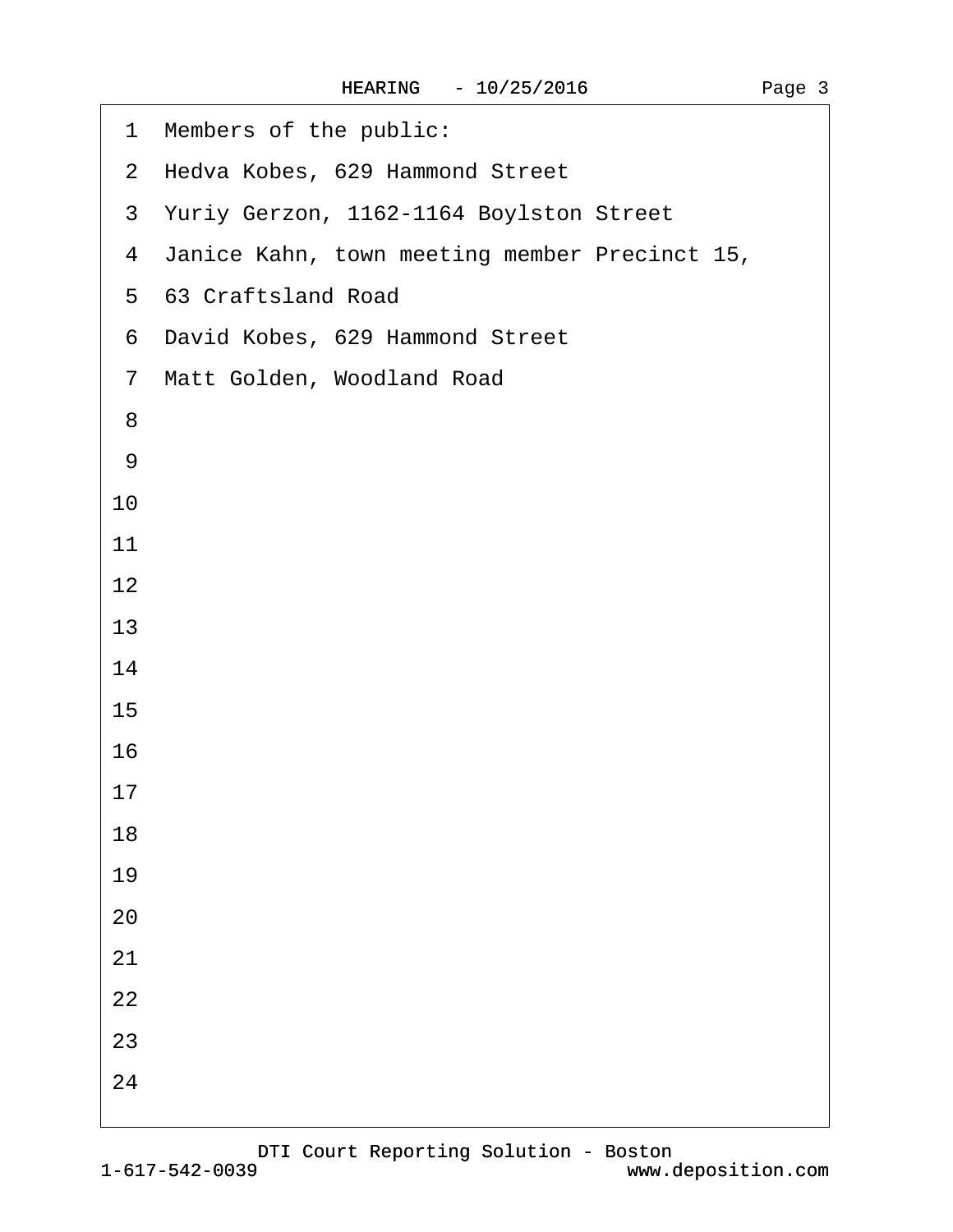1 Members of the public:

2 Hedva Kobes, 629 Hammond Street

3 Yuriy Gerzon, 1162-1164 Boylston Street

4 Janice Kahn, town meeting member Precinct 15,

5 63 Craftsland Road

6 David Kobes, 629 Hammond Street

7 Matt Golden, Woodland Road

8

9

10

11

12

13

14

15

16

17

18

19

20

21

22

23

24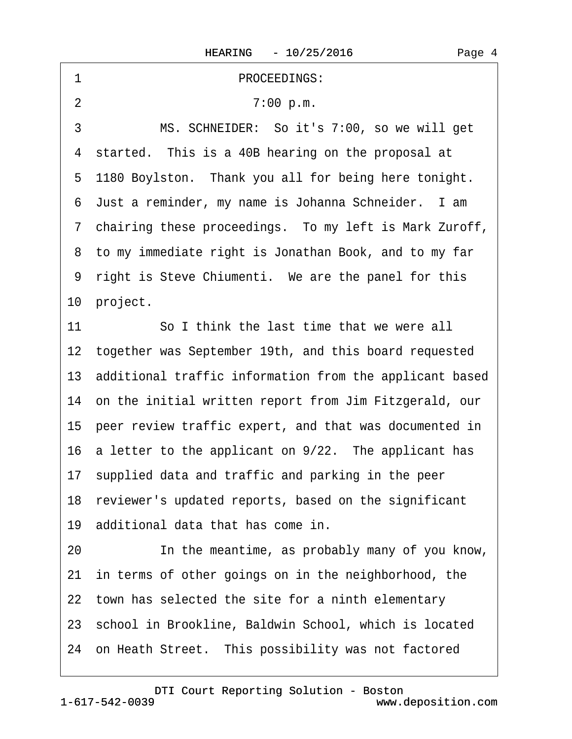PROCEEDINGS:

7:00 p.m.

MS. SCHNEIDER: So it's 7:00, so we will get started. This is a 40B hearing on the proposal at 1180 Boylston. Thank you all for being here tonight. Just a reminder, my name is Johanna Schneider. I am chairing these proceedings. To my left is Mark Zuroff, to my immediate right is Jonathan Book, and to my far right is Steve Chiumenti. We are the panel for this project.

So I think the last time that we were all together was September 19th, and this board requested additional traffic information from the applicant based on the initial written report from Jim Fitzgerald, our peer review traffic expert, and that was documented in a letter to the applicant on 9/22. The applicant has supplied data and traffic and parking in the peer reviewer's updated reports, based on the significant additional data that has come in.

In the meantime, as probably many of you know, in terms of other goings on in the neighborhood, the town has selected the site for a ninth elementary school in Brookline, Baldwin School, which is located on Heath Street. This possibility was not factored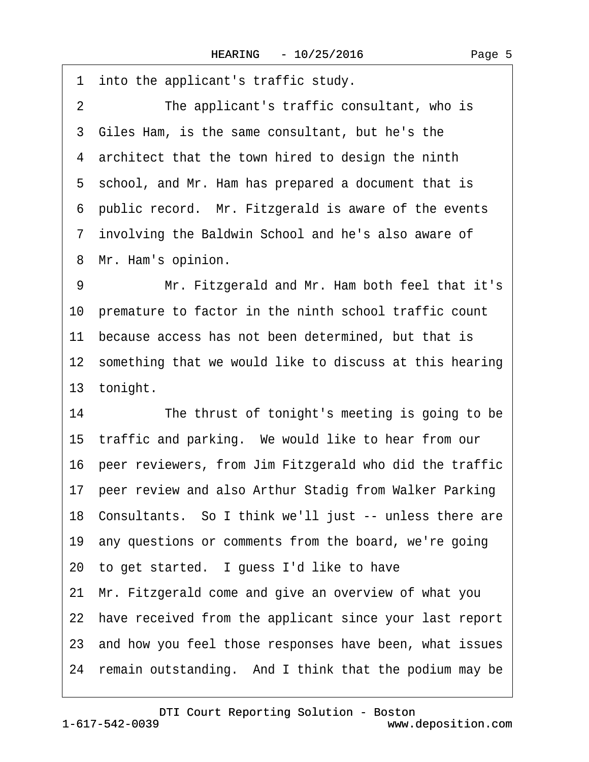1 into the applicant's traffic study.

2 The applicant's traffic consultant, who is

3 Giles Ham, is the same consultant, but he's the

4 architect that the town hired to design the ninth

5 school, and Mr. Ham has prepared a document that is

6 public record. Mr. Fitzgerald is aware of the events

7 involving the Baldwin School and he's also aware of

8 Mr. Ham's opinion.

9 Mr. Fitzgerald and Mr. Ham both feel that it's

10 premature to factor in the ninth school traffic count

11 because access has not been determined, but that is

12 something that we would like to discuss at this hearing

13 tonight.

14 The thrust of tonight's meeting is going to be

15 traffic and parking. We would like to hear from our

16 peer reviewers, from Jim Fitzgerald who did the traffic

17 peer review and also Arthur Stadig from Walker Parking

18 Consultants. So I think we'll just -- unless there are

19 any questions or comments from the board, we're going

20 to get started. I guess I'd like to have

21 Mr. Fitzgerald come and give an overview of what you

22 have received from the applicant since your last report

23 and how you feel those responses have been, what issues

24 remain outstanding. And I think that the podium may be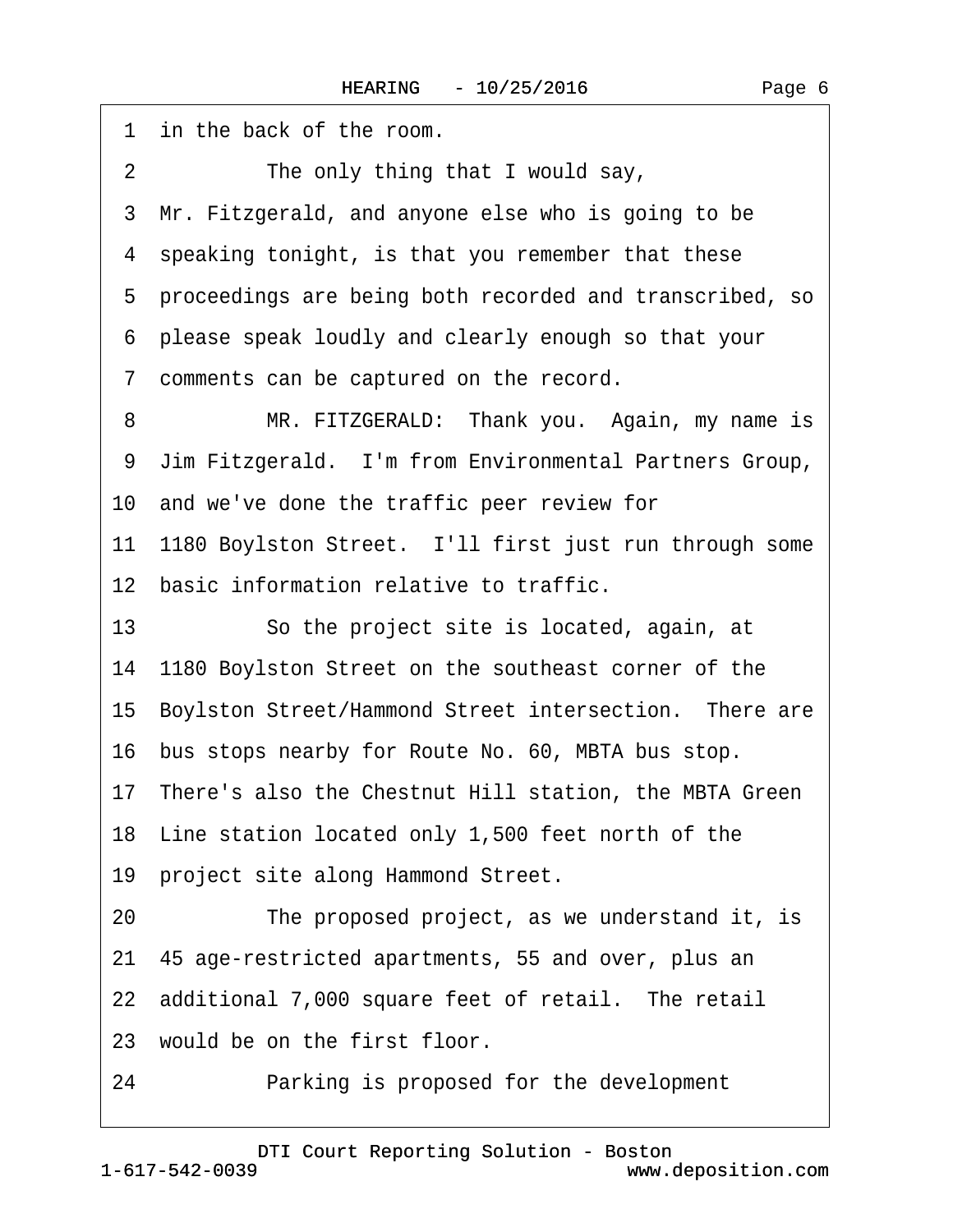1 in the back of the room.

2 The only thing that I would say,

3 Mr. Fitzgerald, and anyone else who is going to be

4 speaking tonight, is that you remember that these

5 proceedings are being both recorded and transcribed, so

6 please speak loudly and clearly enough so that your

7 comments can be captured on the record.

8 MR. FITZGERALD: Thank you. Again, my name is

9 Jim Fitzgerald. I'm from Environmental Partners Group,

10 and we've done the traffic peer review for

11 1180 Boylston Street. I'll first just run through some

12 basic information relative to traffic.

13 So the project site is located, again, at

14 1180 Boylston Street on the southeast corner of the

15 Boylston Street/Hammond Street intersection. There are

16 bus stops nearby for Route No. 60, MBTA bus stop.

17 There's also the Chestnut Hill station, the MBTA Green

18 Line station located only 1,500 feet north of the

19 project site along Hammond Street.

20 The proposed project, as we understand it, is

21 45 age-restricted apartments, 55 and over, plus an

22 additional 7,000 square feet of retail. The retail

23 would be on the first floor.

24 Parking is proposed for the development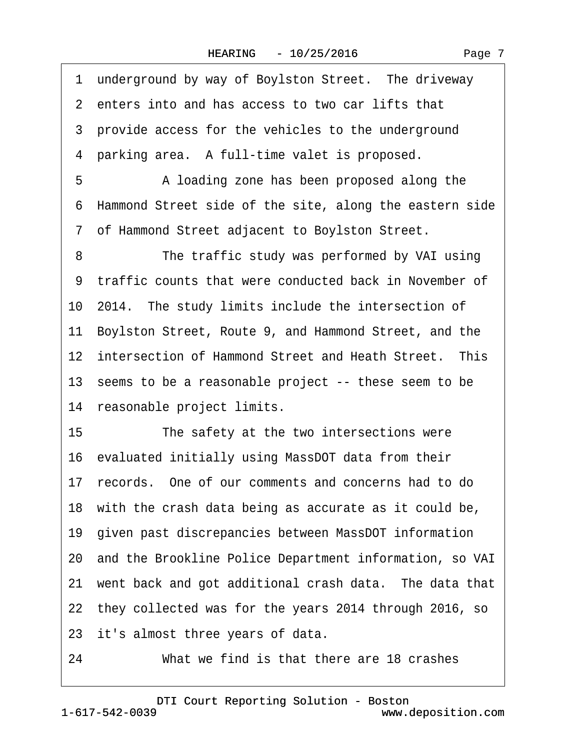1 underground by way of Boylston Street. The driveway
2 enters into and has access to two car lifts that
3 provide access for the vehicles to the underground
4 parking area. A full-time valet is proposed.
5 A loading zone has been proposed along the
6 Hammond Street side of the site, along the eastern side
7 of Hammond Street adjacent to Boylston Street.
8 The traffic study was performed by VAI using
9 traffic counts that were conducted back in November of
10 2014. The study limits include the intersection of
11 Boylston Street, Route 9, and Hammond Street, and the
12 intersection of Hammond Street and Heath Street. This
13 seems to be a reasonable project -- these seem to be
14 reasonable project limits.
15 The safety at the two intersections were
16 evaluated initially using MassDOT data from their
17 records. One of our comments and concerns had to do
18 with the crash data being as accurate as it could be,
19 given past discrepancies between MassDOT information
20 and the Brookline Police Department information, so VAI
21 went back and got additional crash data. The data that
22 they collected was for the years 2014 through 2016, so
23 it's almost three years of data.
24 What we find is that there are 18 crashes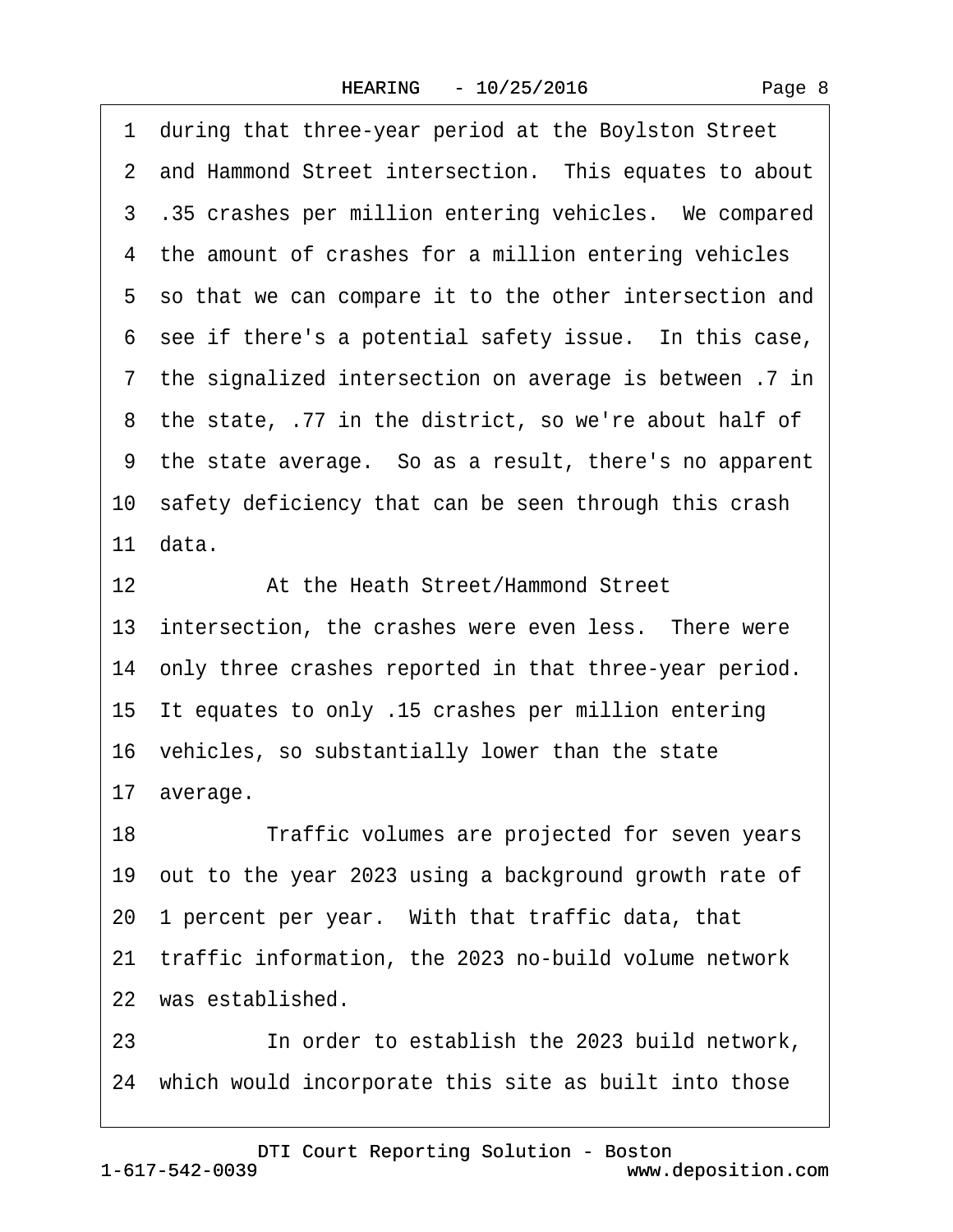during that three-year period at the Boylston Street and Hammond Street intersection. This equates to about .35 crashes per million entering vehicles. We compared the amount of crashes for a million entering vehicles so that we can compare it to the other intersection and see if there's a potential safety issue. In this case, the signalized intersection on average is between .7 in the state, .77 in the district, so we're about half of the state average. So as a result, there's no apparent safety deficiency that can be seen through this crash data.

At the Heath Street/Hammond Street intersection, the crashes were even less. There were only three crashes reported in that three-year period. It equates to only .15 crashes per million entering vehicles, so substantially lower than the state average.

Traffic volumes are projected for seven years out to the year 2023 using a background growth rate of 1 percent per year. With that traffic data, that traffic information, the 2023 no-build volume network was established.

In order to establish the 2023 build network, which would incorporate this site as built into those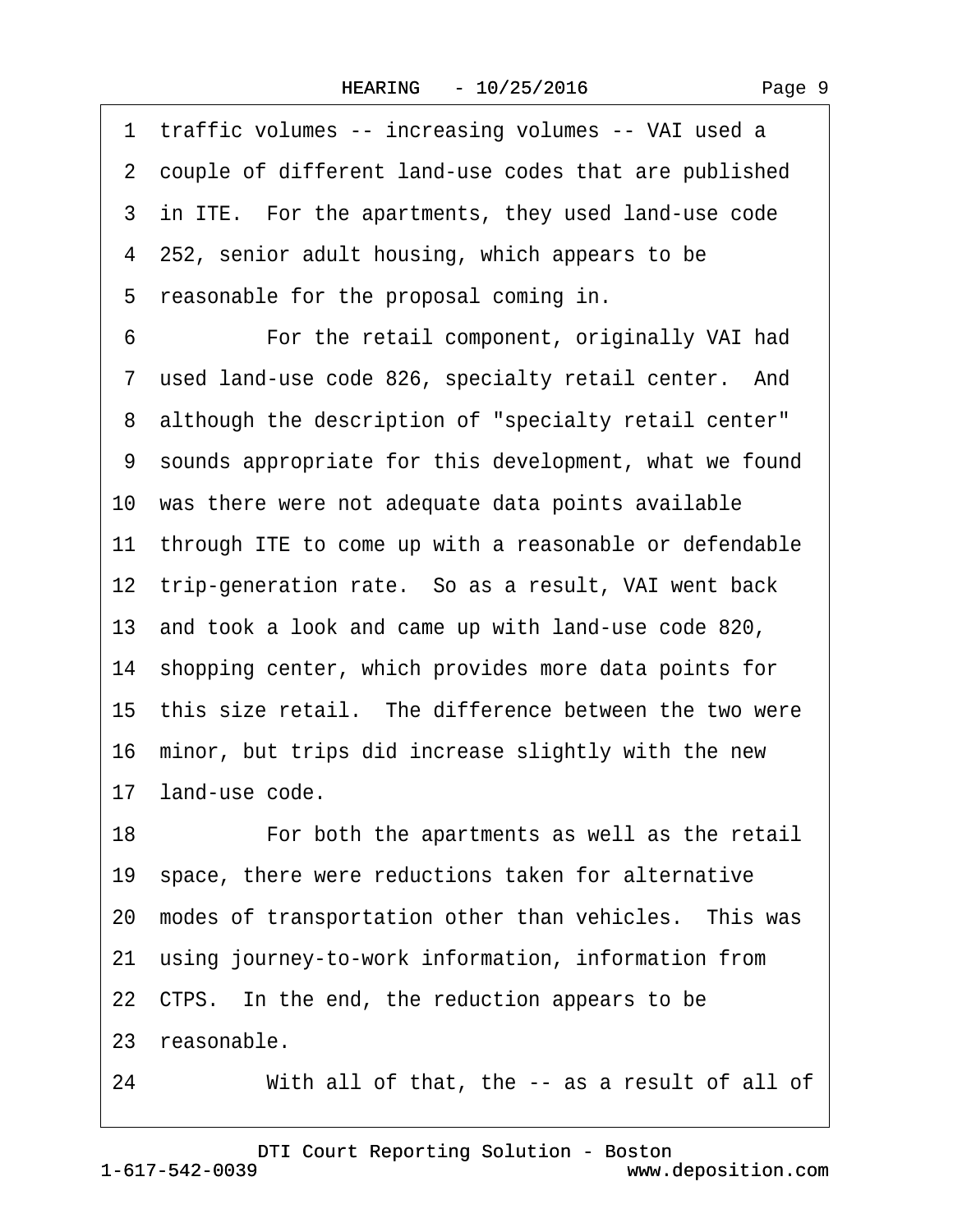1 traffic volumes -- increasing volumes -- VAI used a
2 couple of different land-use codes that are published
3 in ITE. For the apartments, they used land-use code
4 252, senior adult housing, which appears to be
5 reasonable for the proposal coming in.
6 For the retail component, originally VAI had
7 used land-use code 826, specialty retail center. And
8 although the description of "specialty retail center"
9 sounds appropriate for this development, what we found
10 was there were not adequate data points available
11 through ITE to come up with a reasonable or defendable
12 trip-generation rate. So as a result, VAI went back
13 and took a look and came up with land-use code 820,
14 shopping center, which provides more data points for
15 this size retail. The difference between the two were
16 minor, but trips did increase slightly with the new
17 land-use code.
18 For both the apartments as well as the retail
19 space, there were reductions taken for alternative
20 modes of transportation other than vehicles. This was
21 using journey-to-work information, information from
22 CTPS. In the end, the reduction appears to be
23 reasonable.
24 With all of that, the -- as a result of all of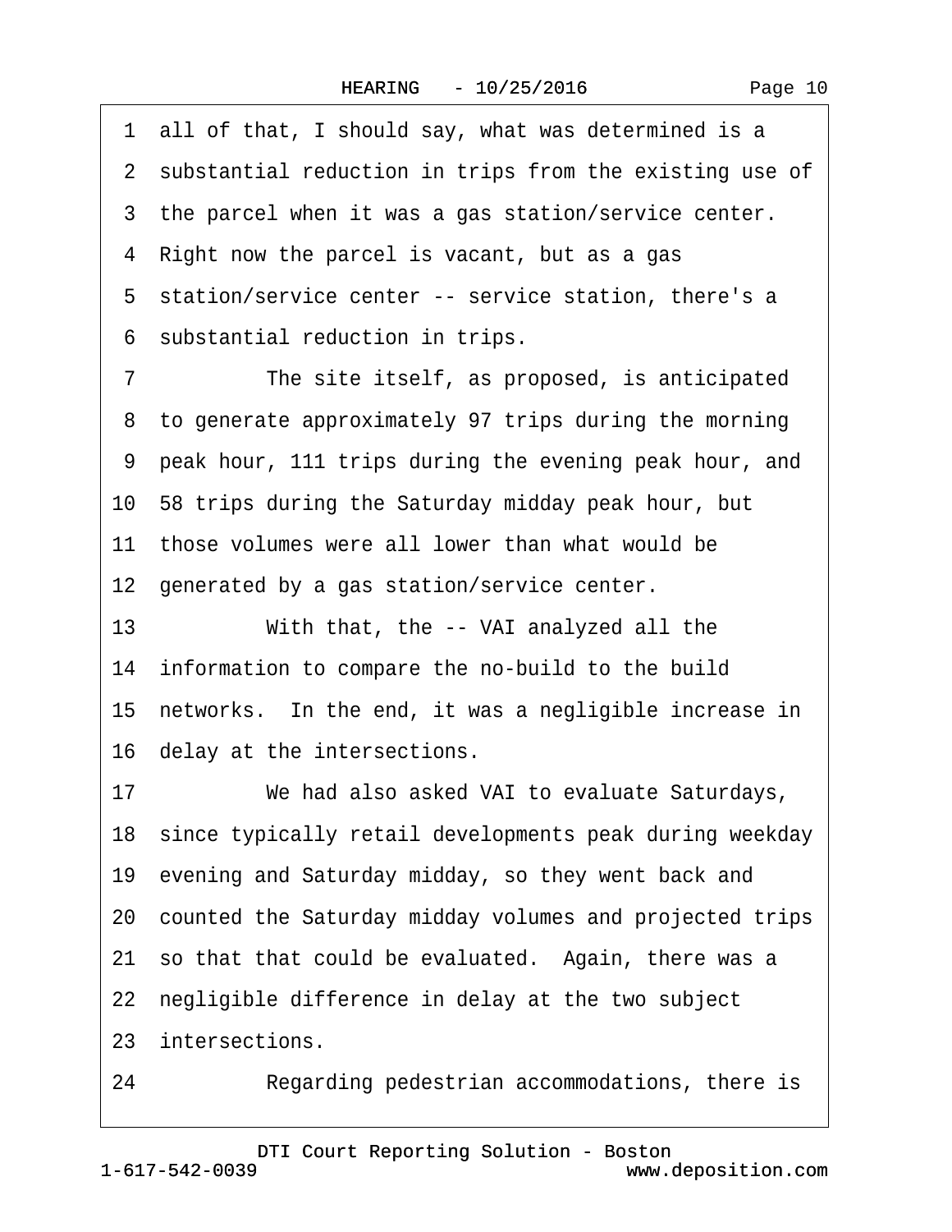1 all of that, I should say, what was determined is a
2 substantial reduction in trips from the existing use of
3 the parcel when it was a gas station/service center.
4 Right now the parcel is vacant, but as a gas
5 station/service center -- service station, there's a
6 substantial reduction in trips.
7 The site itself, as proposed, is anticipated
8 to generate approximately 97 trips during the morning
9 peak hour, 111 trips during the evening peak hour, and
10 58 trips during the Saturday midday peak hour, but
11 those volumes were all lower than what would be
12 generated by a gas station/service center.
13 With that, the -- VAI analyzed all the
14 information to compare the no-build to the build
15 networks. In the end, it was a negligible increase in
16 delay at the intersections.
17 We had also asked VAI to evaluate Saturdays,
18 since typically retail developments peak during weekday
19 evening and Saturday midday, so they went back and
20 counted the Saturday midday volumes and projected trips
21 so that that could be evaluated. Again, there was a
22 negligible difference in delay at the two subject
23 intersections.
24 Regarding pedestrian accommodations, there is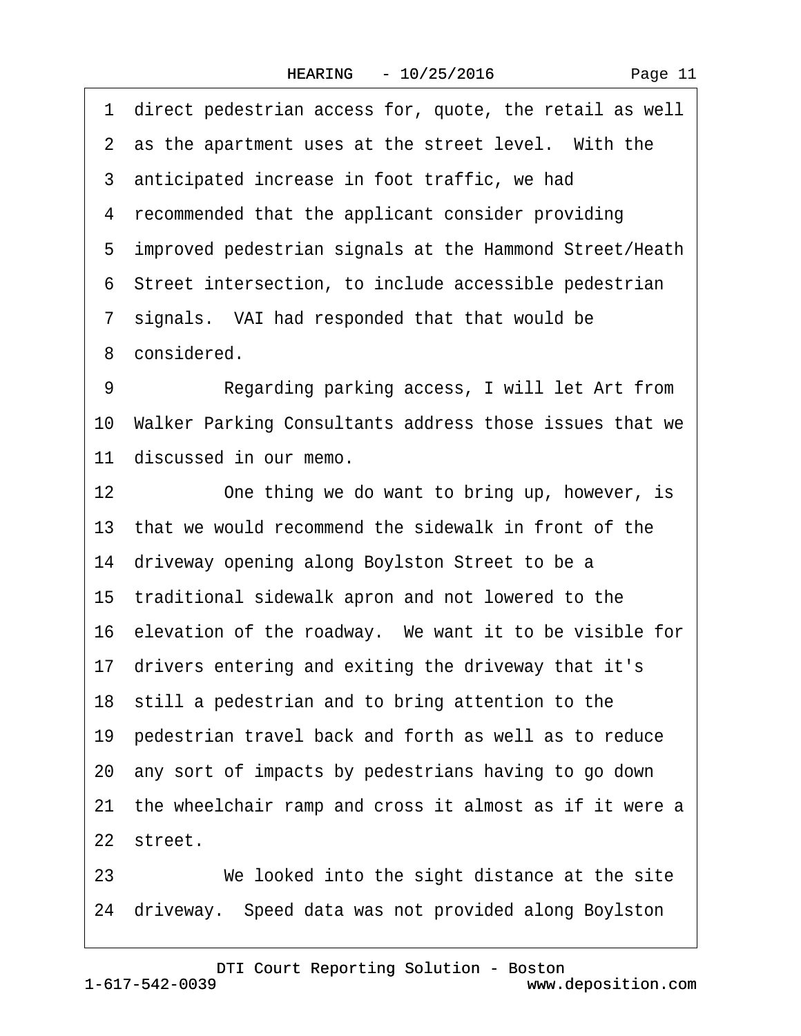1 direct pedestrian access for, quote, the retail as well
2 as the apartment uses at the street level. With the
3 anticipated increase in foot traffic, we had
4 recommended that the applicant consider providing
5 improved pedestrian signals at the Hammond Street/Heath
6 Street intersection, to include accessible pedestrian
7 signals. VAI had responded that that would be
8 considered.
9 Regarding parking access, I will let Art from
10 Walker Parking Consultants address those issues that we
11 discussed in our memo.
12 One thing we do want to bring up, however, is
13 that we would recommend the sidewalk in front of the
14 driveway opening along Boylston Street to be a
15 traditional sidewalk apron and not lowered to the
16 elevation of the roadway. We want it to be visible for
17 drivers entering and exiting the driveway that it's
18 still a pedestrian and to bring attention to the
19 pedestrian travel back and forth as well as to reduce
20 any sort of impacts by pedestrians having to go down
21 the wheelchair ramp and cross it almost as if it were a
22 street.
23 We looked into the sight distance at the site
24 driveway. Speed data was not provided along Boylston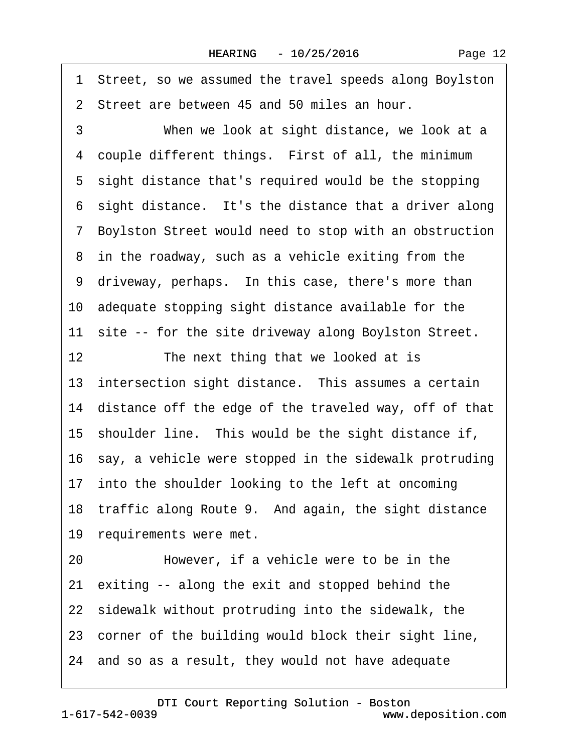1 Street, so we assumed the travel speeds along Boylston
2 Street are between 45 and 50 miles an hour.
3 When we look at sight distance, we look at a
4 couple different things. First of all, the minimum
5 sight distance that's required would be the stopping
6 sight distance. It's the distance that a driver along
7 Boylston Street would need to stop with an obstruction
8 in the roadway, such as a vehicle exiting from the
9 driveway, perhaps. In this case, there's more than
10 adequate stopping sight distance available for the
11 site -- for the site driveway along Boylston Street.
12 The next thing that we looked at is
13 intersection sight distance. This assumes a certain
14 distance off the edge of the traveled way, off of that
15 shoulder line. This would be the sight distance if,
16 say, a vehicle were stopped in the sidewalk protruding
17 into the shoulder looking to the left at oncoming
18 traffic along Route 9. And again, the sight distance
19 requirements were met.
20 However, if a vehicle were to be in the
21 exiting -- along the exit and stopped behind the
22 sidewalk without protruding into the sidewalk, the
23 corner of the building would block their sight line,
24 and so as a result, they would not have adequate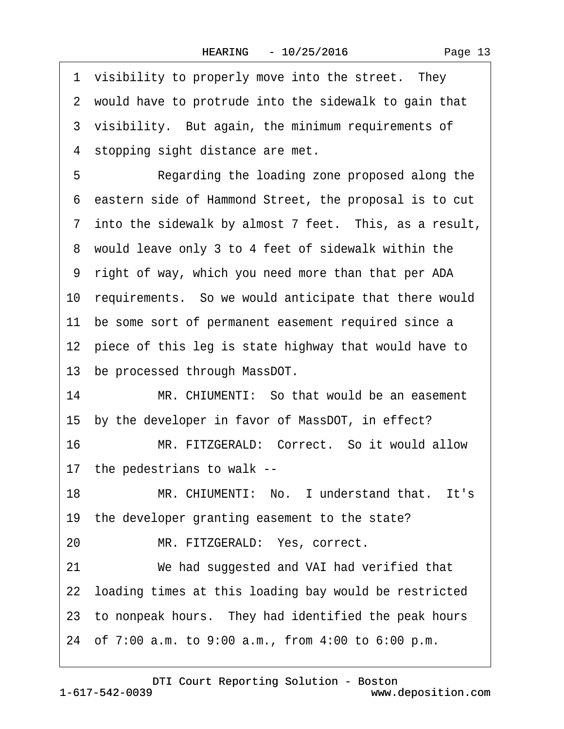1 visibility to properly move into the street. They
2 would have to protrude into the sidewalk to gain that
3 visibility. But again, the minimum requirements of
4 stopping sight distance are met.
5 Regarding the loading zone proposed along the
6 eastern side of Hammond Street, the proposal is to cut
7 into the sidewalk by almost 7 feet. This, as a result,
8 would leave only 3 to 4 feet of sidewalk within the
9 right of way, which you need more than that per ADA
10 requirements. So we would anticipate that there would
11 be some sort of permanent easement required since a
12 piece of this leg is state highway that would have to
13 be processed through MassDOT.
14 MR. CHIUMENTI: So that would be an easement
15 by the developer in favor of MassDOT, in effect?
16 MR. FITZGERALD: Correct. So it would allow
17 the pedestrians to walk --
18 MR. CHIUMENTI: No. I understand that. It's
19 the developer granting easement to the state?
20 MR. FITZGERALD: Yes, correct.
21 We had suggested and VAI had verified that
22 loading times at this loading bay would be restricted
23 to nonpeak hours. They had identified the peak hours
24 of 7:00 a.m. to 9:00 a.m., from 4:00 to 6:00 p.m.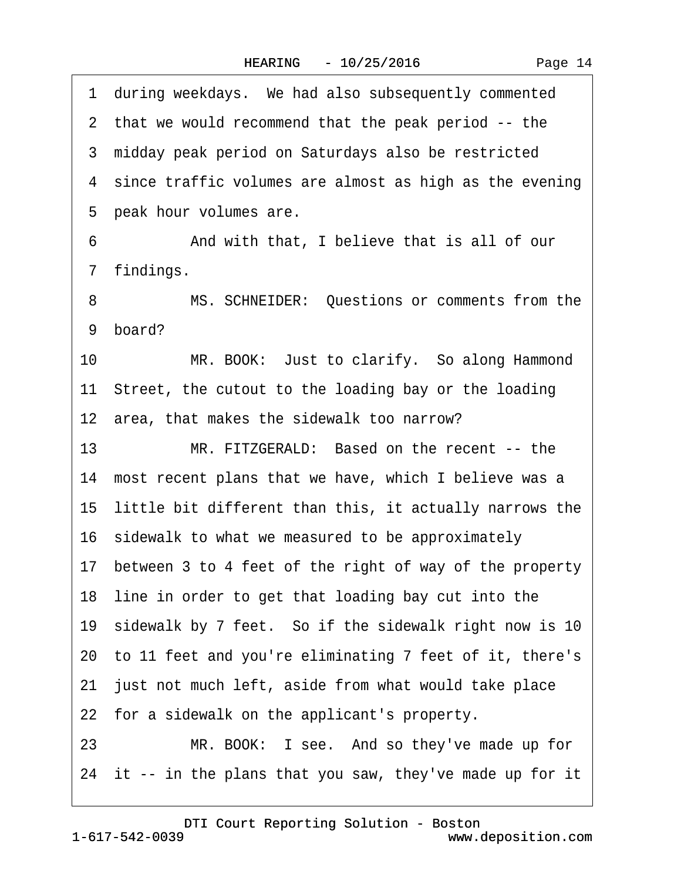1 during weekdays. We had also subsequently commented
2 that we would recommend that the peak period -- the
3 midday peak period on Saturdays also be restricted
4 since traffic volumes are almost as high as the evening
5 peak hour volumes are.
6 And with that, I believe that is all of our
7 findings.
8 MS. SCHNEIDER: Questions or comments from the
9 board?
10 MR. BOOK: Just to clarify. So along Hammond
11 Street, the cutout to the loading bay or the loading
12 area, that makes the sidewalk too narrow?
13 MR. FITZGERALD: Based on the recent -- the
14 most recent plans that we have, which I believe was a
15 little bit different than this, it actually narrows the
16 sidewalk to what we measured to be approximately
17 between 3 to 4 feet of the right of way of the property
18 line in order to get that loading bay cut into the
19 sidewalk by 7 feet. So if the sidewalk right now is 10
20 to 11 feet and you're eliminating 7 feet of it, there's
21 just not much left, aside from what would take place
22 for a sidewalk on the applicant's property.
23 MR. BOOK: I see. And so they've made up for
24 it -- in the plans that you saw, they've made up for it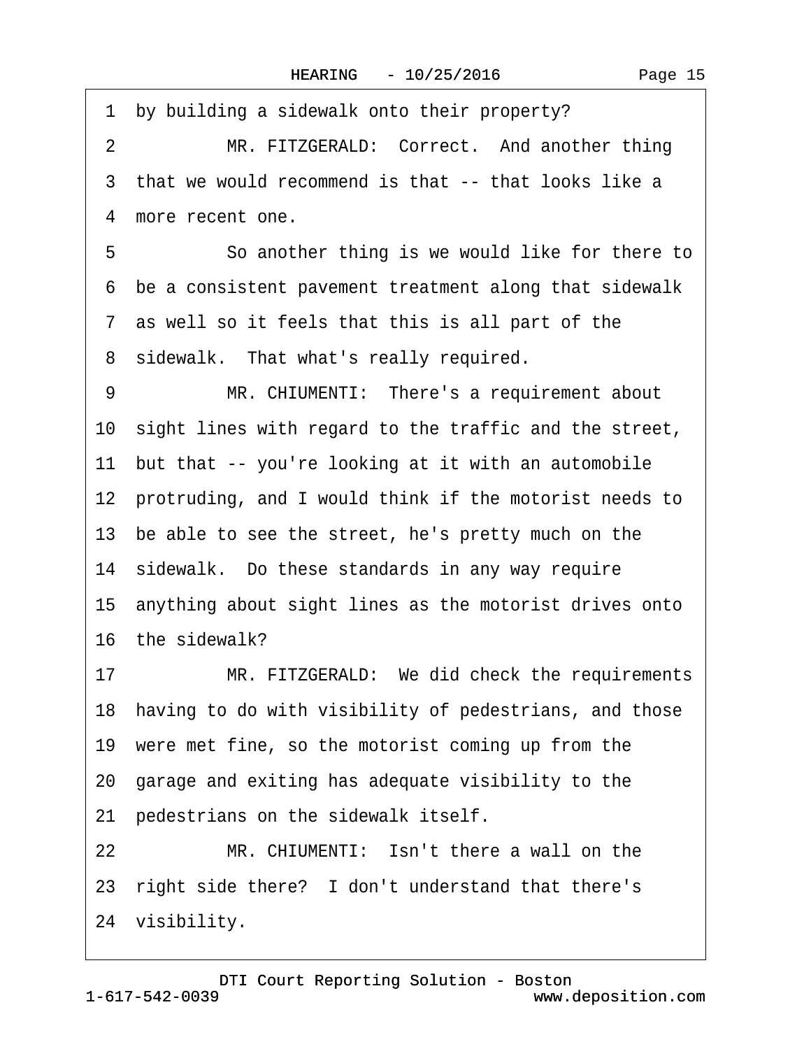1 by building a sidewalk onto their property?

2 MR. FITZGERALD: Correct. And another thing

3 that we would recommend is that -- that looks like a

4 more recent one.

5 So another thing is we would like for there to

6 be a consistent pavement treatment along that sidewalk

7 as well so it feels that this is all part of the

8 sidewalk. That what's really required.

9 MR. CHIUMENTI: There's a requirement about

10 sight lines with regard to the traffic and the street,

11 but that -- you're looking at it with an automobile

12 protruding, and I would think if the motorist needs to

13 be able to see the street, he's pretty much on the

14 sidewalk. Do these standards in any way require

15 anything about sight lines as the motorist drives onto

16 the sidewalk?

17 MR. FITZGERALD: We did check the requirements

18 having to do with visibility of pedestrians, and those

19 were met fine, so the motorist coming up from the

20 garage and exiting has adequate visibility to the

21 pedestrians on the sidewalk itself.

22 MR. CHIUMENTI: Isn't there a wall on the

23 right side there? I don't understand that there's

24 visibility.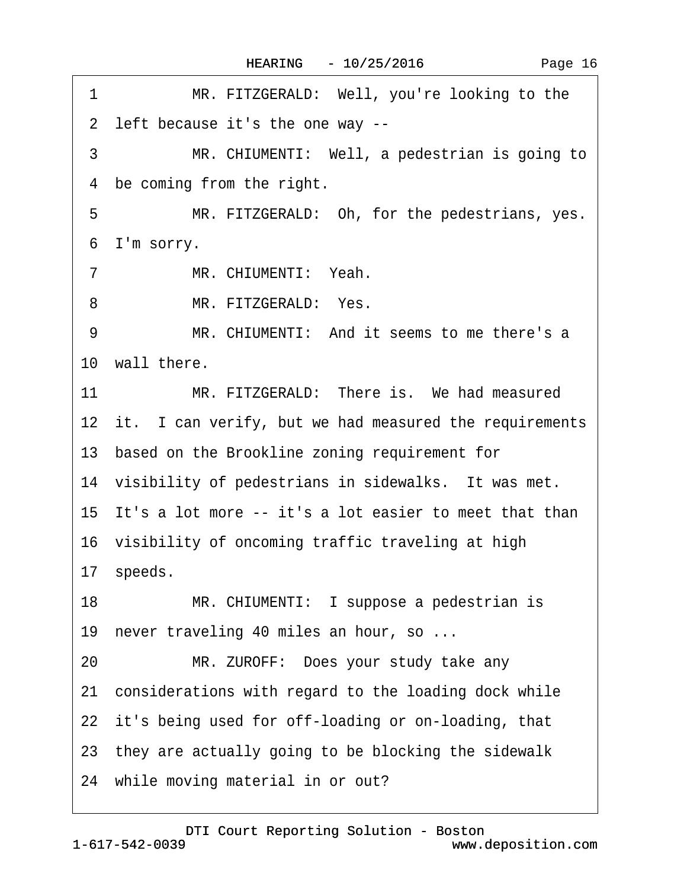1 MR. FITZGERALD: Well, you're looking to the
2 left because it's the one way --
3 MR. CHIUMENTI: Well, a pedestrian is going to
4 be coming from the right.
5 MR. FITZGERALD: Oh, for the pedestrians, yes.
6 I'm sorry.
7 MR. CHIUMENTI: Yeah.
8 MR. FITZGERALD: Yes.
9 MR. CHIUMENTI: And it seems to me there's a
10 wall there.
11 MR. FITZGERALD: There is. We had measured
12 it. I can verify, but we had measured the requirements
13 based on the Brookline zoning requirement for
14 visibility of pedestrians in sidewalks. It was met.
15 It's a lot more -- it's a lot easier to meet that than
16 visibility of oncoming traffic traveling at high
17 speeds.
18 MR. CHIUMENTI: I suppose a pedestrian is
19 never traveling 40 miles an hour, so ...
20 MR. ZUROFF: Does your study take any
21 considerations with regard to the loading dock while
22 it's being used for off-loading or on-loading, that
23 they are actually going to be blocking the sidewalk
24 while moving material in or out?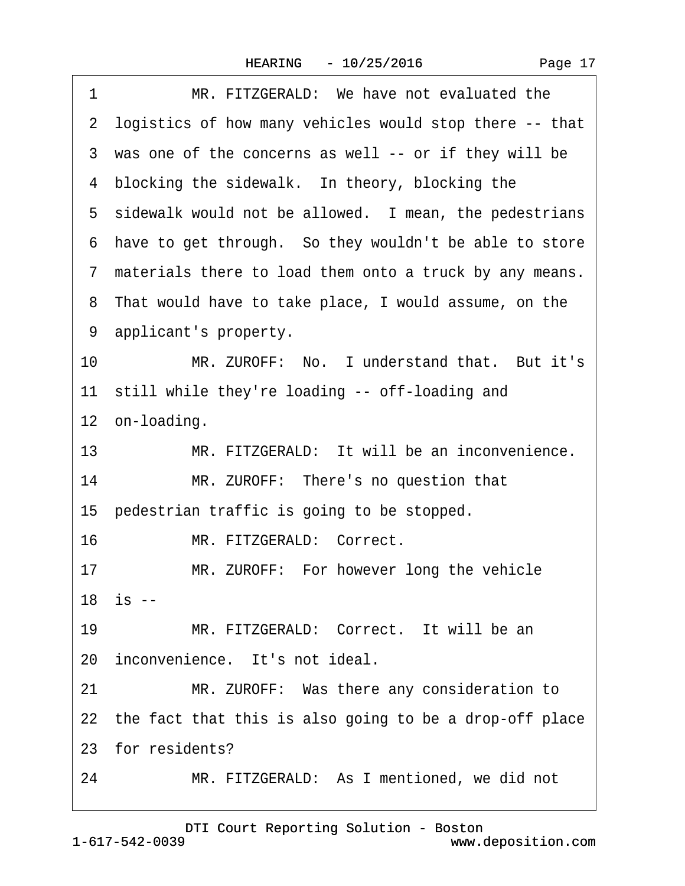1 MR. FITZGERALD: We have not evaluated the
2 logistics of how many vehicles would stop there -- that
3 was one of the concerns as well -- or if they will be
4 blocking the sidewalk. In theory, blocking the
5 sidewalk would not be allowed. I mean, the pedestrians
6 have to get through. So they wouldn't be able to store
7 materials there to load them onto a truck by any means.
8 That would have to take place, I would assume, on the
9 applicant's property.
10 MR. ZUROFF: No. I understand that. But it's
11 still while they're loading -- off-loading and
12 on-loading.
13 MR. FITZGERALD: It will be an inconvenience.
14 MR. ZUROFF: There's no question that
15 pedestrian traffic is going to be stopped.
16 MR. FITZGERALD: Correct.
17 MR. ZUROFF: For however long the vehicle
18 is --
19 MR. FITZGERALD: Correct. It will be an
20 inconvenience. It's not ideal.
21 MR. ZUROFF: Was there any consideration to
22 the fact that this is also going to be a drop-off place
23 for residents?
24 MR. FITZGERALD: As I mentioned, we did not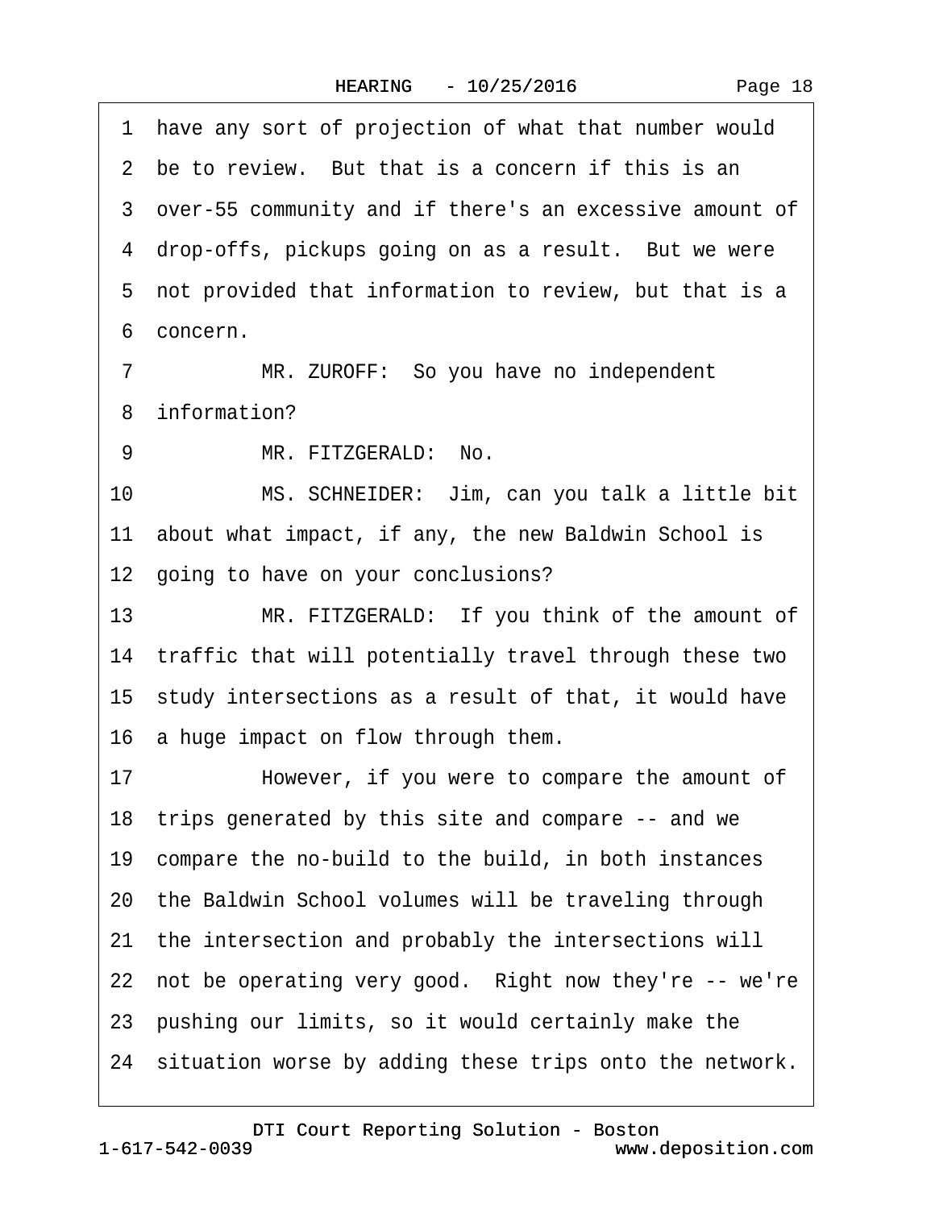1 have any sort of projection of what that number would
2 be to review. But that is a concern if this is an
3 over-55 community and if there's an excessive amount of
4 drop-offs, pickups going on as a result. But we were
5 not provided that information to review, but that is a
6 concern.

7 MR. ZUROFF: So you have no independent
8 information?

9 MR. FITZGERALD: No.

10 MS. SCHNEIDER: Jim, can you talk a little bit
11 about what impact, if any, the new Baldwin School is
12 going to have on your conclusions?

13 MR. FITZGERALD: If you think of the amount of
14 traffic that will potentially travel through these two
15 study intersections as a result of that, it would have
16 a huge impact on flow through them.

17 However, if you were to compare the amount of
18 trips generated by this site and compare -- and we
19 compare the no-build to the build, in both instances
20 the Baldwin School volumes will be traveling through
21 the intersection and probably the intersections will
22 not be operating very good. Right now they're -- we're
23 pushing our limits, so it would certainly make the
24 situation worse by adding these trips onto the network.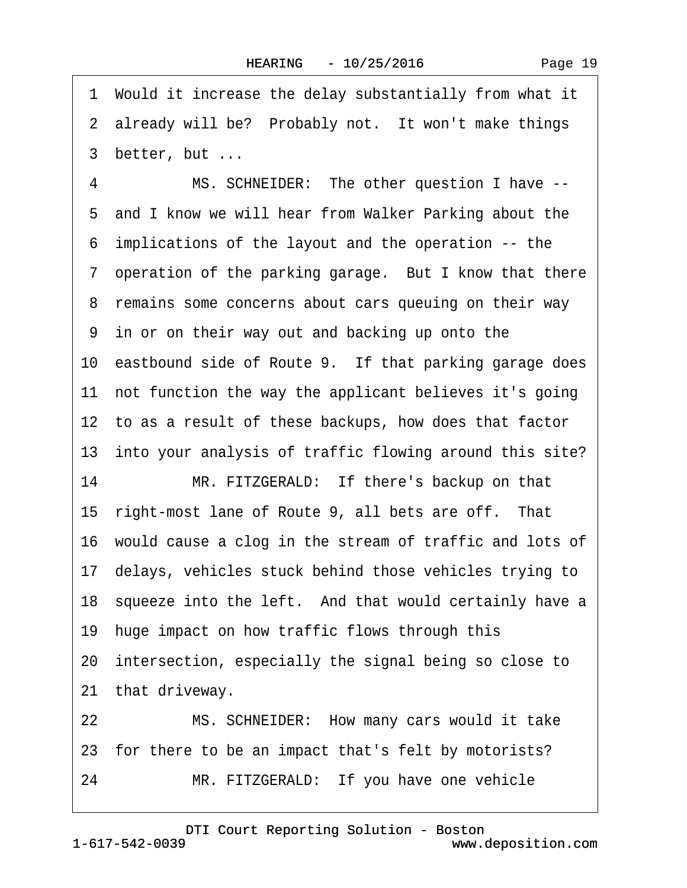1 Would it increase the delay substantially from what it
2 already will be? Probably not. It won't make things
3 better, but ...
4 MS. SCHNEIDER: The other question I have --
5 and I know we will hear from Walker Parking about the
6 implications of the layout and the operation -- the
7 operation of the parking garage. But I know that there
8 remains some concerns about cars queuing on their way
9 in or on their way out and backing up onto the
10 eastbound side of Route 9. If that parking garage does
11 not function the way the applicant believes it's going
12 to as a result of these backups, how does that factor
13 into your analysis of traffic flowing around this site?
14 MR. FITZGERALD: If there's backup on that
15 right-most lane of Route 9, all bets are off. That
16 would cause a clog in the stream of traffic and lots of
17 delays, vehicles stuck behind those vehicles trying to
18 squeeze into the left. And that would certainly have a
19 huge impact on how traffic flows through this
20 intersection, especially the signal being so close to
21 that driveway.
22 MS. SCHNEIDER: How many cars would it take
23 for there to be an impact that's felt by motorists?
24 MR. FITZGERALD: If you have one vehicle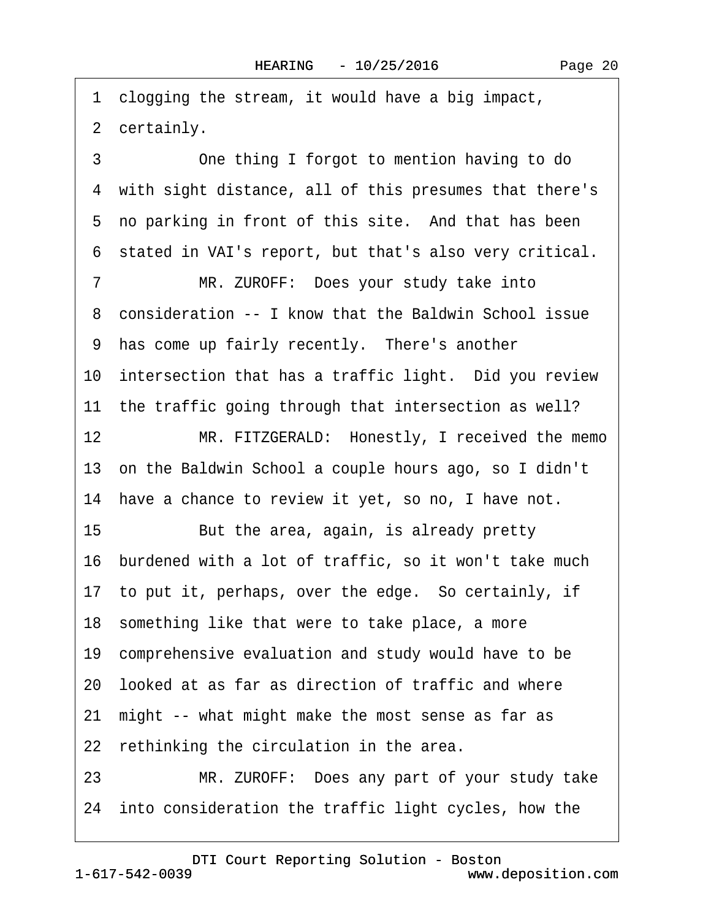1 clogging the stream, it would have a big impact,

2 certainly.

3 One thing I forgot to mention having to do

4 with sight distance, all of this presumes that there's

5 no parking in front of this site. And that has been

6 stated in VAI's report, but that's also very critical.

7 MR. ZUROFF: Does your study take into

8 consideration -- I know that the Baldwin School issue

9 has come up fairly recently. There's another

10 intersection that has a traffic light. Did you review

11 the traffic going through that intersection as well?

12 MR. FITZGERALD: Honestly, I received the memo

13 on the Baldwin School a couple hours ago, so I didn't

14 have a chance to review it yet, so no, I have not.

15 But the area, again, is already pretty

16 burdened with a lot of traffic, so it won't take much

17 to put it, perhaps, over the edge. So certainly, if

18 something like that were to take place, a more

19 comprehensive evaluation and study would have to be

20 looked at as far as direction of traffic and where

21 might -- what might make the most sense as far as

22 rethinking the circulation in the area.

23 MR. ZUROFF: Does any part of your study take

24 into consideration the traffic light cycles, how the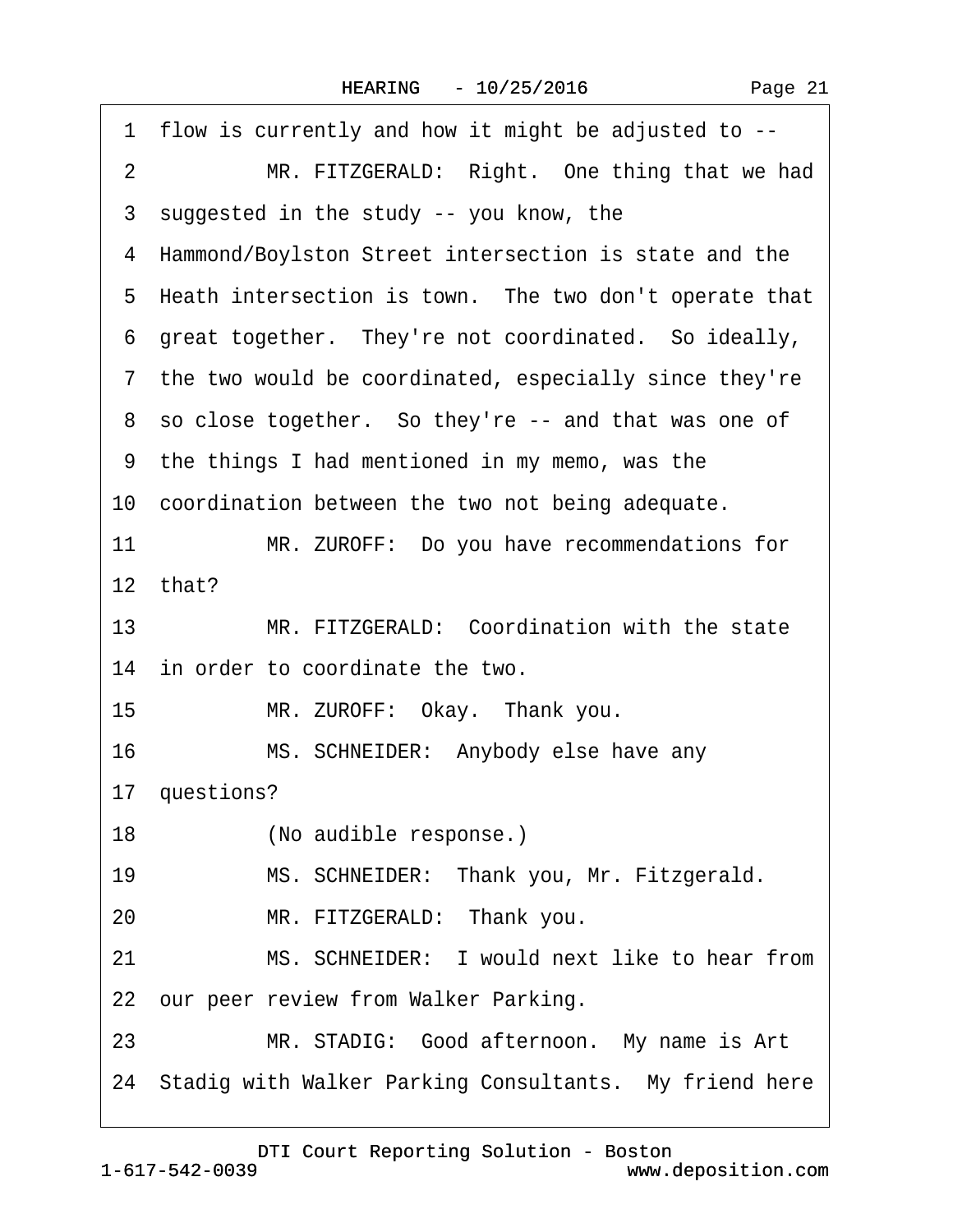1 flow is currently and how it might be adjusted to --

2 MR. FITZGERALD: Right. One thing that we had

3 suggested in the study -- you know, the

4 Hammond/Boylston Street intersection is state and the

5 Heath intersection is town. The two don't operate that

6 great together. They're not coordinated. So ideally,

7 the two would be coordinated, especially since they're

8 so close together. So they're -- and that was one of

9 the things I had mentioned in my memo, was the

10 coordination between the two not being adequate.

11 MR. ZUROFF: Do you have recommendations for

12 that?

13 MR. FITZGERALD: Coordination with the state

14 in order to coordinate the two.

15 MR. ZUROFF: Okay. Thank you.

16 MS. SCHNEIDER: Anybody else have any

17 questions?

18 (No audible response.)

19 MS. SCHNEIDER: Thank you, Mr. Fitzgerald.

20 MR. FITZGERALD: Thank you.

21 MS. SCHNEIDER: I would next like to hear from

22 our peer review from Walker Parking.

23 MR. STADIG: Good afternoon. My name is Art

24 Stadig with Walker Parking Consultants. My friend here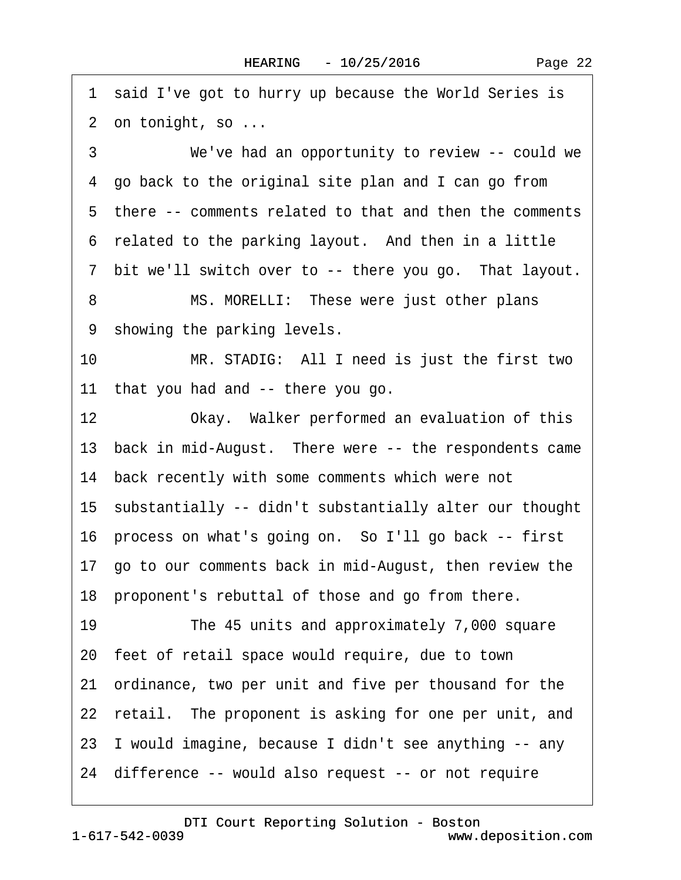1 said I've got to hurry up because the World Series is
2 on tonight, so ...
3 We've had an opportunity to review -- could we
4 go back to the original site plan and I can go from
5 there -- comments related to that and then the comments
6 related to the parking layout. And then in a little
7 bit we'll switch over to -- there you go. That layout.
8 MS. MORELLI: These were just other plans
9 showing the parking levels.
10 MR. STADIG: All I need is just the first two
11 that you had and -- there you go.
12 Okay. Walker performed an evaluation of this
13 back in mid-August. There were -- the respondents came
14 back recently with some comments which were not
15 substantially -- didn't substantially alter our thought
16 process on what's going on. So I'll go back -- first
17 go to our comments back in mid-August, then review the
18 proponent's rebuttal of those and go from there.
19 The 45 units and approximately 7,000 square
20 feet of retail space would require, due to town
21 ordinance, two per unit and five per thousand for the
22 retail. The proponent is asking for one per unit, and
23 I would imagine, because I didn't see anything -- any
24 difference -- would also request -- or not require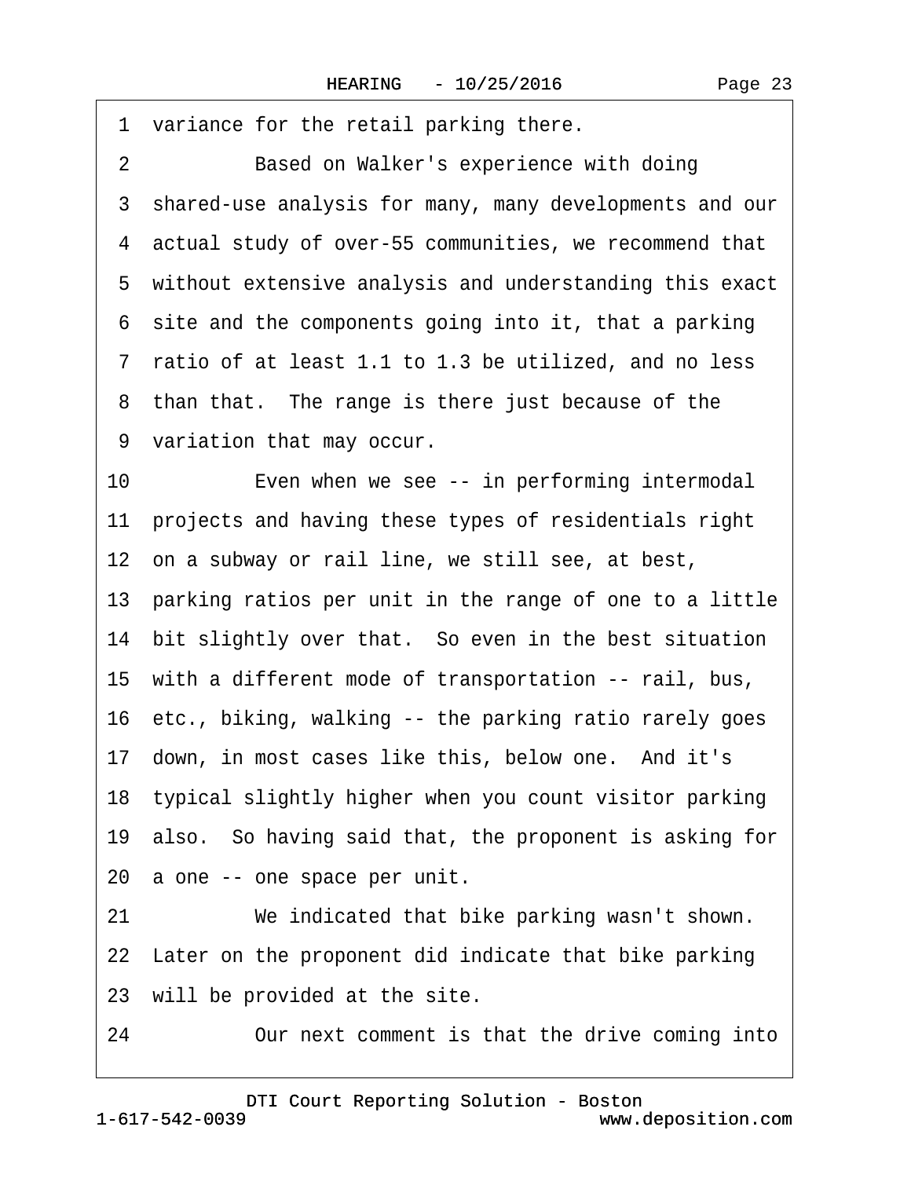1 variance for the retail parking there.

2 Based on Walker's experience with doing

3 shared-use analysis for many, many developments and our

4 actual study of over-55 communities, we recommend that

5 without extensive analysis and understanding this exact

6 site and the components going into it, that a parking

7 ratio of at least 1.1 to 1.3 be utilized, and no less

8 than that. The range is there just because of the

9 variation that may occur.

10 Even when we see -- in performing intermodal

11 projects and having these types of residentials right

12 on a subway or rail line, we still see, at best,

13 parking ratios per unit in the range of one to a little

14 bit slightly over that. So even in the best situation

15 with a different mode of transportation -- rail, bus,

16 etc., biking, walking -- the parking ratio rarely goes

17 down, in most cases like this, below one. And it's

18 typical slightly higher when you count visitor parking

19 also. So having said that, the proponent is asking for

20 a one -- one space per unit.

21 We indicated that bike parking wasn't shown.

22 Later on the proponent did indicate that bike parking

23 will be provided at the site.

24 Our next comment is that the drive coming into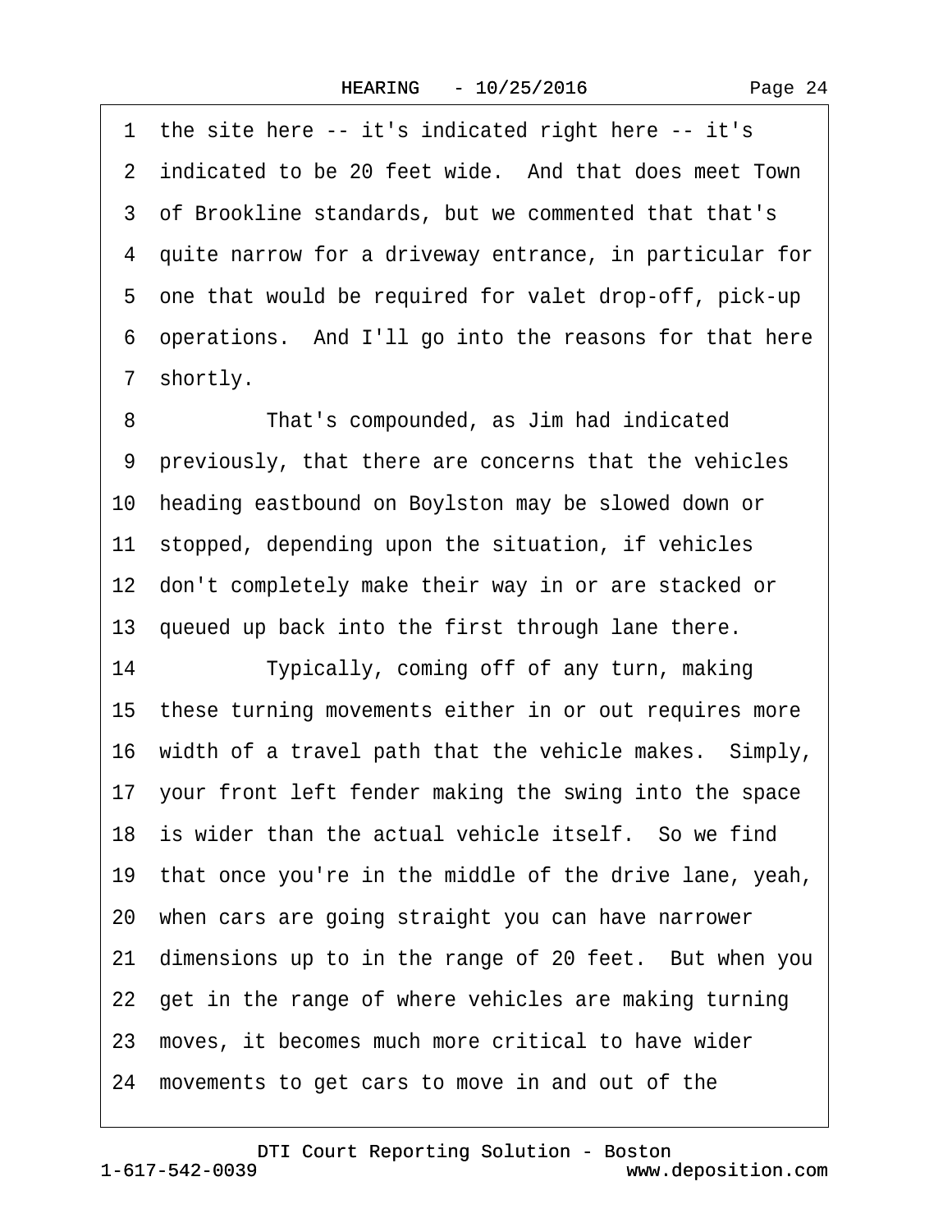1 the site here -- it's indicated right here -- it's
2 indicated to be 20 feet wide. And that does meet Town
3 of Brookline standards, but we commented that that's
4 quite narrow for a driveway entrance, in particular for
5 one that would be required for valet drop-off, pick-up
6 operations. And I'll go into the reasons for that here
7 shortly.

8 That's compounded, as Jim had indicated
9 previously, that there are concerns that the vehicles
10 heading eastbound on Boylston may be slowed down or
11 stopped, depending upon the situation, if vehicles
12 don't completely make their way in or are stacked or
13 queued up back into the first through lane there.

14 Typically, coming off of any turn, making
15 these turning movements either in or out requires more
16 width of a travel path that the vehicle makes. Simply,
17 your front left fender making the swing into the space
18 is wider than the actual vehicle itself. So we find
19 that once you're in the middle of the drive lane, yeah,
20 when cars are going straight you can have narrower
21 dimensions up to in the range of 20 feet. But when you
22 get in the range of where vehicles are making turning
23 moves, it becomes much more critical to have wider
24 movements to get cars to move in and out of the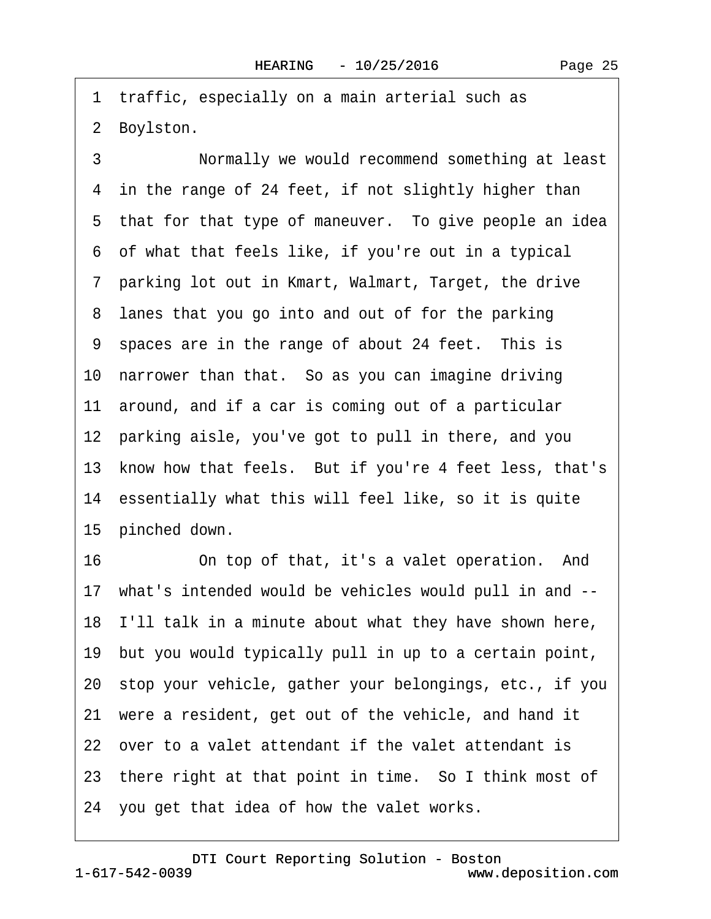1 traffic, especially on a main arterial such as
2 Boylston.
3 Normally we would recommend something at least
4 in the range of 24 feet, if not slightly higher than
5 that for that type of maneuver. To give people an idea
6 of what that feels like, if you're out in a typical
7 parking lot out in Kmart, Walmart, Target, the drive
8 lanes that you go into and out of for the parking
9 spaces are in the range of about 24 feet. This is
10 narrower than that. So as you can imagine driving
11 around, and if a car is coming out of a particular
12 parking aisle, you've got to pull in there, and you
13 know how that feels. But if you're 4 feet less, that's
14 essentially what this will feel like, so it is quite
15 pinched down.
16 On top of that, it's a valet operation. And
17 what's intended would be vehicles would pull in and --
18 I'll talk in a minute about what they have shown here,
19 but you would typically pull in up to a certain point,
20 stop your vehicle, gather your belongings, etc., if you
21 were a resident, get out of the vehicle, and hand it
22 over to a valet attendant if the valet attendant is
23 there right at that point in time. So I think most of
24 you get that idea of how the valet works.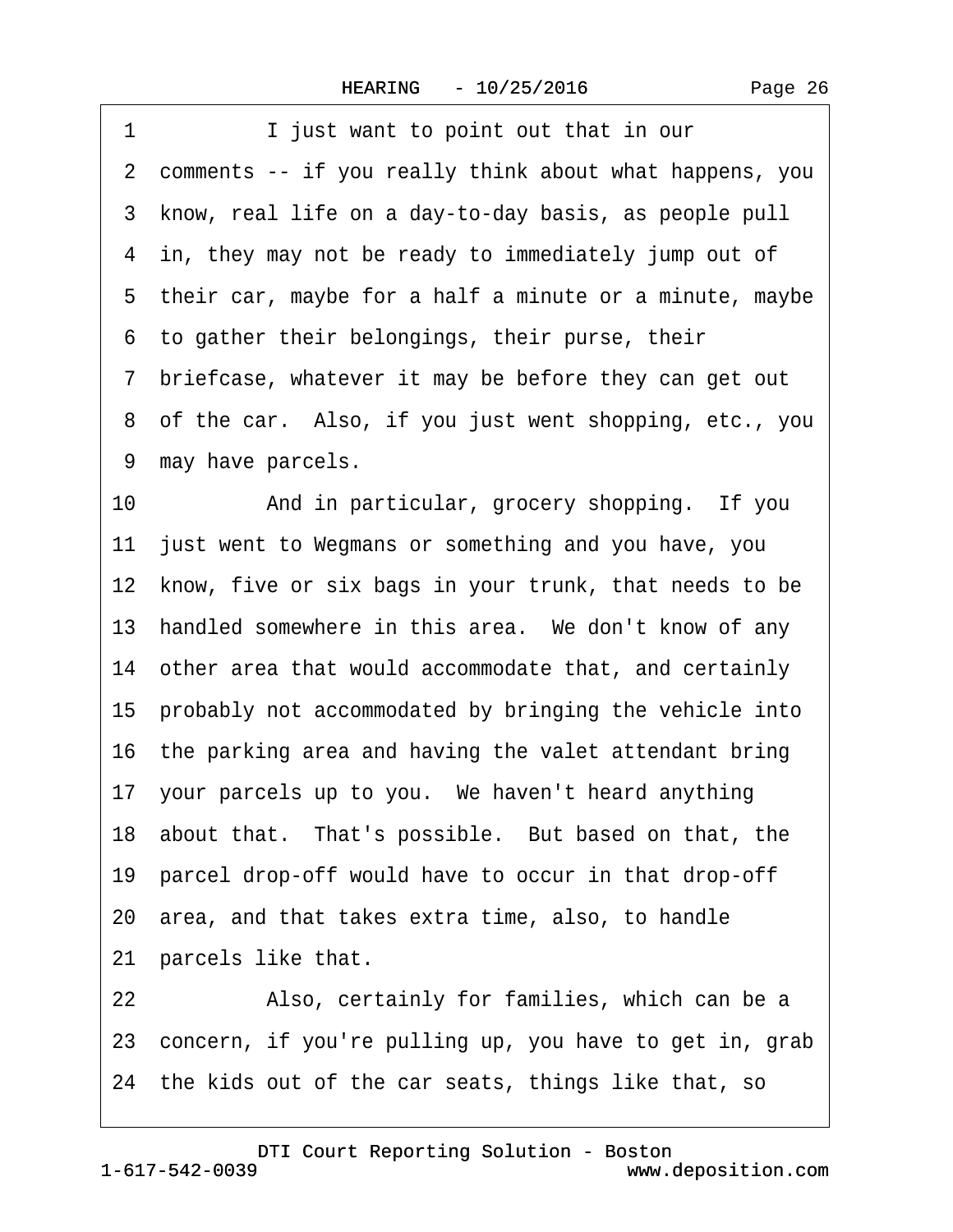1 I just want to point out that in our
2 comments -- if you really think about what happens, you
3 know, real life on a day-to-day basis, as people pull
4 in, they may not be ready to immediately jump out of
5 their car, maybe for a half a minute or a minute, maybe
6 to gather their belongings, their purse, their
7 briefcase, whatever it may be before they can get out
8 of the car. Also, if you just went shopping, etc., you
9 may have parcels.
10 And in particular, grocery shopping. If you
11 just went to Wegmans or something and you have, you
12 know, five or six bags in your trunk, that needs to be
13 handled somewhere in this area. We don't know of any
14 other area that would accommodate that, and certainly
15 probably not accommodated by bringing the vehicle into
16 the parking area and having the valet attendant bring
17 your parcels up to you. We haven't heard anything
18 about that. That's possible. But based on that, the
19 parcel drop-off would have to occur in that drop-off
20 area, and that takes extra time, also, to handle
21 parcels like that.
22 Also, certainly for families, which can be a
23 concern, if you're pulling up, you have to get in, grab
24 the kids out of the car seats, things like that, so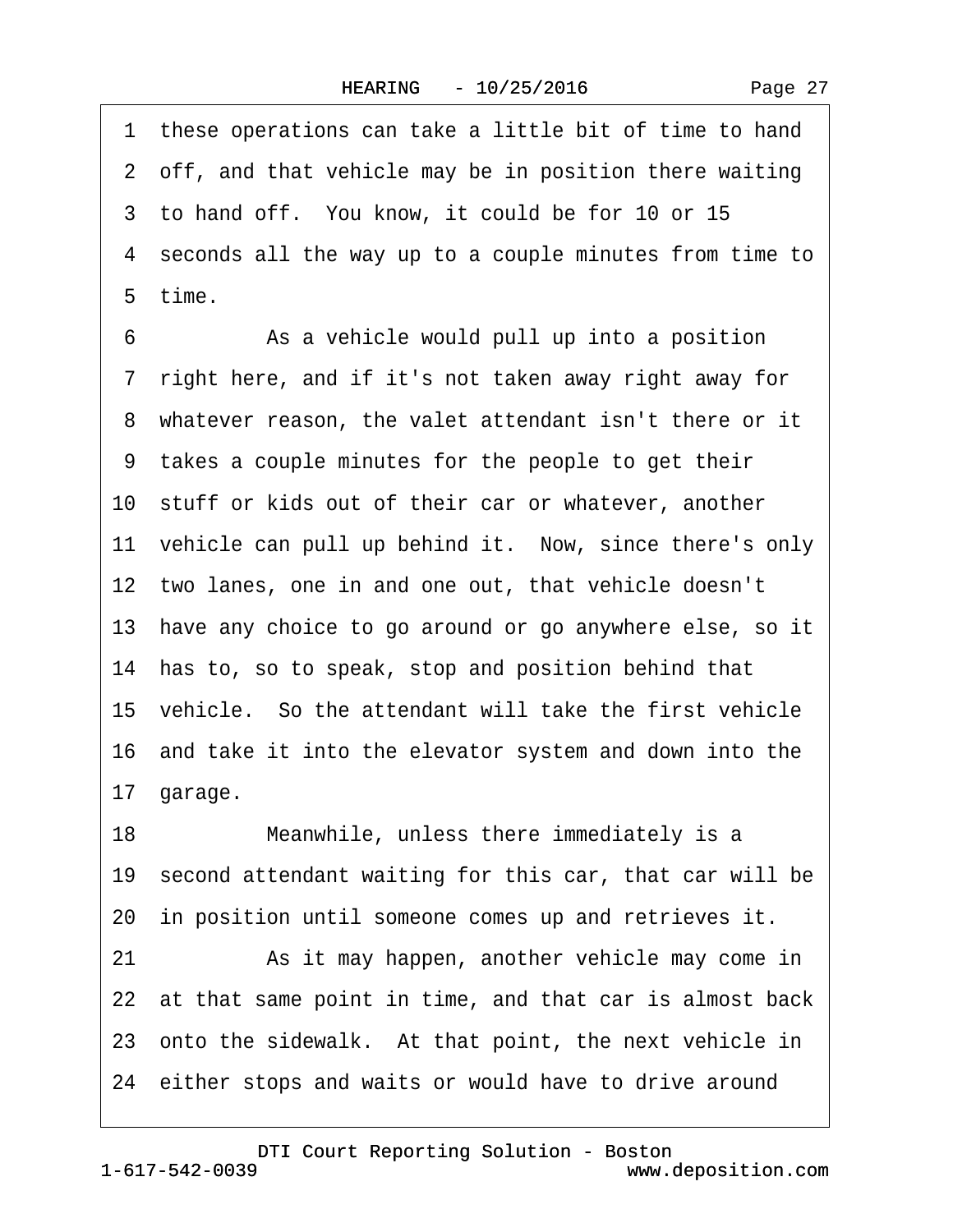1 these operations can take a little bit of time to hand
2 off, and that vehicle may be in position there waiting
3 to hand off. You know, it could be for 10 or 15
4 seconds all the way up to a couple minutes from time to
5 time.
6 As a vehicle would pull up into a position
7 right here, and if it's not taken away right away for
8 whatever reason, the valet attendant isn't there or it
9 takes a couple minutes for the people to get their
10 stuff or kids out of their car or whatever, another
11 vehicle can pull up behind it. Now, since there's only
12 two lanes, one in and one out, that vehicle doesn't
13 have any choice to go around or go anywhere else, so it
14 has to, so to speak, stop and position behind that
15 vehicle. So the attendant will take the first vehicle
16 and take it into the elevator system and down into the
17 garage.
18 Meanwhile, unless there immediately is a
19 second attendant waiting for this car, that car will be
20 in position until someone comes up and retrieves it.
21 As it may happen, another vehicle may come in
22 at that same point in time, and that car is almost back
23 onto the sidewalk. At that point, the next vehicle in
24 either stops and waits or would have to drive around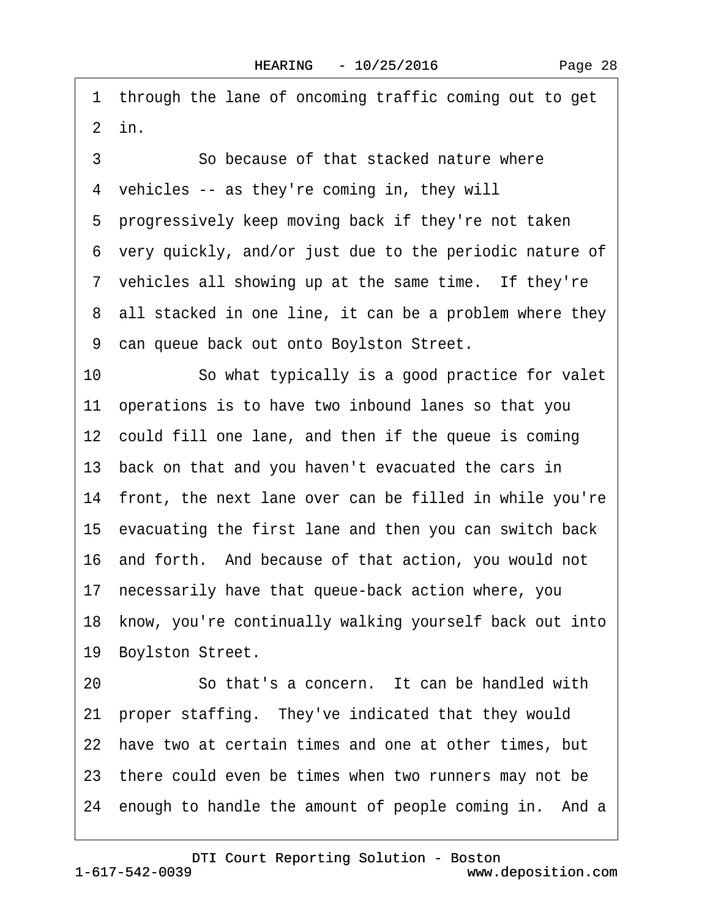1 through the lane of oncoming traffic coming out to get
2 in.

3 So because of that stacked nature where
4 vehicles -- as they're coming in, they will
5 progressively keep moving back if they're not taken
6 very quickly, and/or just due to the periodic nature of
7 vehicles all showing up at the same time. If they're
8 all stacked in one line, it can be a problem where they
9 can queue back out onto Boylston Street.

10 So what typically is a good practice for valet
11 operations is to have two inbound lanes so that you
12 could fill one lane, and then if the queue is coming
13 back on that and you haven't evacuated the cars in
14 front, the next lane over can be filled in while you're
15 evacuating the first lane and then you can switch back
16 and forth. And because of that action, you would not
17 necessarily have that queue-back action where, you
18 know, you're continually walking yourself back out into
19 Boylston Street.

20 So that's a concern. It can be handled with
21 proper staffing. They've indicated that they would
22 have two at certain times and one at other times, but
23 there could even be times when two runners may not be
24 enough to handle the amount of people coming in. And a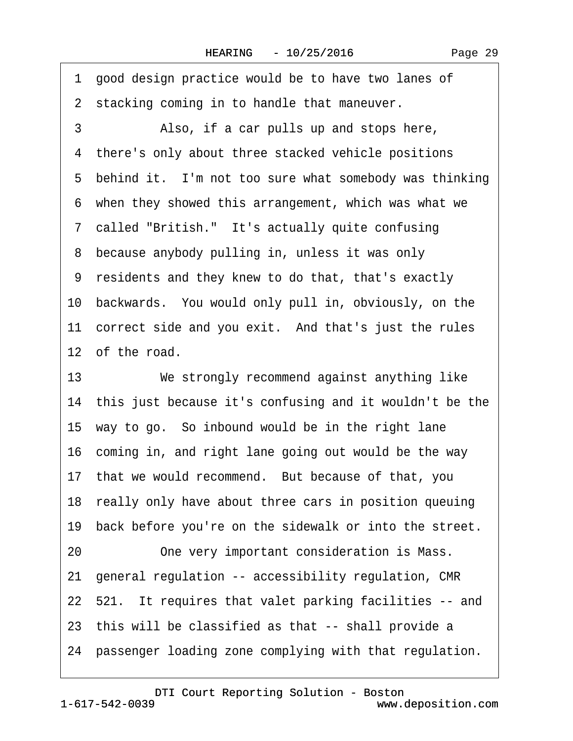1 good design practice would be to have two lanes of
2 stacking coming in to handle that maneuver.
3 Also, if a car pulls up and stops here,
4 there's only about three stacked vehicle positions
5 behind it. I'm not too sure what somebody was thinking
6 when they showed this arrangement, which was what we
7 called "British." It's actually quite confusing
8 because anybody pulling in, unless it was only
9 residents and they knew to do that, that's exactly
10 backwards. You would only pull in, obviously, on the
11 correct side and you exit. And that's just the rules
12 of the road.
13 We strongly recommend against anything like
14 this just because it's confusing and it wouldn't be the
15 way to go. So inbound would be in the right lane
16 coming in, and right lane going out would be the way
17 that we would recommend. But because of that, you
18 really only have about three cars in position queuing
19 back before you're on the sidewalk or into the street.
20 One very important consideration is Mass.
21 general regulation -- accessibility regulation, CMR
22 521. It requires that valet parking facilities -- and
23 this will be classified as that -- shall provide a
24 passenger loading zone complying with that regulation.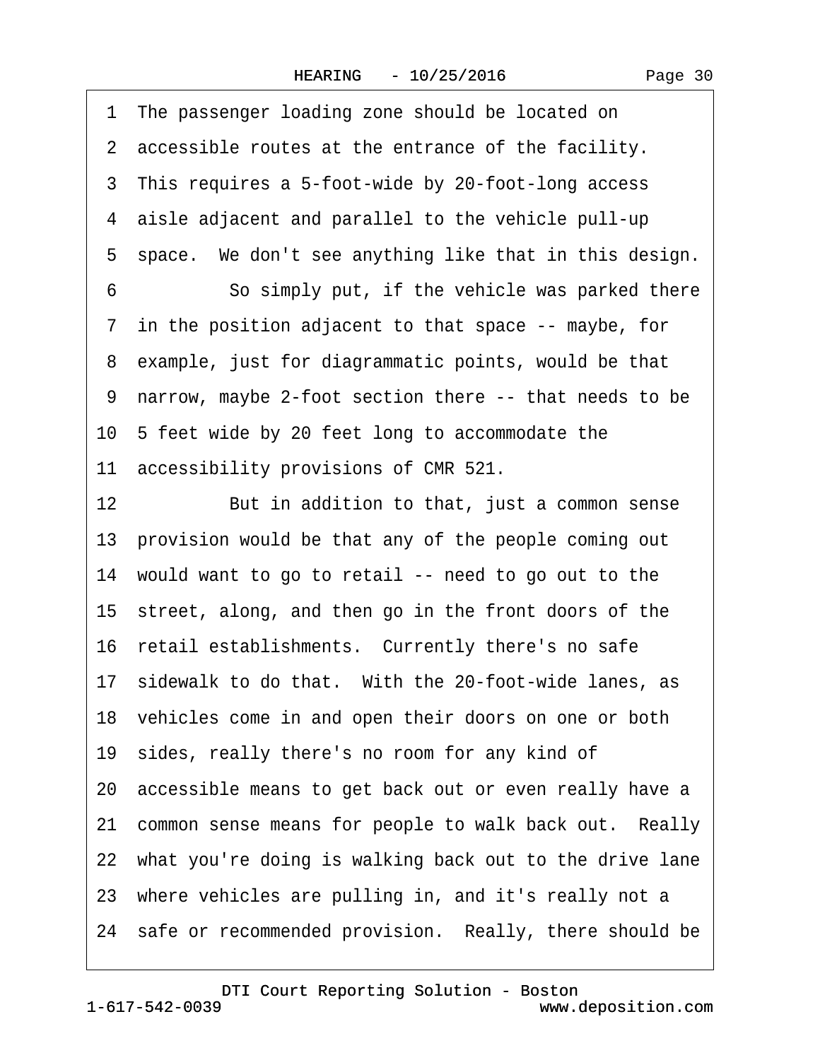1 The passenger loading zone should be located on
2 accessible routes at the entrance of the facility.
3 This requires a 5-foot-wide by 20-foot-long access
4 aisle adjacent and parallel to the vehicle pull-up
5 space. We don't see anything like that in this design.
6 So simply put, if the vehicle was parked there
7 in the position adjacent to that space -- maybe, for
8 example, just for diagrammatic points, would be that
9 narrow, maybe 2-foot section there -- that needs to be
10 5 feet wide by 20 feet long to accommodate the
11 accessibility provisions of CMR 521.
12 But in addition to that, just a common sense
13 provision would be that any of the people coming out
14 would want to go to retail -- need to go out to the
15 street, along, and then go in the front doors of the
16 retail establishments. Currently there's no safe
17 sidewalk to do that. With the 20-foot-wide lanes, as
18 vehicles come in and open their doors on one or both
19 sides, really there's no room for any kind of
20 accessible means to get back out or even really have a
21 common sense means for people to walk back out. Really
22 what you're doing is walking back out to the drive lane
23 where vehicles are pulling in, and it's really not a
24 safe or recommended provision. Really, there should be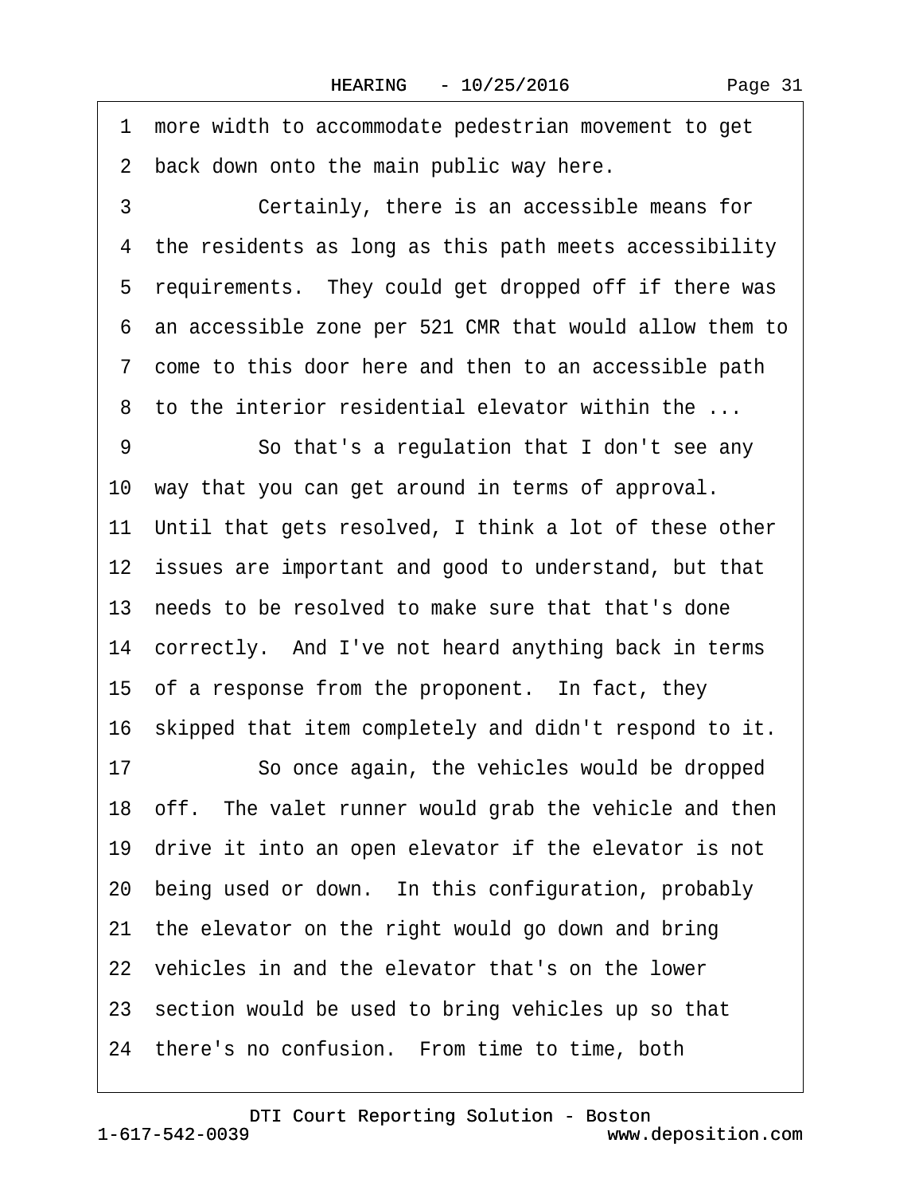1 more width to accommodate pedestrian movement to get
2 back down onto the main public way here.
3 Certainly, there is an accessible means for
4 the residents as long as this path meets accessibility
5 requirements. They could get dropped off if there was
6 an accessible zone per 521 CMR that would allow them to
7 come to this door here and then to an accessible path
8 to the interior residential elevator within the ...
9 So that's a regulation that I don't see any
10 way that you can get around in terms of approval.
11 Until that gets resolved, I think a lot of these other
12 issues are important and good to understand, but that
13 needs to be resolved to make sure that that's done
14 correctly. And I've not heard anything back in terms
15 of a response from the proponent. In fact, they
16 skipped that item completely and didn't respond to it.
17 So once again, the vehicles would be dropped
18 off. The valet runner would grab the vehicle and then
19 drive it into an open elevator if the elevator is not
20 being used or down. In this configuration, probably
21 the elevator on the right would go down and bring
22 vehicles in and the elevator that's on the lower
23 section would be used to bring vehicles up so that
24 there's no confusion. From time to time, both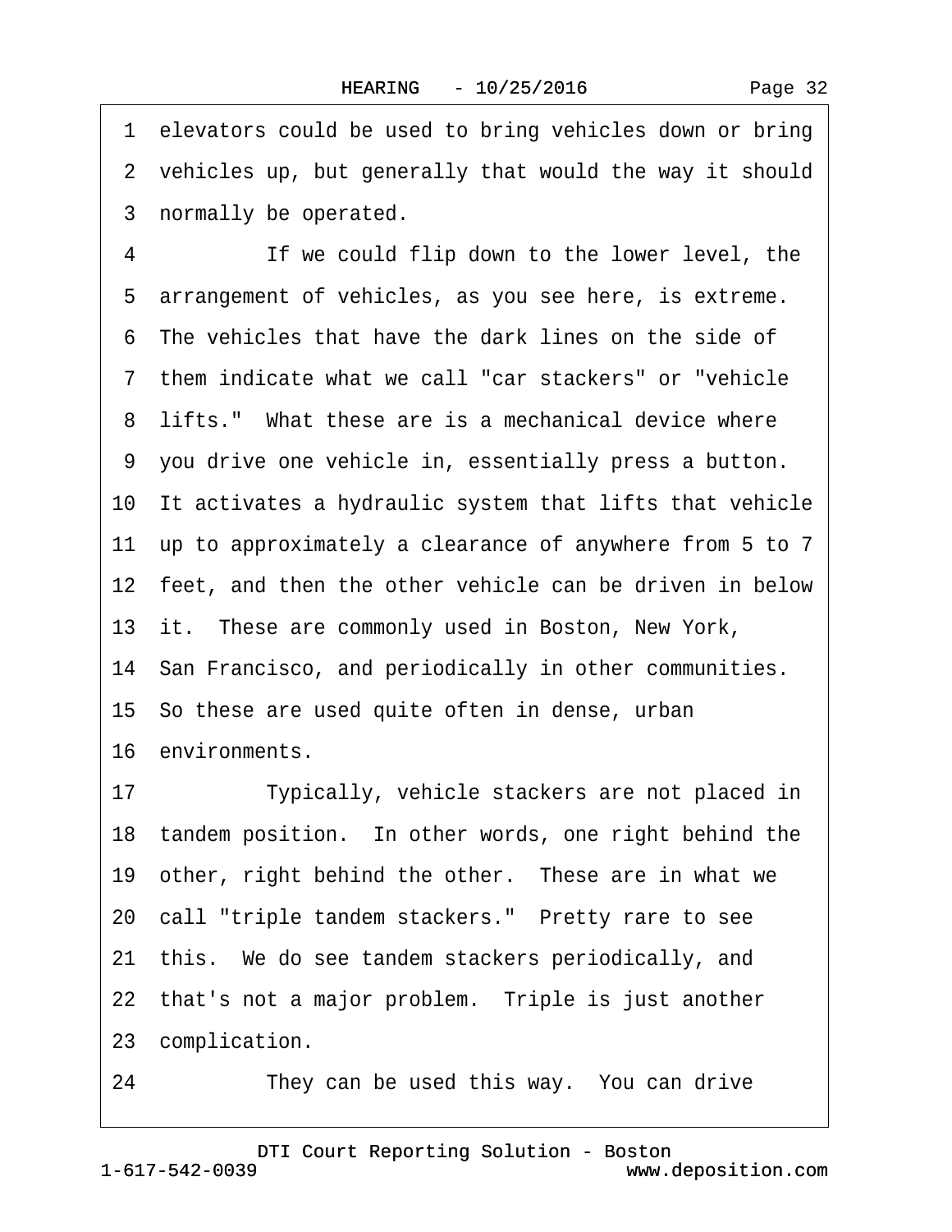1 elevators could be used to bring vehicles down or bring
2 vehicles up, but generally that would the way it should
3 normally be operated.

4 If we could flip down to the lower level, the
5 arrangement of vehicles, as you see here, is extreme.
6 The vehicles that have the dark lines on the side of
7 them indicate what we call "car stackers" or "vehicle
8 lifts." What these are is a mechanical device where
9 you drive one vehicle in, essentially press a button.
10 It activates a hydraulic system that lifts that vehicle
11 up to approximately a clearance of anywhere from 5 to 7
12 feet, and then the other vehicle can be driven in below
13 it. These are commonly used in Boston, New York,
14 San Francisco, and periodically in other communities.
15 So these are used quite often in dense, urban
16 environments.

17 Typically, vehicle stackers are not placed in
18 tandem position. In other words, one right behind the
19 other, right behind the other. These are in what we
20 call "triple tandem stackers." Pretty rare to see
21 this. We do see tandem stackers periodically, and
22 that's not a major problem. Triple is just another
23 complication.

24 They can be used this way. You can drive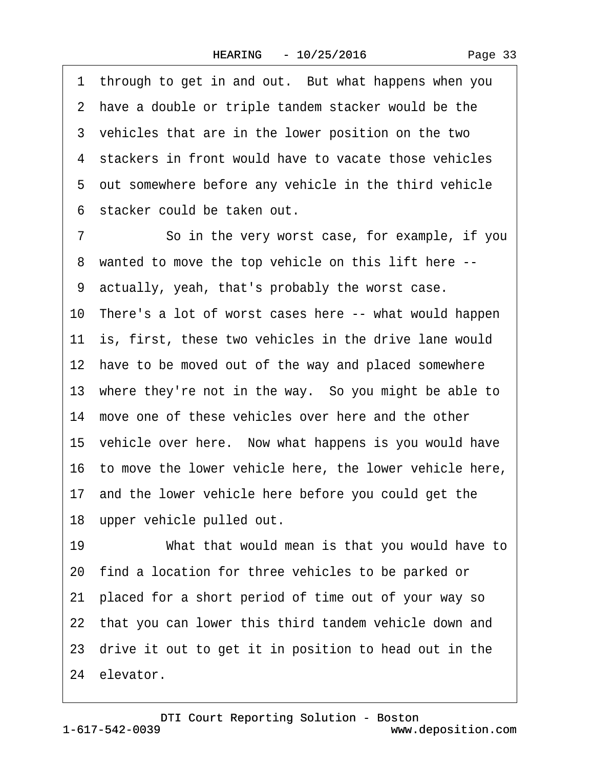1 through to get in and out. But what happens when you
2 have a double or triple tandem stacker would be the
3 vehicles that are in the lower position on the two
4 stackers in front would have to vacate those vehicles
5 out somewhere before any vehicle in the third vehicle
6 stacker could be taken out.

7 So in the very worst case, for example, if you
8 wanted to move the top vehicle on this lift here --
9 actually, yeah, that's probably the worst case.
10 There's a lot of worst cases here -- what would happen
11 is, first, these two vehicles in the drive lane would
12 have to be moved out of the way and placed somewhere
13 where they're not in the way. So you might be able to
14 move one of these vehicles over here and the other
15 vehicle over here. Now what happens is you would have
16 to move the lower vehicle here, the lower vehicle here,
17 and the lower vehicle here before you could get the
18 upper vehicle pulled out.

19 What that would mean is that you would have to
20 find a location for three vehicles to be parked or
21 placed for a short period of time out of your way so
22 that you can lower this third tandem vehicle down and
23 drive it out to get it in position to head out in the
24 elevator.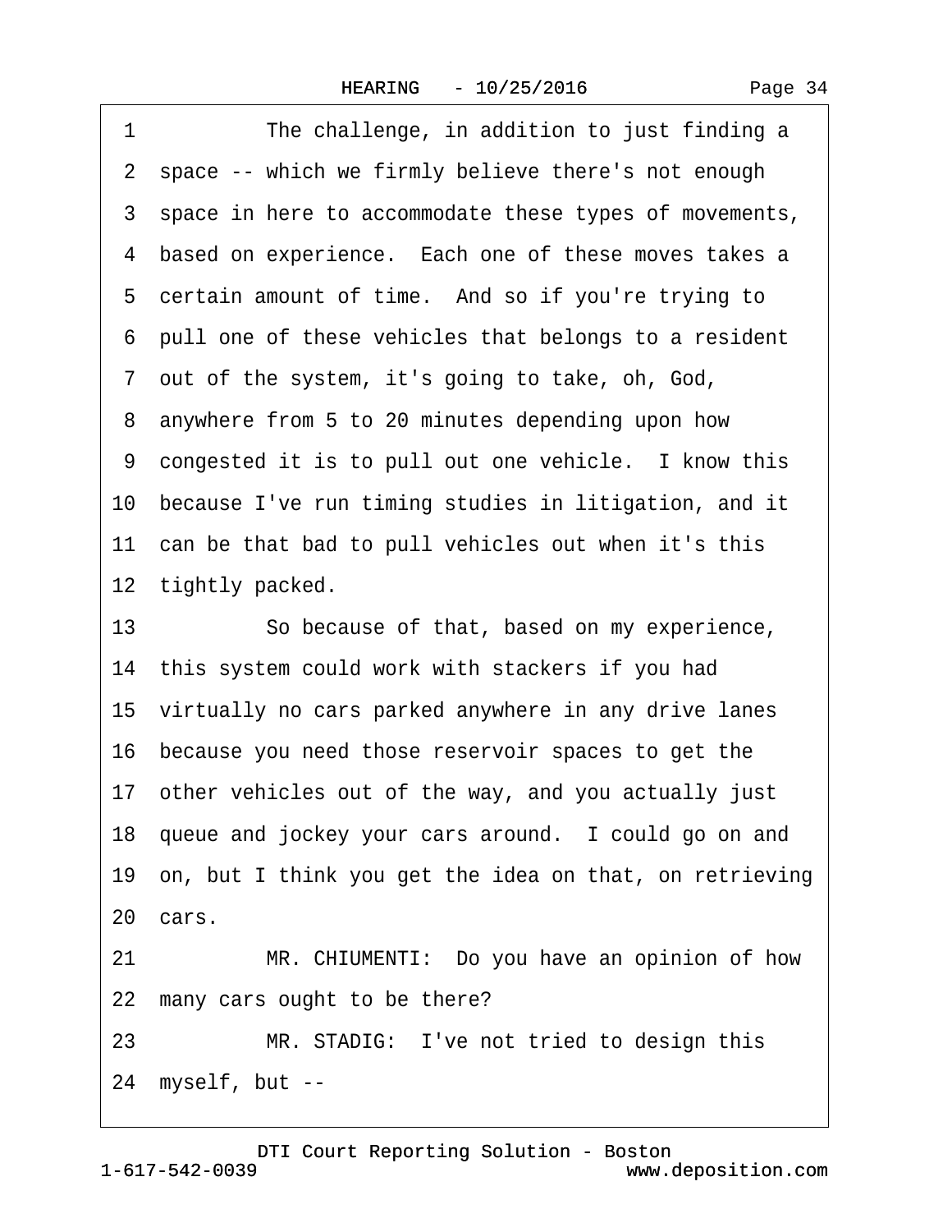1 The challenge, in addition to just finding a
2 space -- which we firmly believe there's not enough
3 space in here to accommodate these types of movements,
4 based on experience. Each one of these moves takes a
5 certain amount of time. And so if you're trying to
6 pull one of these vehicles that belongs to a resident
7 out of the system, it's going to take, oh, God,
8 anywhere from 5 to 20 minutes depending upon how
9 congested it is to pull out one vehicle. I know this
10 because I've run timing studies in litigation, and it
11 can be that bad to pull vehicles out when it's this
12 tightly packed.
13 So because of that, based on my experience,
14 this system could work with stackers if you had
15 virtually no cars parked anywhere in any drive lanes
16 because you need those reservoir spaces to get the
17 other vehicles out of the way, and you actually just
18 queue and jockey your cars around. I could go on and
19 on, but I think you get the idea on that, on retrieving
20 cars.
21 MR. CHIUMENTI: Do you have an opinion of how
22 many cars ought to be there?
23 MR. STADIG: I've not tried to design this
24 myself, but --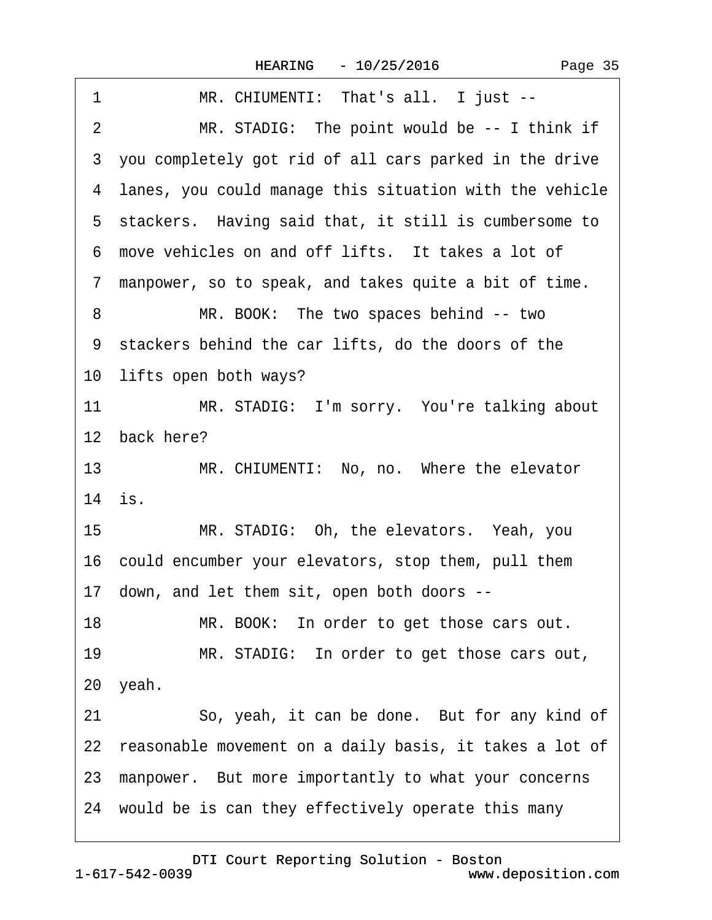1 MR. CHIUMENTI: That's all. I just --

2 MR. STADIG: The point would be -- I think if

3 you completely got rid of all cars parked in the drive

4 lanes, you could manage this situation with the vehicle

5 stackers. Having said that, it still is cumbersome to

6 move vehicles on and off lifts. It takes a lot of

7 manpower, so to speak, and takes quite a bit of time.

8 MR. BOOK: The two spaces behind -- two

9 stackers behind the car lifts, do the doors of the

10 lifts open both ways?

11 MR. STADIG: I'm sorry. You're talking about

12 back here?

13 MR. CHIUMENTI: No, no. Where the elevator

14 is.

15 MR. STADIG: Oh, the elevators. Yeah, you

16 could encumber your elevators, stop them, pull them

17 down, and let them sit, open both doors --

18 MR. BOOK: In order to get those cars out.

19 MR. STADIG: In order to get those cars out,

20 yeah.

21 So, yeah, it can be done. But for any kind of

22 reasonable movement on a daily basis, it takes a lot of

23 manpower. But more importantly to what your concerns

24 would be is can they effectively operate this many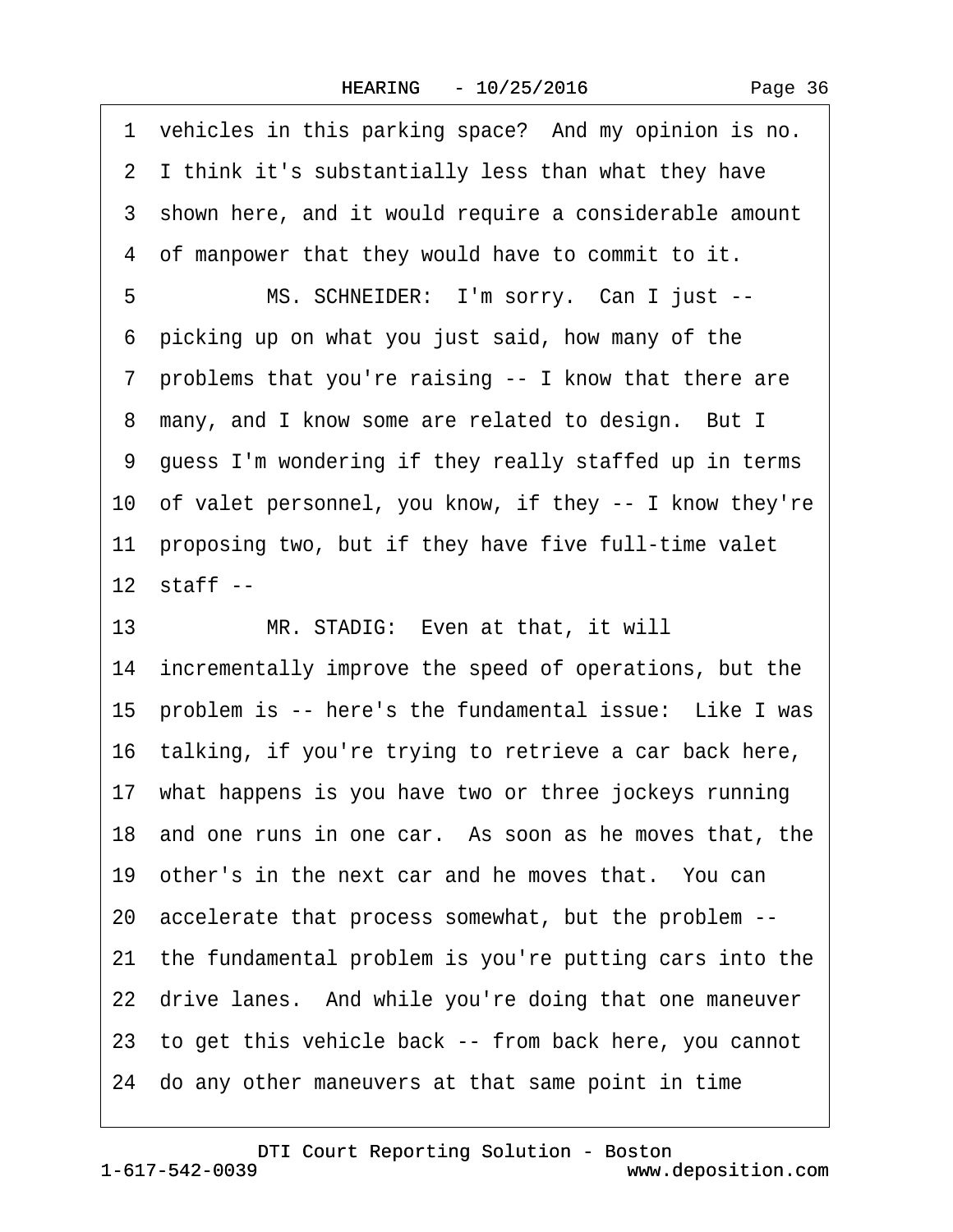1 vehicles in this parking space? And my opinion is no.

2 I think it's substantially less than what they have

3 shown here, and it would require a considerable amount

4 of manpower that they would have to commit to it.

5 MS. SCHNEIDER: I'm sorry. Can I just --

6 picking up on what you just said, how many of the

7 problems that you're raising -- I know that there are

8 many, and I know some are related to design. But I

9 guess I'm wondering if they really staffed up in terms

10 of valet personnel, you know, if they -- I know they're

11 proposing two, but if they have five full-time valet

12 staff --

13 MR. STADIG: Even at that, it will

14 incrementally improve the speed of operations, but the

15 problem is -- here's the fundamental issue: Like I was

16 talking, if you're trying to retrieve a car back here,

17 what happens is you have two or three jockeys running

18 and one runs in one car. As soon as he moves that, the

19 other's in the next car and he moves that. You can

20 accelerate that process somewhat, but the problem --

21 the fundamental problem is you're putting cars into the

22 drive lanes. And while you're doing that one maneuver

23 to get this vehicle back -- from back here, you cannot

24 do any other maneuvers at that same point in time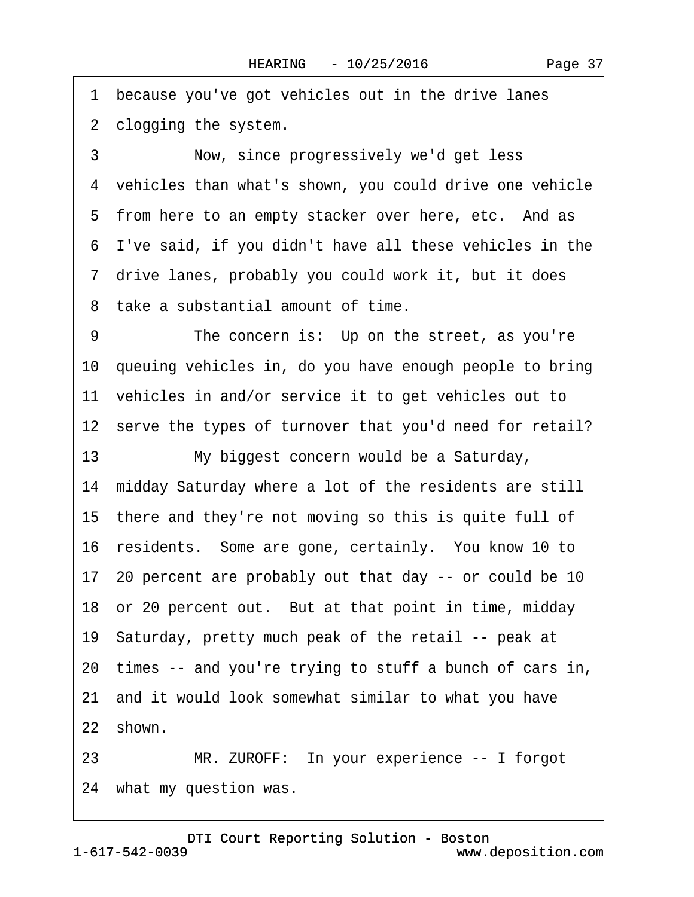1 because you've got vehicles out in the drive lanes
2 clogging the system.
3 Now, since progressively we'd get less
4 vehicles than what's shown, you could drive one vehicle
5 from here to an empty stacker over here, etc. And as
6 I've said, if you didn't have all these vehicles in the
7 drive lanes, probably you could work it, but it does
8 take a substantial amount of time.
9 The concern is: Up on the street, as you're
10 queuing vehicles in, do you have enough people to bring
11 vehicles in and/or service it to get vehicles out to
12 serve the types of turnover that you'd need for retail?
13 My biggest concern would be a Saturday,
14 midday Saturday where a lot of the residents are still
15 there and they're not moving so this is quite full of
16 residents. Some are gone, certainly. You know 10 to
17 20 percent are probably out that day -- or could be 10
18 or 20 percent out. But at that point in time, midday
19 Saturday, pretty much peak of the retail -- peak at
20 times -- and you're trying to stuff a bunch of cars in,
21 and it would look somewhat similar to what you have
22 shown.
23 MR. ZUROFF: In your experience -- I forgot
24 what my question was.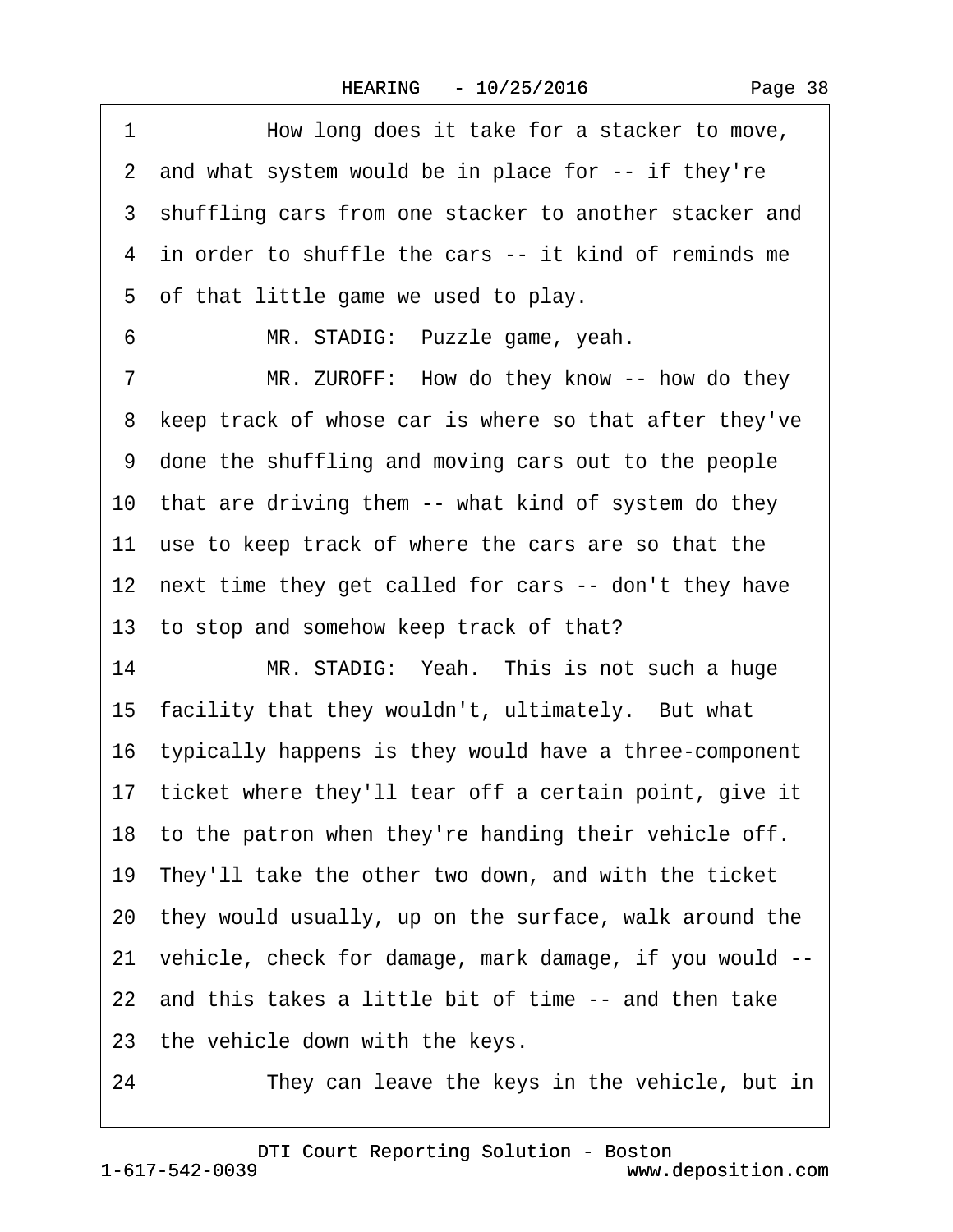1 How long does it take for a stacker to move,
2 and what system would be in place for -- if they're
3 shuffling cars from one stacker to another stacker and
4 in order to shuffle the cars -- it kind of reminds me
5 of that little game we used to play.
6 MR. STADIG: Puzzle game, yeah.
7 MR. ZUROFF: How do they know -- how do they
8 keep track of whose car is where so that after they've
9 done the shuffling and moving cars out to the people
10 that are driving them -- what kind of system do they
11 use to keep track of where the cars are so that the
12 next time they get called for cars -- don't they have
13 to stop and somehow keep track of that?
14 MR. STADIG: Yeah. This is not such a huge
15 facility that they wouldn't, ultimately. But what
16 typically happens is they would have a three-component
17 ticket where they'll tear off a certain point, give it
18 to the patron when they're handing their vehicle off.
19 They'll take the other two down, and with the ticket
20 they would usually, up on the surface, walk around the
21 vehicle, check for damage, mark damage, if you would --
22 and this takes a little bit of time -- and then take
23 the vehicle down with the keys.
24 They can leave the keys in the vehicle, but in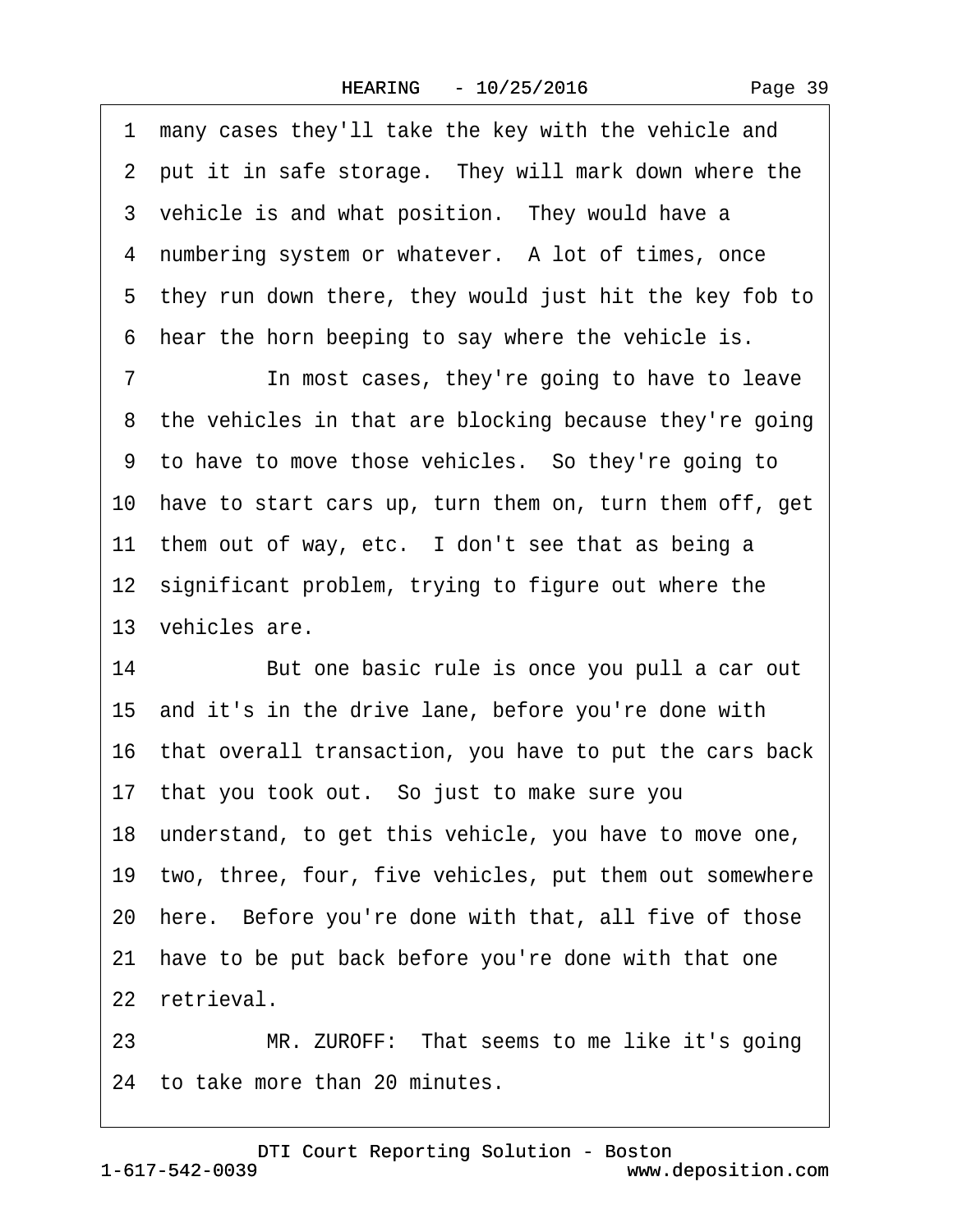1 many cases they'll take the key with the vehicle and
2 put it in safe storage. They will mark down where the
3 vehicle is and what position. They would have a
4 numbering system or whatever. A lot of times, once
5 they run down there, they would just hit the key fob to
6 hear the horn beeping to say where the vehicle is.
7 In most cases, they're going to have to leave
8 the vehicles in that are blocking because they're going
9 to have to move those vehicles. So they're going to
10 have to start cars up, turn them on, turn them off, get
11 them out of way, etc. I don't see that as being a
12 significant problem, trying to figure out where the
13 vehicles are.
14 But one basic rule is once you pull a car out
15 and it's in the drive lane, before you're done with
16 that overall transaction, you have to put the cars back
17 that you took out. So just to make sure you
18 understand, to get this vehicle, you have to move one,
19 two, three, four, five vehicles, put them out somewhere
20 here. Before you're done with that, all five of those
21 have to be put back before you're done with that one
22 retrieval.
23 MR. ZUROFF: That seems to me like it's going
24 to take more than 20 minutes.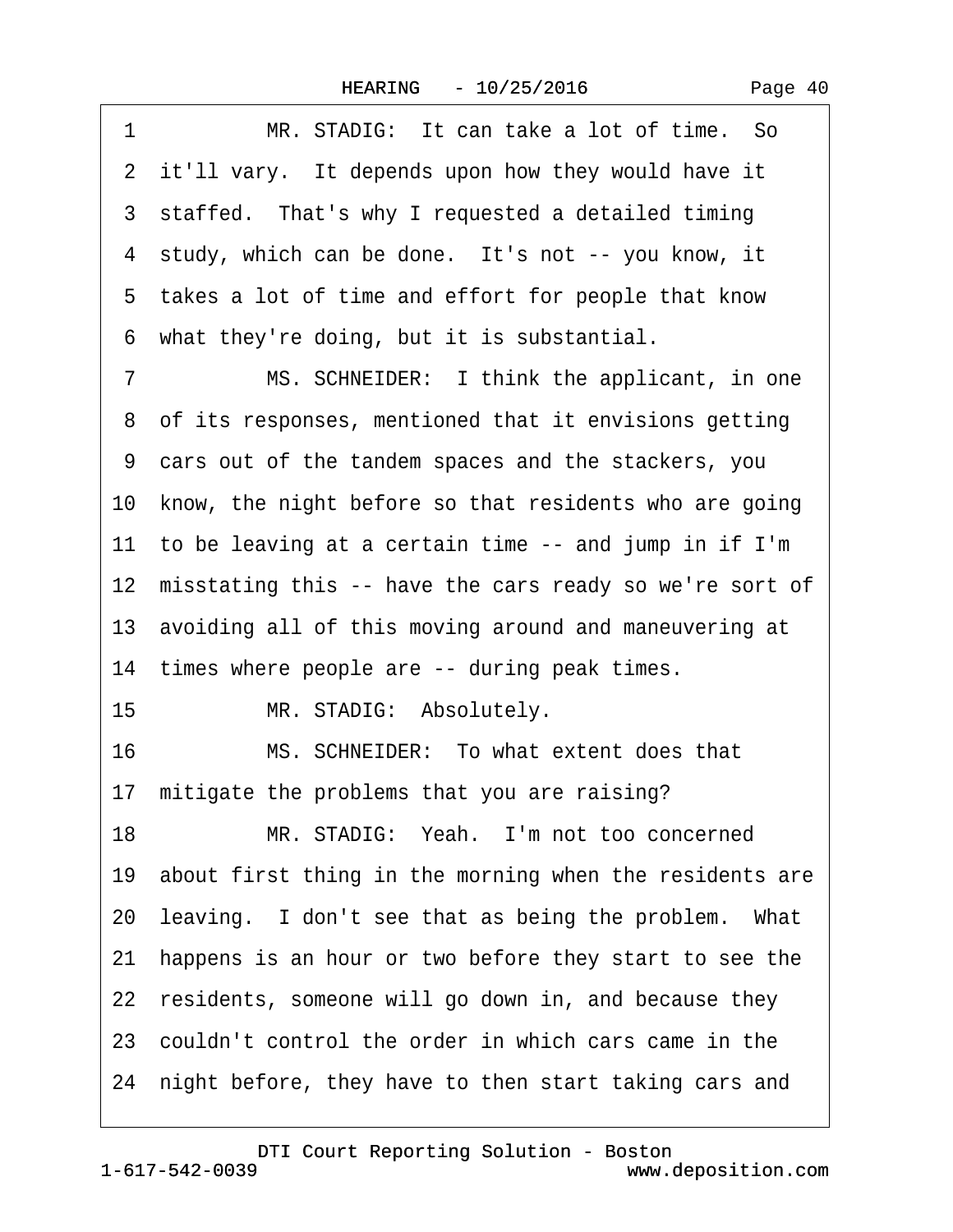1 MR. STADIG: It can take a lot of time. So
2 it'll vary. It depends upon how they would have it
3 staffed. That's why I requested a detailed timing
4 study, which can be done. It's not -- you know, it
5 takes a lot of time and effort for people that know
6 what they're doing, but it is substantial.
7 MS. SCHNEIDER: I think the applicant, in one
8 of its responses, mentioned that it envisions getting
9 cars out of the tandem spaces and the stackers, you
10 know, the night before so that residents who are going
11 to be leaving at a certain time -- and jump in if I'm
12 misstating this -- have the cars ready so we're sort of
13 avoiding all of this moving around and maneuvering at
14 times where people are -- during peak times.
15 MR. STADIG: Absolutely.
16 MS. SCHNEIDER: To what extent does that
17 mitigate the problems that you are raising?
18 MR. STADIG: Yeah. I'm not too concerned
19 about first thing in the morning when the residents are
20 leaving. I don't see that as being the problem. What
21 happens is an hour or two before they start to see the
22 residents, someone will go down in, and because they
23 couldn't control the order in which cars came in the
24 night before, they have to then start taking cars and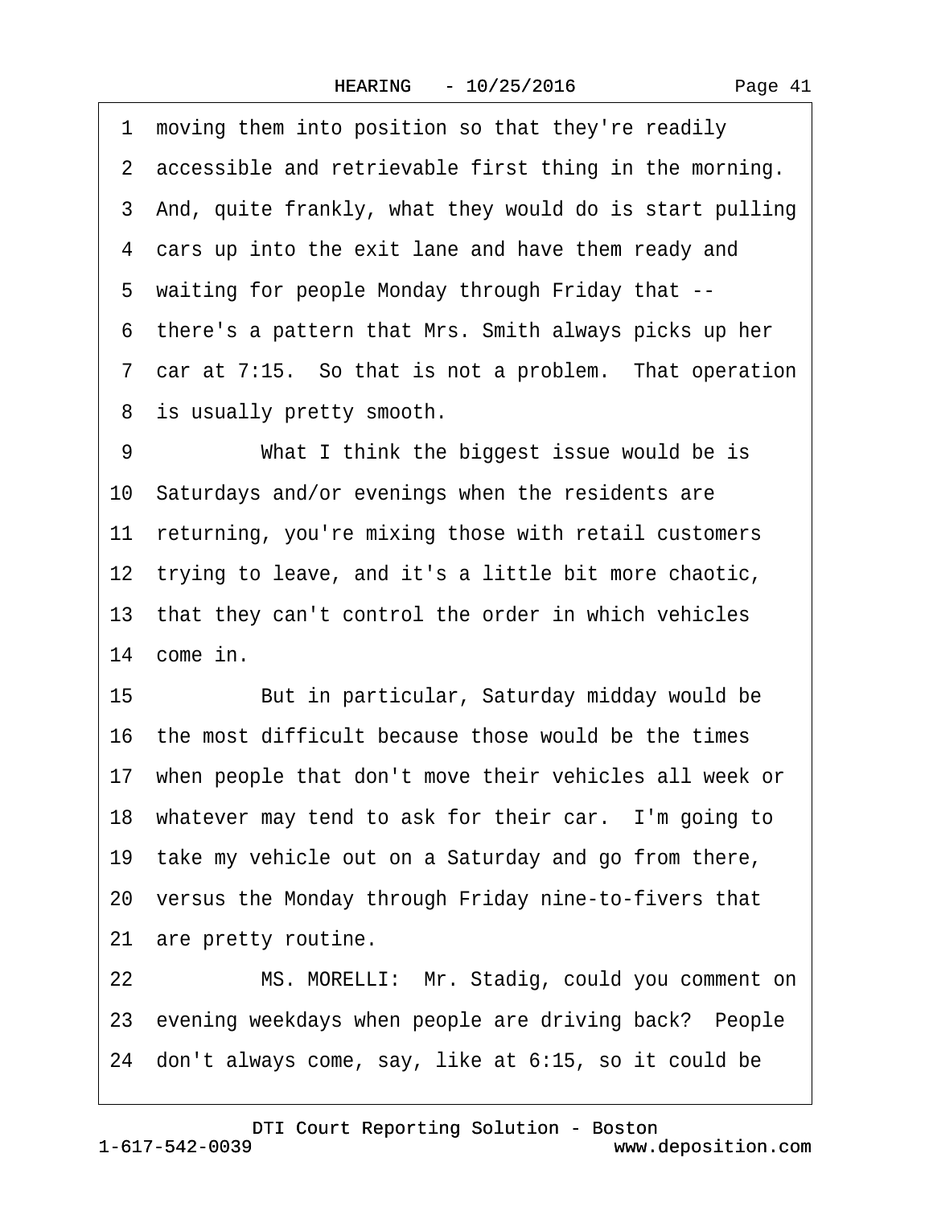1 moving them into position so that they're readily
2 accessible and retrievable first thing in the morning.
3 And, quite frankly, what they would do is start pulling
4 cars up into the exit lane and have them ready and
5 waiting for people Monday through Friday that --
6 there's a pattern that Mrs. Smith always picks up her
7 car at 7:15. So that is not a problem. That operation
8 is usually pretty smooth.
9 What I think the biggest issue would be is
10 Saturdays and/or evenings when the residents are
11 returning, you're mixing those with retail customers
12 trying to leave, and it's a little bit more chaotic,
13 that they can't control the order in which vehicles
14 come in.
15 But in particular, Saturday midday would be
16 the most difficult because those would be the times
17 when people that don't move their vehicles all week or
18 whatever may tend to ask for their car. I'm going to
19 take my vehicle out on a Saturday and go from there,
20 versus the Monday through Friday nine-to-fivers that
21 are pretty routine.
22 MS. MORELLI: Mr. Stadig, could you comment on
23 evening weekdays when people are driving back? People
24 don't always come, say, like at 6:15, so it could be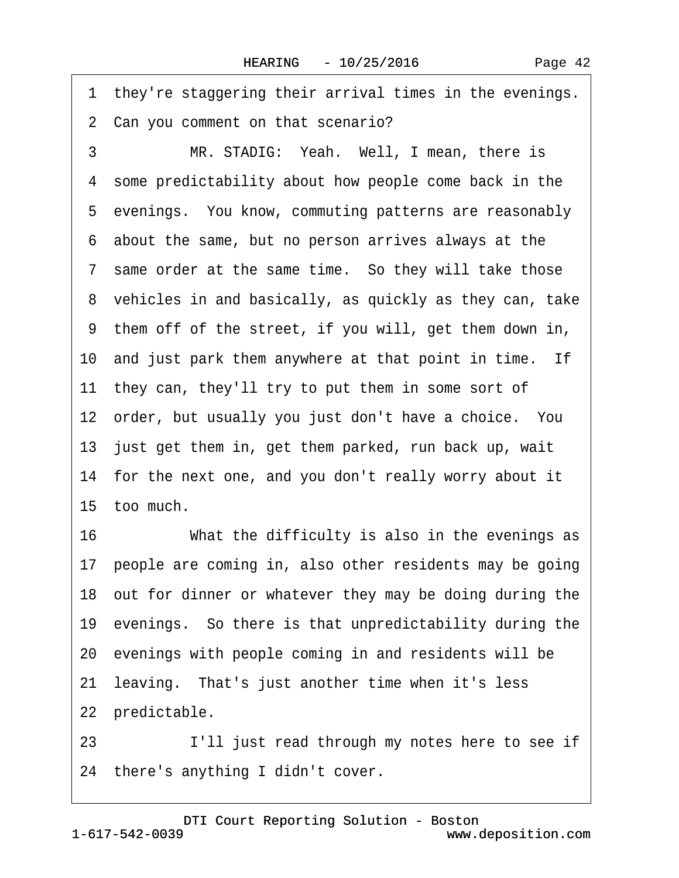1 they're staggering their arrival times in the evenings.
2 Can you comment on that scenario?
3 MR. STADIG: Yeah. Well, I mean, there is
4 some predictability about how people come back in the
5 evenings. You know, commuting patterns are reasonably
6 about the same, but no person arrives always at the
7 same order at the same time. So they will take those
8 vehicles in and basically, as quickly as they can, take
9 them off of the street, if you will, get them down in,
10 and just park them anywhere at that point in time. If
11 they can, they'll try to put them in some sort of
12 order, but usually you just don't have a choice. You
13 just get them in, get them parked, run back up, wait
14 for the next one, and you don't really worry about it
15 too much.
16 What the difficulty is also in the evenings as
17 people are coming in, also other residents may be going
18 out for dinner or whatever they may be doing during the
19 evenings. So there is that unpredictability during the
20 evenings with people coming in and residents will be
21 leaving. That's just another time when it's less
22 predictable.
23 I'll just read through my notes here to see if
24 there's anything I didn't cover.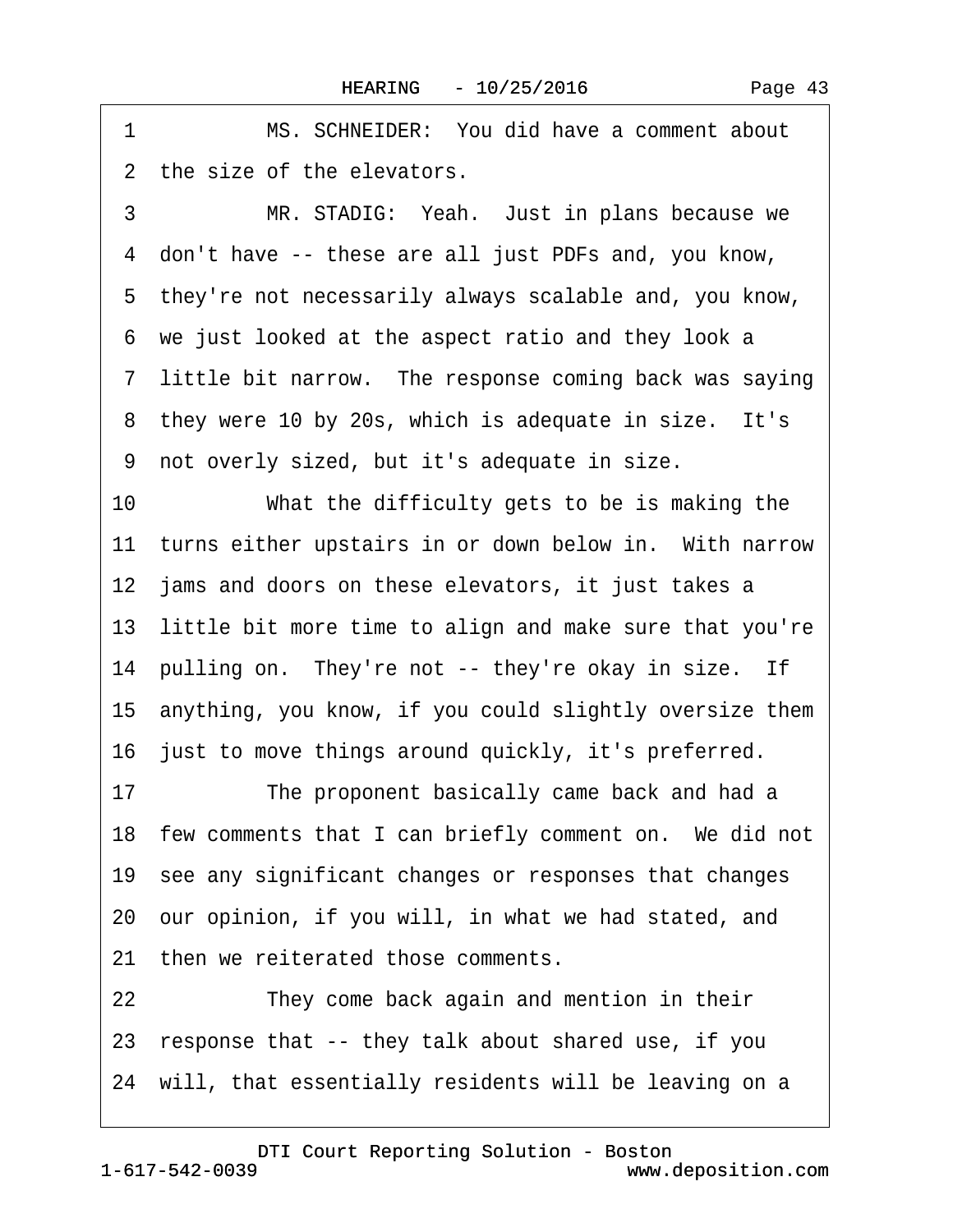1 MS. SCHNEIDER: You did have a comment about
2 the size of the elevators.
3 MR. STADIG: Yeah. Just in plans because we
4 don't have -- these are all just PDFs and, you know,
5 they're not necessarily always scalable and, you know,
6 we just looked at the aspect ratio and they look a
7 little bit narrow. The response coming back was saying
8 they were 10 by 20s, which is adequate in size. It's
9 not overly sized, but it's adequate in size.
10 What the difficulty gets to be is making the
11 turns either upstairs in or down below in. With narrow
12 jams and doors on these elevators, it just takes a
13 little bit more time to align and make sure that you're
14 pulling on. They're not -- they're okay in size. If
15 anything, you know, if you could slightly oversize them
16 just to move things around quickly, it's preferred.
17 The proponent basically came back and had a
18 few comments that I can briefly comment on. We did not
19 see any significant changes or responses that changes
20 our opinion, if you will, in what we had stated, and
21 then we reiterated those comments.
22 They come back again and mention in their
23 response that -- they talk about shared use, if you
24 will, that essentially residents will be leaving on a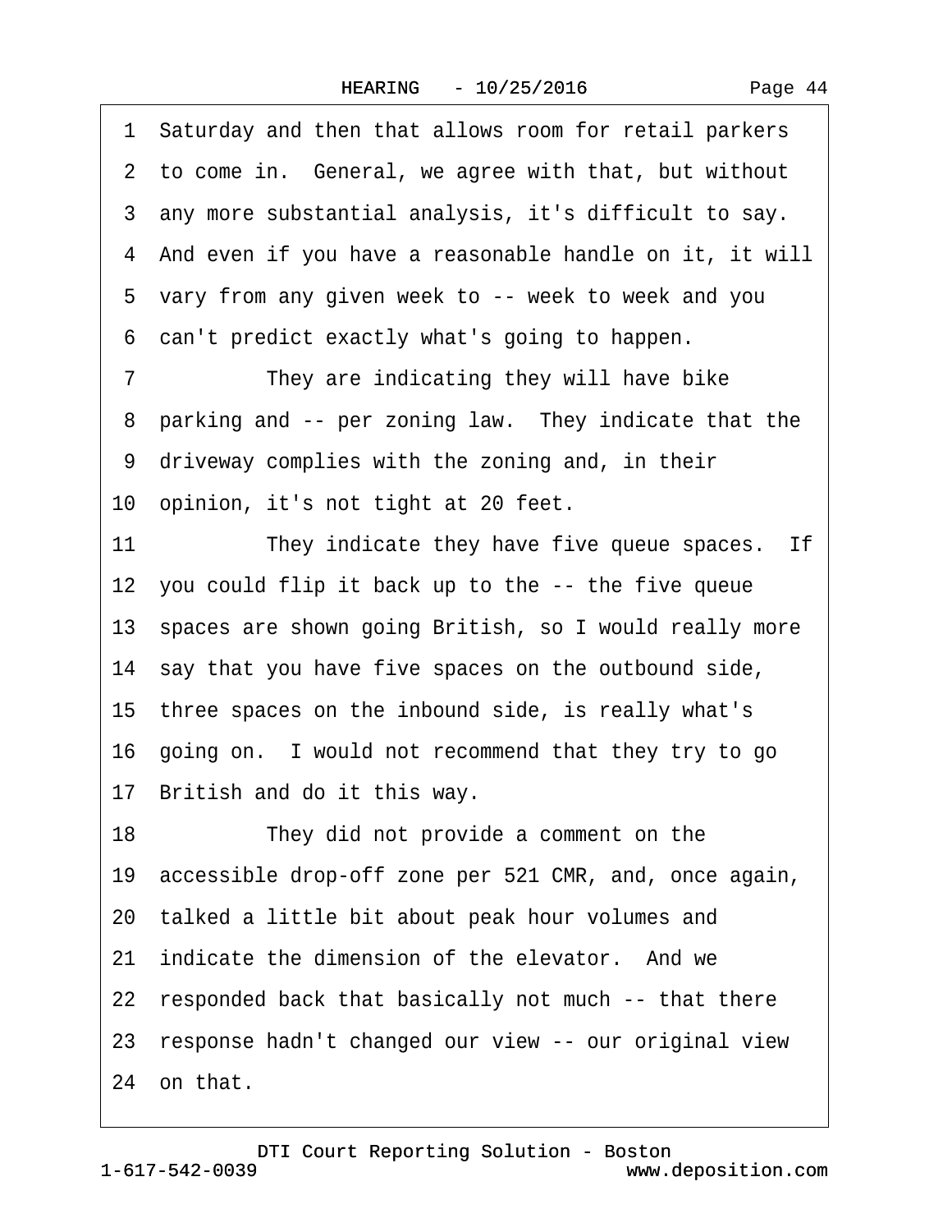1 Saturday and then that allows room for retail parkers
2 to come in. General, we agree with that, but without
3 any more substantial analysis, it's difficult to say.
4 And even if you have a reasonable handle on it, it will
5 vary from any given week to -- week to week and you
6 can't predict exactly what's going to happen.
7 They are indicating they will have bike
8 parking and -- per zoning law. They indicate that the
9 driveway complies with the zoning and, in their
10 opinion, it's not tight at 20 feet.
11 They indicate they have five queue spaces. If
12 you could flip it back up to the -- the five queue
13 spaces are shown going British, so I would really more
14 say that you have five spaces on the outbound side,
15 three spaces on the inbound side, is really what's
16 going on. I would not recommend that they try to go
17 British and do it this way.
18 They did not provide a comment on the
19 accessible drop-off zone per 521 CMR, and, once again,
20 talked a little bit about peak hour volumes and
21 indicate the dimension of the elevator. And we
22 responded back that basically not much -- that there
23 response hadn't changed our view -- our original view
24 on that.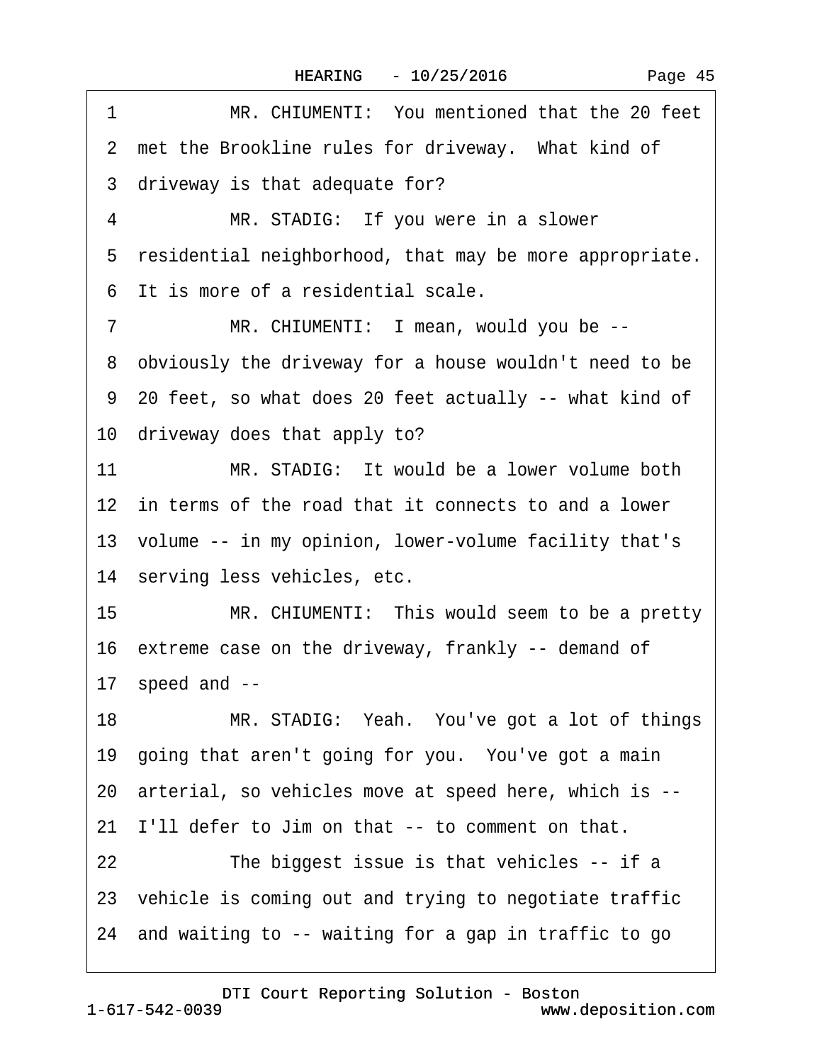1 MR. CHIUMENTI: You mentioned that the 20 feet
2 met the Brookline rules for driveway. What kind of
3 driveway is that adequate for?
4 MR. STADIG: If you were in a slower
5 residential neighborhood, that may be more appropriate.
6 It is more of a residential scale.
7 MR. CHIUMENTI: I mean, would you be --
8 obviously the driveway for a house wouldn't need to be
9 20 feet, so what does 20 feet actually -- what kind of
10 driveway does that apply to?
11 MR. STADIG: It would be a lower volume both
12 in terms of the road that it connects to and a lower
13 volume -- in my opinion, lower-volume facility that's
14 serving less vehicles, etc.
15 MR. CHIUMENTI: This would seem to be a pretty
16 extreme case on the driveway, frankly -- demand of
17 speed and --
18 MR. STADIG: Yeah. You've got a lot of things
19 going that aren't going for you. You've got a main
20 arterial, so vehicles move at speed here, which is --
21 I'll defer to Jim on that -- to comment on that.
22 The biggest issue is that vehicles -- if a
23 vehicle is coming out and trying to negotiate traffic
24 and waiting to -- waiting for a gap in traffic to go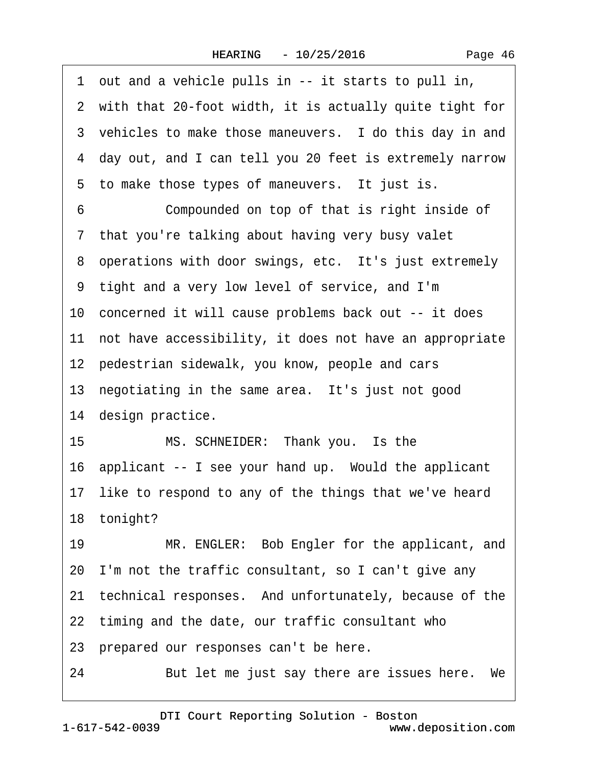1 out and a vehicle pulls in -- it starts to pull in,
2 with that 20-foot width, it is actually quite tight for
3 vehicles to make those maneuvers. I do this day in and
4 day out, and I can tell you 20 feet is extremely narrow
5 to make those types of maneuvers. It just is.
6 Compounded on top of that is right inside of
7 that you're talking about having very busy valet
8 operations with door swings, etc. It's just extremely
9 tight and a very low level of service, and I'm
10 concerned it will cause problems back out -- it does
11 not have accessibility, it does not have an appropriate
12 pedestrian sidewalk, you know, people and cars
13 negotiating in the same area. It's just not good
14 design practice.
15 MS. SCHNEIDER: Thank you. Is the
16 applicant -- I see your hand up. Would the applicant
17 like to respond to any of the things that we've heard
18 tonight?
19 MR. ENGLER: Bob Engler for the applicant, and
20 I'm not the traffic consultant, so I can't give any
21 technical responses. And unfortunately, because of the
22 timing and the date, our traffic consultant who
23 prepared our responses can't be here.
24 But let me just say there are issues here. We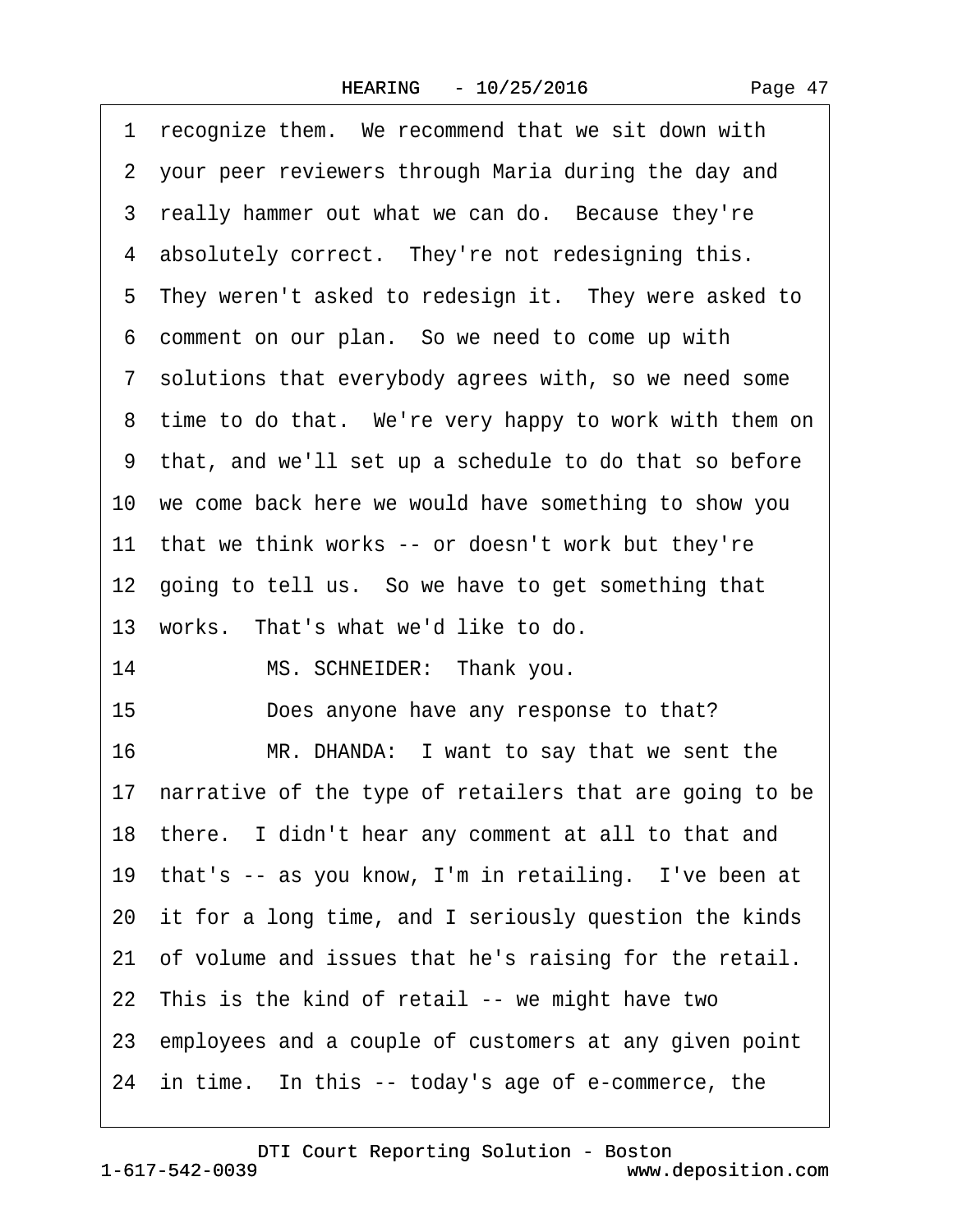1 recognize them. We recommend that we sit down with
2 your peer reviewers through Maria during the day and
3 really hammer out what we can do. Because they're
4 absolutely correct. They're not redesigning this.
5 They weren't asked to redesign it. They were asked to
6 comment on our plan. So we need to come up with
7 solutions that everybody agrees with, so we need some
8 time to do that. We're very happy to work with them on
9 that, and we'll set up a schedule to do that so before
10 we come back here we would have something to show you
11 that we think works -- or doesn't work but they're
12 going to tell us. So we have to get something that
13 works. That's what we'd like to do.
14 MS. SCHNEIDER: Thank you.
15 Does anyone have any response to that?
16 MR. DHANDA: I want to say that we sent the
17 narrative of the type of retailers that are going to be
18 there. I didn't hear any comment at all to that and
19 that's -- as you know, I'm in retailing. I've been at
20 it for a long time, and I seriously question the kinds
21 of volume and issues that he's raising for the retail.
22 This is the kind of retail -- we might have two
23 employees and a couple of customers at any given point
24 in time. In this -- today's age of e-commerce, the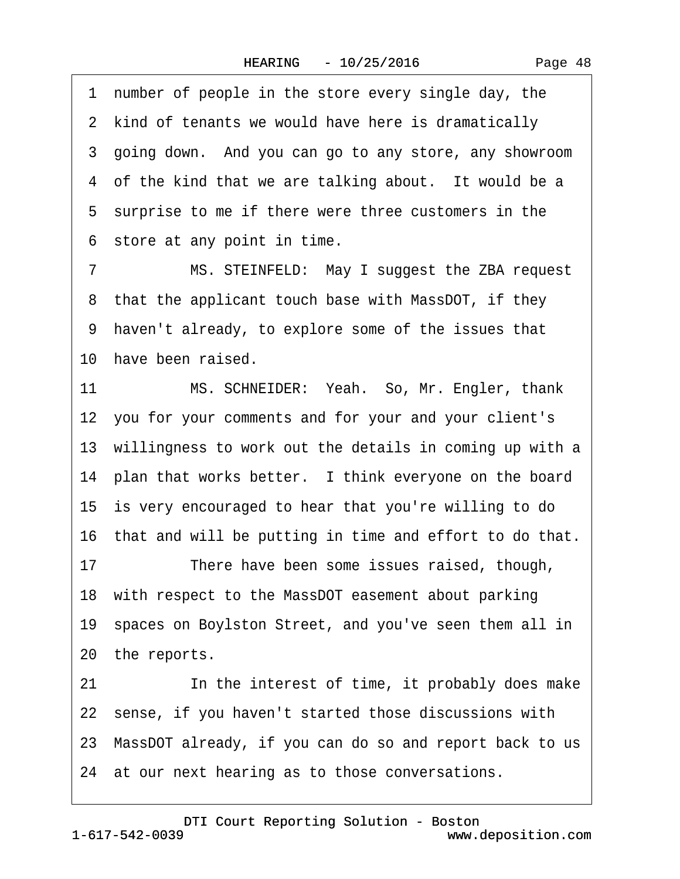1 number of people in the store every single day, the
2 kind of tenants we would have here is dramatically
3 going down. And you can go to any store, any showroom
4 of the kind that we are talking about. It would be a
5 surprise to me if there were three customers in the
6 store at any point in time.

7 MS. STEINFELD: May I suggest the ZBA request
8 that the applicant touch base with MassDOT, if they
9 haven't already, to explore some of the issues that
10 have been raised.

11 MS. SCHNEIDER: Yeah. So, Mr. Engler, thank
12 you for your comments and for your and your client's
13 willingness to work out the details in coming up with a
14 plan that works better. I think everyone on the board
15 is very encouraged to hear that you're willing to do
16 that and will be putting in time and effort to do that.

17 There have been some issues raised, though,
18 with respect to the MassDOT easement about parking
19 spaces on Boylston Street, and you've seen them all in
20 the reports.

21 In the interest of time, it probably does make
22 sense, if you haven't started those discussions with
23 MassDOT already, if you can do so and report back to us
24 at our next hearing as to those conversations.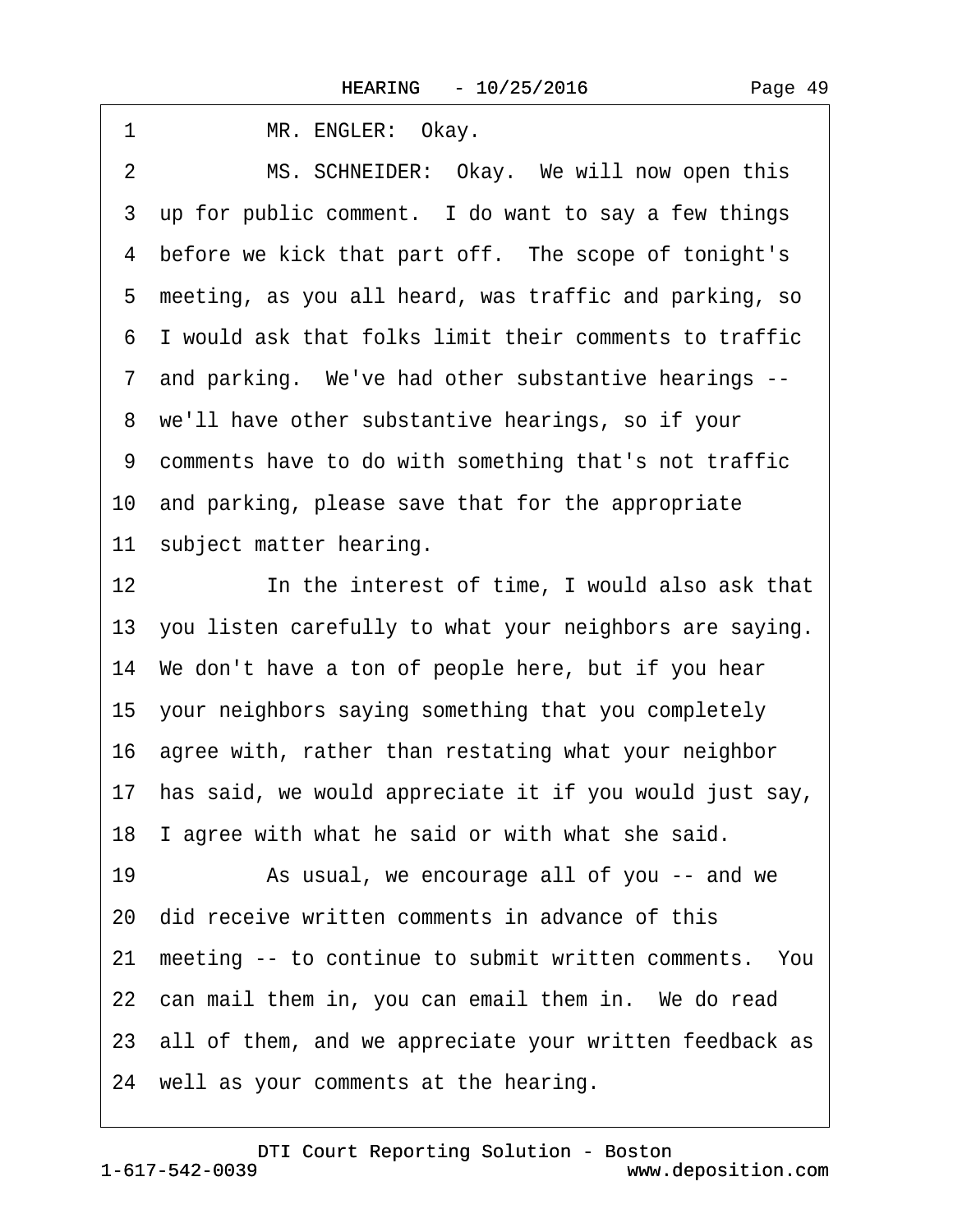1 MR. ENGLER: Okay.

2 MS. SCHNEIDER: Okay. We will now open this

3 up for public comment. I do want to say a few things

4 before we kick that part off. The scope of tonight's

5 meeting, as you all heard, was traffic and parking, so

6 I would ask that folks limit their comments to traffic

7 and parking. We've had other substantive hearings --

8 we'll have other substantive hearings, so if your

9 comments have to do with something that's not traffic

10 and parking, please save that for the appropriate

11 subject matter hearing.

12 In the interest of time, I would also ask that

13 you listen carefully to what your neighbors are saying.

14 We don't have a ton of people here, but if you hear

15 your neighbors saying something that you completely

16 agree with, rather than restating what your neighbor

17 has said, we would appreciate it if you would just say,

18 I agree with what he said or with what she said.

19 As usual, we encourage all of you -- and we

20 did receive written comments in advance of this

21 meeting -- to continue to submit written comments. You

22 can mail them in, you can email them in. We do read

23 all of them, and we appreciate your written feedback as

24 well as your comments at the hearing.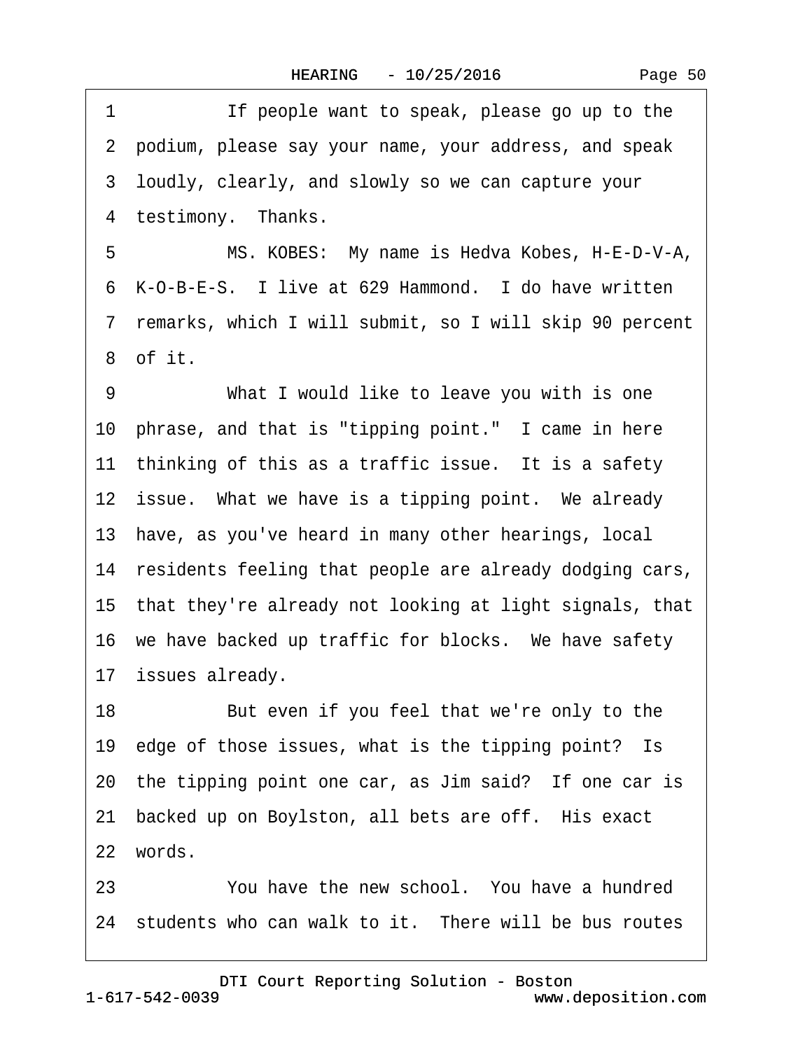1 If people want to speak, please go up to the
2 podium, please say your name, your address, and speak
3 loudly, clearly, and slowly so we can capture your
4 testimony. Thanks.
5 MS. KOBES: My name is Hedva Kobes, H-E-D-V-A,
6 K-O-B-E-S. I live at 629 Hammond. I do have written
7 remarks, which I will submit, so I will skip 90 percent
8 of it.
9 What I would like to leave you with is one
10 phrase, and that is "tipping point." I came in here
11 thinking of this as a traffic issue. It is a safety
12 issue. What we have is a tipping point. We already
13 have, as you've heard in many other hearings, local
14 residents feeling that people are already dodging cars,
15 that they're already not looking at light signals, that
16 we have backed up traffic for blocks. We have safety
17 issues already.
18 But even if you feel that we're only to the
19 edge of those issues, what is the tipping point? Is
20 the tipping point one car, as Jim said? If one car is
21 backed up on Boylston, all bets are off. His exact
22 words.
23 You have the new school. You have a hundred
24 students who can walk to it. There will be bus routes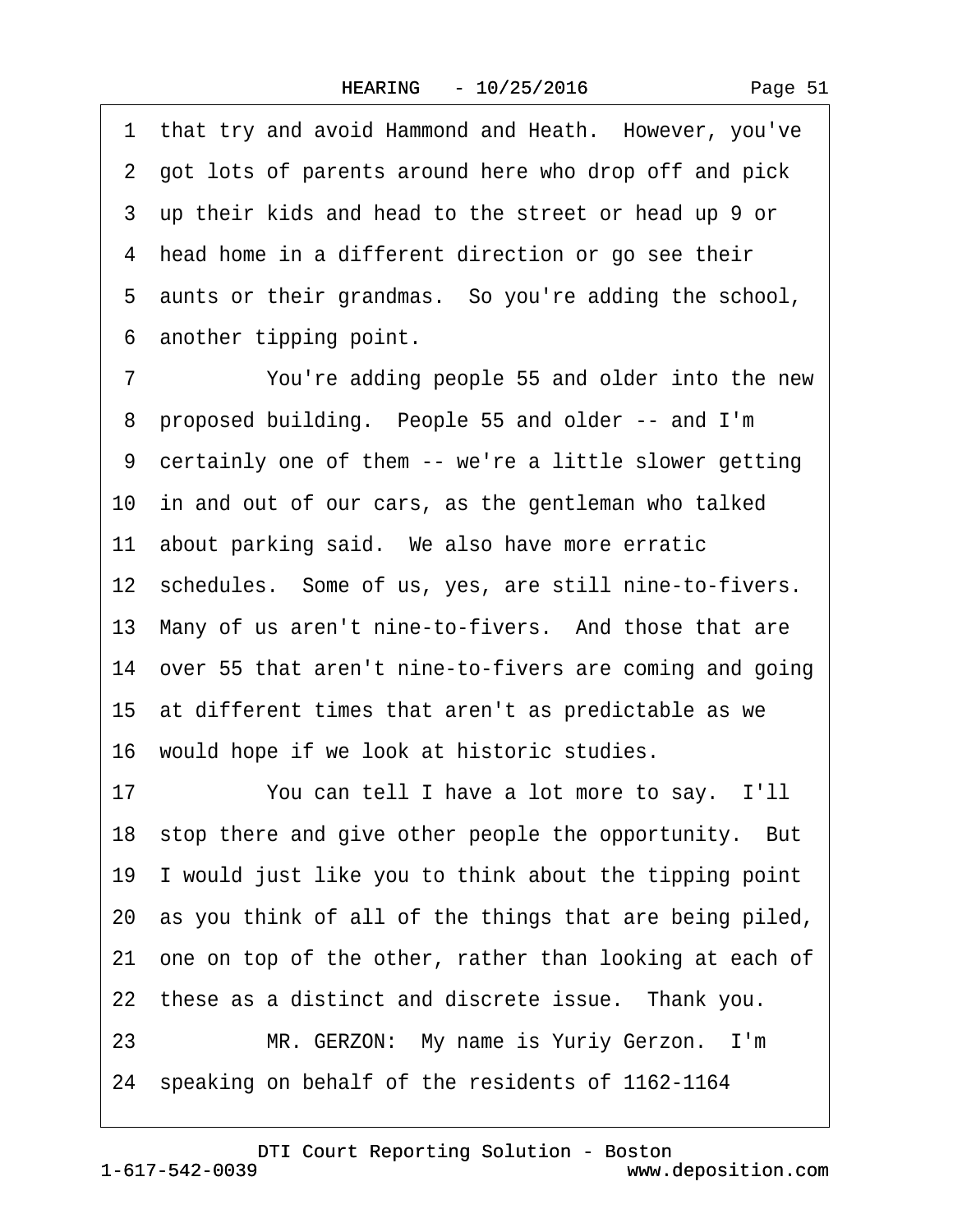1 that try and avoid Hammond and Heath. However, you've
2 got lots of parents around here who drop off and pick
3 up their kids and head to the street or head up 9 or
4 head home in a different direction or go see their
5 aunts or their grandmas. So you're adding the school,
6 another tipping point.
7 You're adding people 55 and older into the new
8 proposed building. People 55 and older -- and I'm
9 certainly one of them -- we're a little slower getting
10 in and out of our cars, as the gentleman who talked
11 about parking said. We also have more erratic
12 schedules. Some of us, yes, are still nine-to-fivers.
13 Many of us aren't nine-to-fivers. And those that are
14 over 55 that aren't nine-to-fivers are coming and going
15 at different times that aren't as predictable as we
16 would hope if we look at historic studies.
17 You can tell I have a lot more to say. I'll
18 stop there and give other people the opportunity. But
19 I would just like you to think about the tipping point
20 as you think of all of the things that are being piled,
21 one on top of the other, rather than looking at each of
22 these as a distinct and discrete issue. Thank you.
23 MR. GERZON: My name is Yuriy Gerzon. I'm
24 speaking on behalf of the residents of 1162-1164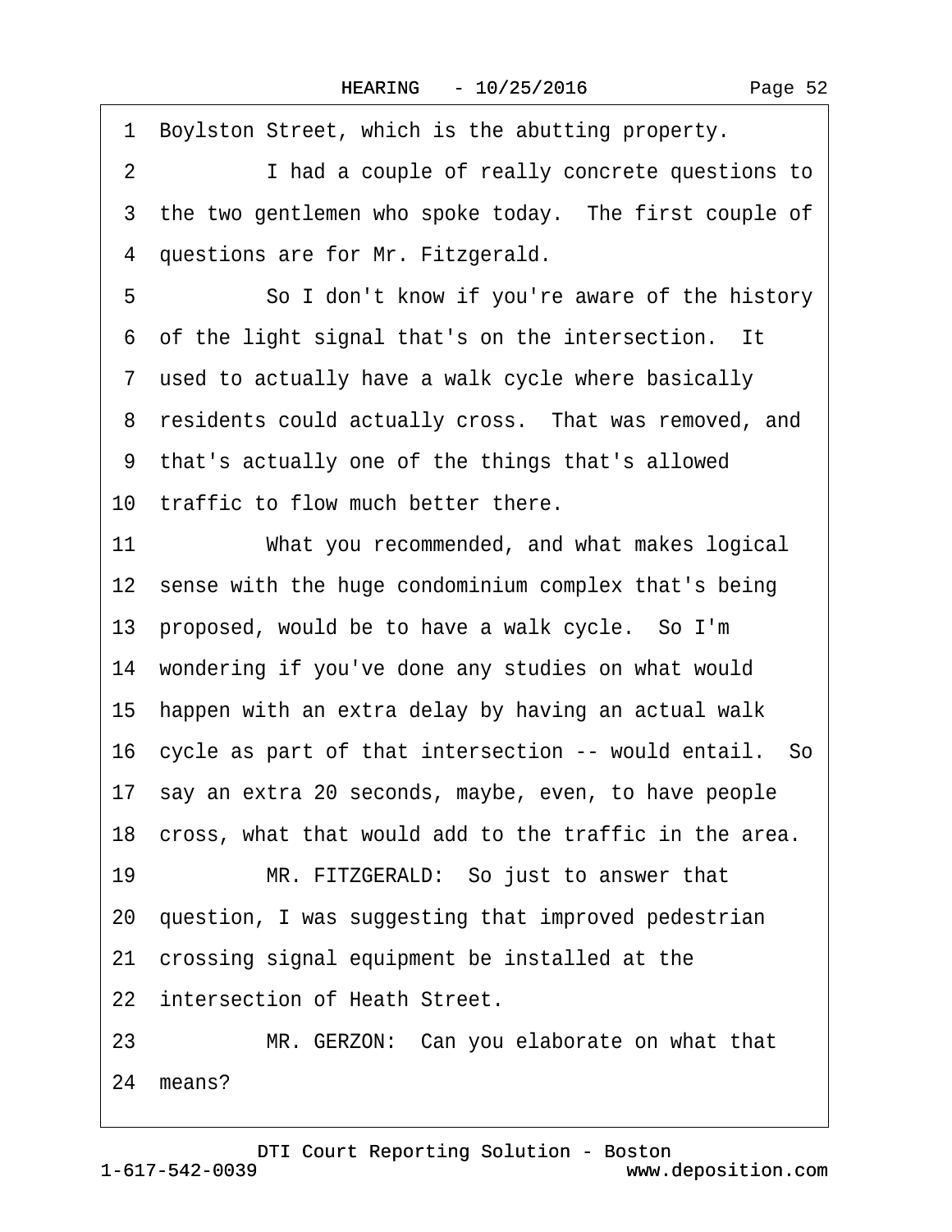1 Boylston Street, which is the abutting property.

2 I had a couple of really concrete questions to

3 the two gentlemen who spoke today. The first couple of

4 questions are for Mr. Fitzgerald.

5 So I don't know if you're aware of the history

6 of the light signal that's on the intersection. It

7 used to actually have a walk cycle where basically

8 residents could actually cross. That was removed, and

9 that's actually one of the things that's allowed

10 traffic to flow much better there.

11 What you recommended, and what makes logical

12 sense with the huge condominium complex that's being

13 proposed, would be to have a walk cycle. So I'm

14 wondering if you've done any studies on what would

15 happen with an extra delay by having an actual walk

16 cycle as part of that intersection -- would entail. So

17 say an extra 20 seconds, maybe, even, to have people

18 cross, what that would add to the traffic in the area.

19 MR. FITZGERALD: So just to answer that

20 question, I was suggesting that improved pedestrian

21 crossing signal equipment be installed at the

22 intersection of Heath Street.

23 MR. GERZON: Can you elaborate on what that

24 means?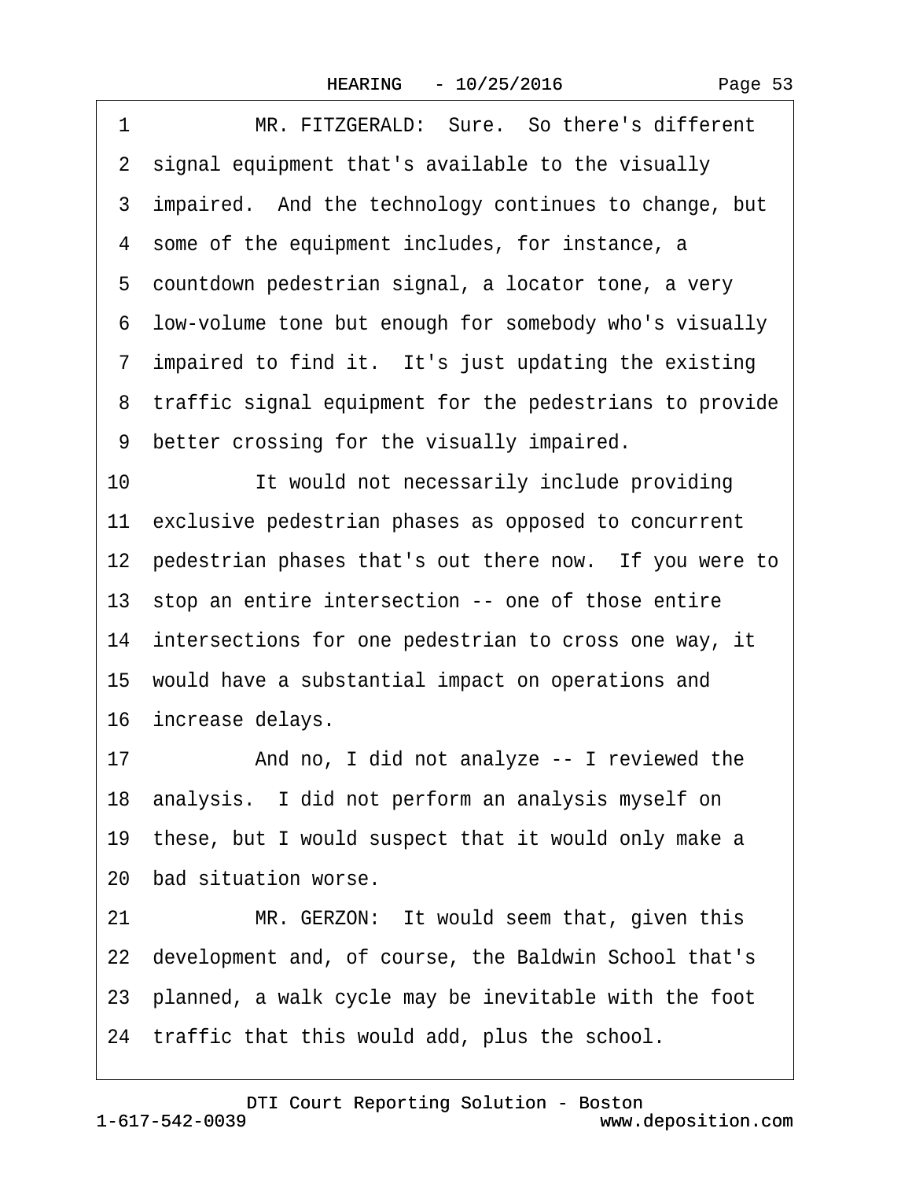1 MR. FITZGERALD: Sure. So there's different
2 signal equipment that's available to the visually
3 impaired. And the technology continues to change, but
4 some of the equipment includes, for instance, a
5 countdown pedestrian signal, a locator tone, a very
6 low-volume tone but enough for somebody who's visually
7 impaired to find it. It's just updating the existing
8 traffic signal equipment for the pedestrians to provide
9 better crossing for the visually impaired.
10 It would not necessarily include providing
11 exclusive pedestrian phases as opposed to concurrent
12 pedestrian phases that's out there now. If you were to
13 stop an entire intersection -- one of those entire
14 intersections for one pedestrian to cross one way, it
15 would have a substantial impact on operations and
16 increase delays.
17 And no, I did not analyze -- I reviewed the
18 analysis. I did not perform an analysis myself on
19 these, but I would suspect that it would only make a
20 bad situation worse.
21 MR. GERZON: It would seem that, given this
22 development and, of course, the Baldwin School that's
23 planned, a walk cycle may be inevitable with the foot
24 traffic that this would add, plus the school.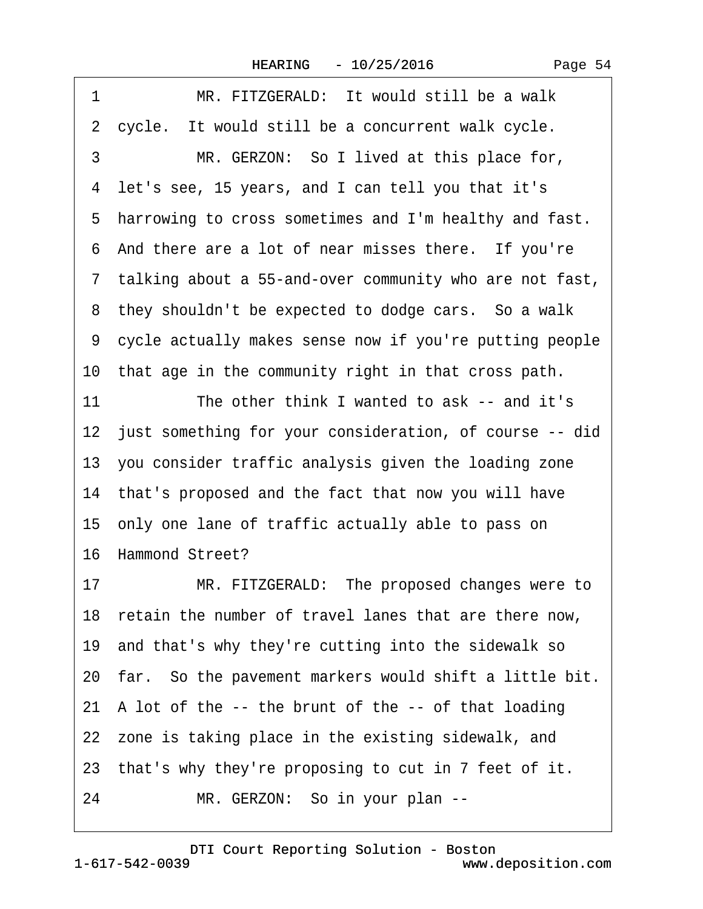1 MR. FITZGERALD: It would still be a walk
2 cycle. It would still be a concurrent walk cycle.
3 MR. GERZON: So I lived at this place for,
4 let's see, 15 years, and I can tell you that it's
5 harrowing to cross sometimes and I'm healthy and fast.
6 And there are a lot of near misses there. If you're
7 talking about a 55-and-over community who are not fast,
8 they shouldn't be expected to dodge cars. So a walk
9 cycle actually makes sense now if you're putting people
10 that age in the community right in that cross path.
11 The other think I wanted to ask -- and it's
12 just something for your consideration, of course -- did
13 you consider traffic analysis given the loading zone
14 that's proposed and the fact that now you will have
15 only one lane of traffic actually able to pass on
16 Hammond Street?
17 MR. FITZGERALD: The proposed changes were to
18 retain the number of travel lanes that are there now,
19 and that's why they're cutting into the sidewalk so
20 far. So the pavement markers would shift a little bit.
21 A lot of the -- the brunt of the -- of that loading
22 zone is taking place in the existing sidewalk, and
23 that's why they're proposing to cut in 7 feet of it.
24 MR. GERZON: So in your plan --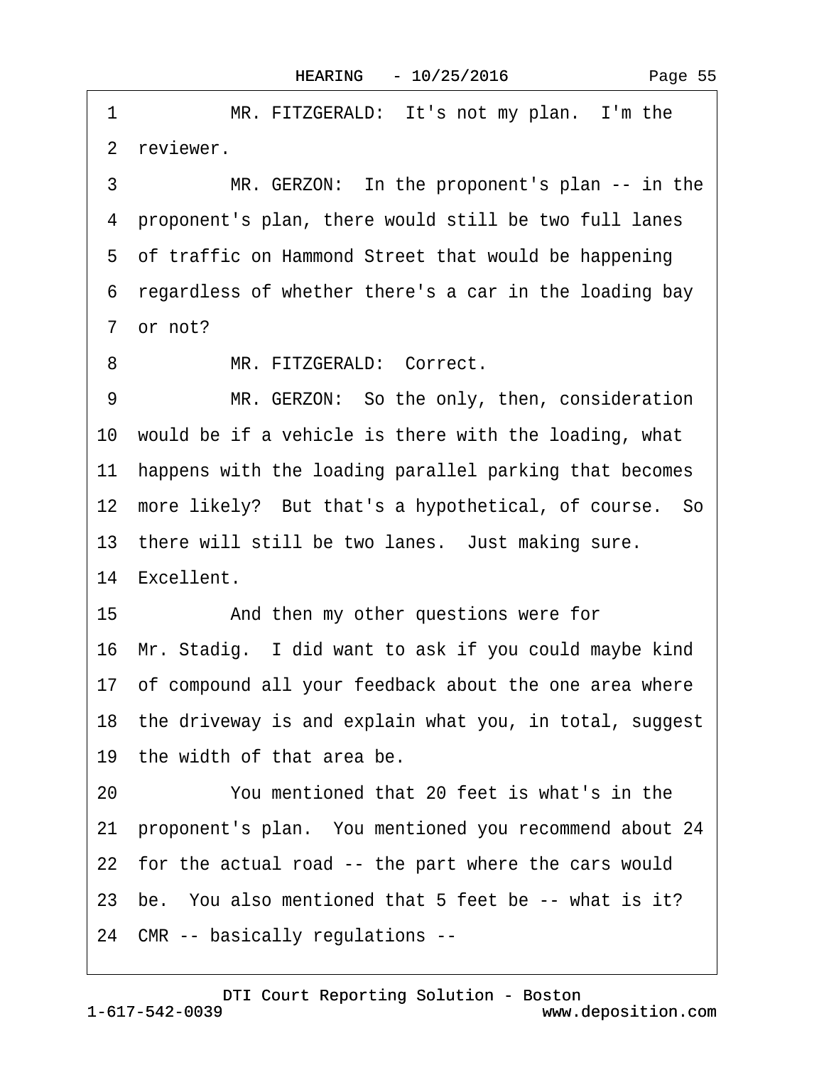1 MR. FITZGERALD: It's not my plan. I'm the
2 reviewer.
3 MR. GERZON: In the proponent's plan -- in the
4 proponent's plan, there would still be two full lanes
5 of traffic on Hammond Street that would be happening
6 regardless of whether there's a car in the loading bay
7 or not?
8 MR. FITZGERALD: Correct.
9 MR. GERZON: So the only, then, consideration
10 would be if a vehicle is there with the loading, what
11 happens with the loading parallel parking that becomes
12 more likely? But that's a hypothetical, of course. So
13 there will still be two lanes. Just making sure.
14 Excellent.
15 And then my other questions were for
16 Mr. Stadig. I did want to ask if you could maybe kind
17 of compound all your feedback about the one area where
18 the driveway is and explain what you, in total, suggest
19 the width of that area be.
20 You mentioned that 20 feet is what's in the
21 proponent's plan. You mentioned you recommend about 24
22 for the actual road -- the part where the cars would
23 be. You also mentioned that 5 feet be -- what is it?
24 CMR -- basically regulations --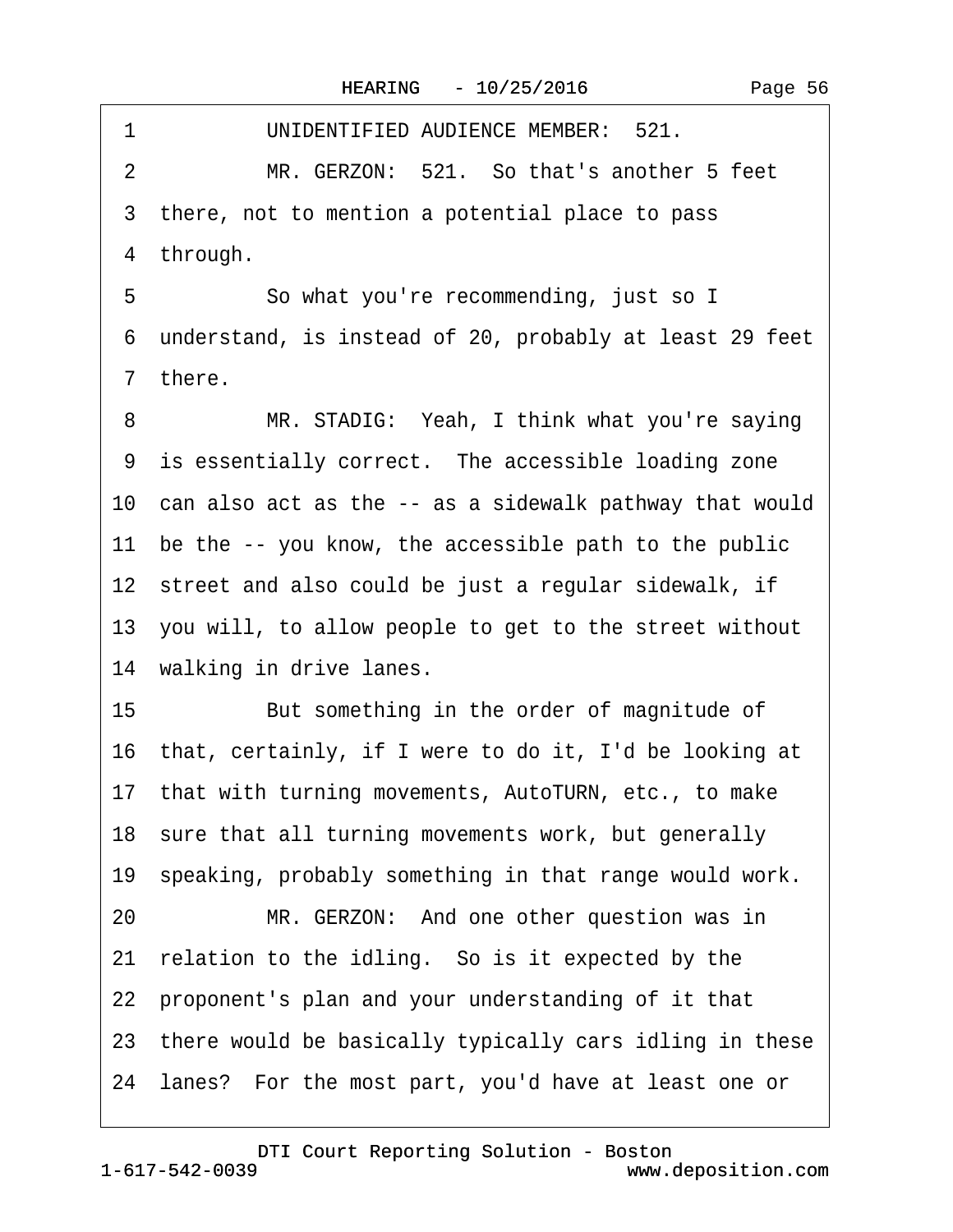1 UNIDENTIFIED AUDIENCE MEMBER: 521.

2 MR. GERZON: 521. So that's another 5 feet

3 there, not to mention a potential place to pass

4 through.

5 So what you're recommending, just so I

6 understand, is instead of 20, probably at least 29 feet

7 there.

8 MR. STADIG: Yeah, I think what you're saying

9 is essentially correct. The accessible loading zone

10 can also act as the -- as a sidewalk pathway that would

11 be the -- you know, the accessible path to the public

12 street and also could be just a regular sidewalk, if

13 you will, to allow people to get to the street without

14 walking in drive lanes.

15 But something in the order of magnitude of

16 that, certainly, if I were to do it, I'd be looking at

17 that with turning movements, AutoTURN, etc., to make

18 sure that all turning movements work, but generally

19 speaking, probably something in that range would work.

20 MR. GERZON: And one other question was in

21 relation to the idling. So is it expected by the

22 proponent's plan and your understanding of it that

23 there would be basically typically cars idling in these

24 lanes? For the most part, you'd have at least one or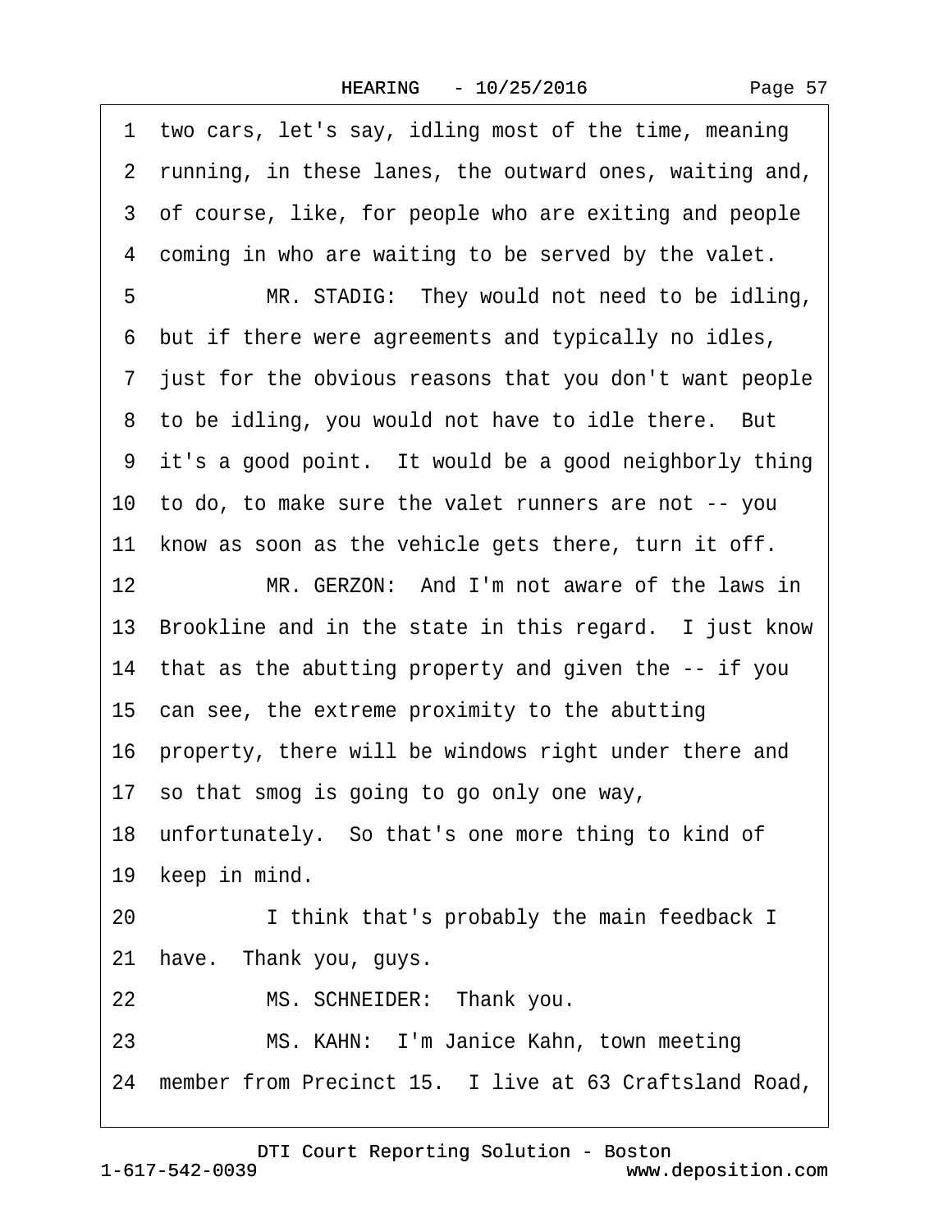1 two cars, let's say, idling most of the time, meaning
2 running, in these lanes, the outward ones, waiting and,
3 of course, like, for people who are exiting and people
4 coming in who are waiting to be served by the valet.
5 MR. STADIG: They would not need to be idling,
6 but if there were agreements and typically no idles,
7 just for the obvious reasons that you don't want people
8 to be idling, you would not have to idle there. But
9 it's a good point. It would be a good neighborly thing
10 to do, to make sure the valet runners are not -- you
11 know as soon as the vehicle gets there, turn it off.
12 MR. GERZON: And I'm not aware of the laws in
13 Brookline and in the state in this regard. I just know
14 that as the abutting property and given the -- if you
15 can see, the extreme proximity to the abutting
16 property, there will be windows right under there and
17 so that smog is going to go only one way,
18 unfortunately. So that's one more thing to kind of
19 keep in mind.
20 I think that's probably the main feedback I
21 have. Thank you, guys.
22 MS. SCHNEIDER: Thank you.
23 MS. KAHN: I'm Janice Kahn, town meeting
24 member from Precinct 15. I live at 63 Craftsland Road,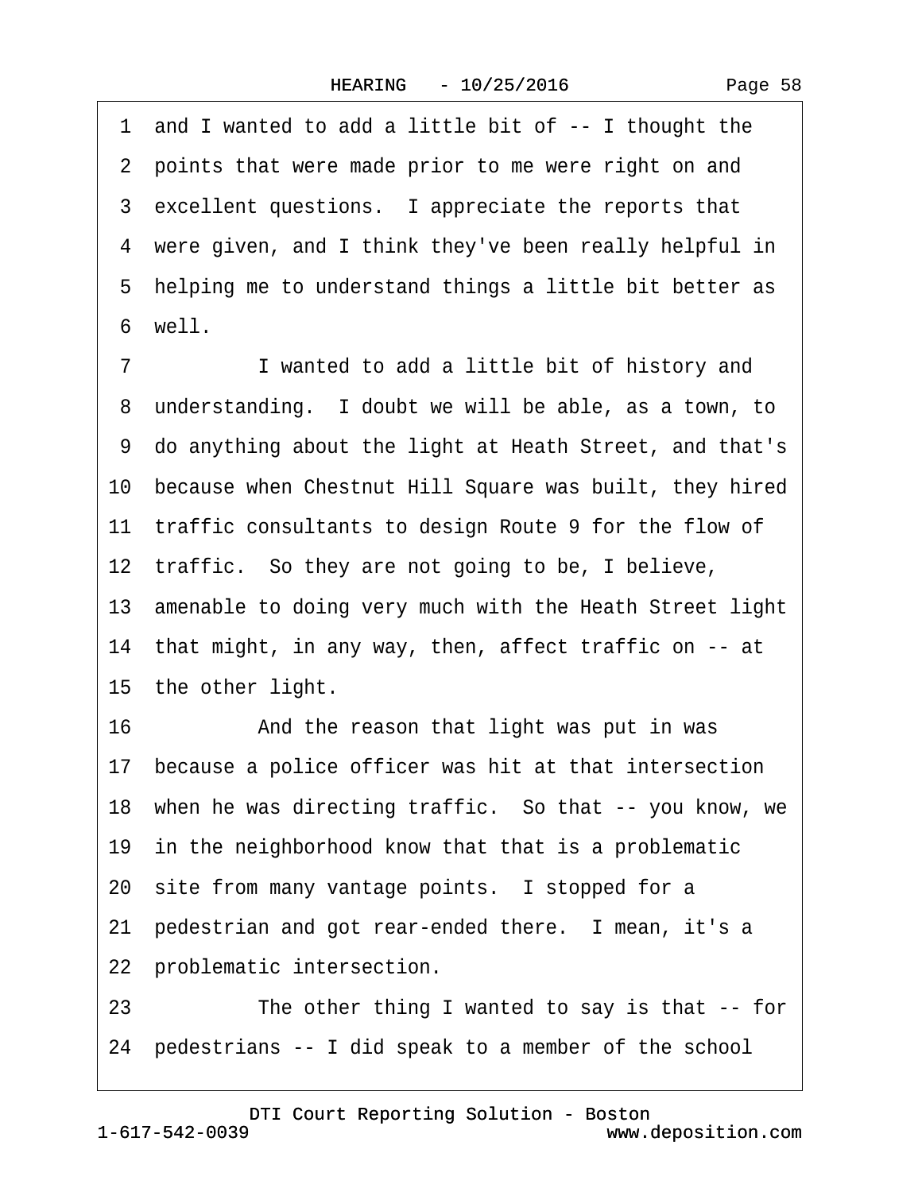1 and I wanted to add a little bit of -- I thought the
2 points that were made prior to me were right on and
3 excellent questions. I appreciate the reports that
4 were given, and I think they've been really helpful in
5 helping me to understand things a little bit better as
6 well.

7 I wanted to add a little bit of history and
8 understanding. I doubt we will be able, as a town, to
9 do anything about the light at Heath Street, and that's
10 because when Chestnut Hill Square was built, they hired
11 traffic consultants to design Route 9 for the flow of
12 traffic. So they are not going to be, I believe,
13 amenable to doing very much with the Heath Street light
14 that might, in any way, then, affect traffic on -- at
15 the other light.

16 And the reason that light was put in was
17 because a police officer was hit at that intersection
18 when he was directing traffic. So that -- you know, we
19 in the neighborhood know that that is a problematic
20 site from many vantage points. I stopped for a
21 pedestrian and got rear-ended there. I mean, it's a
22 problematic intersection.

23 The other thing I wanted to say is that -- for
24 pedestrians -- I did speak to a member of the school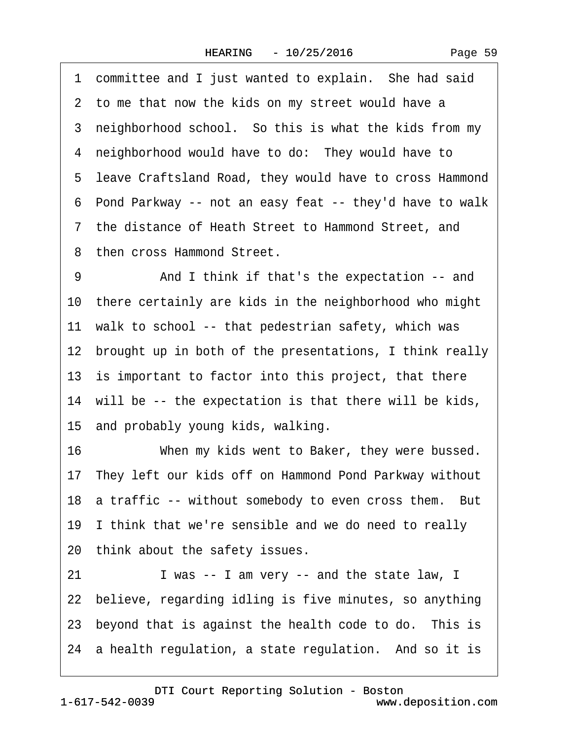1 committee and I just wanted to explain. She had said
2 to me that now the kids on my street would have a
3 neighborhood school. So this is what the kids from my
4 neighborhood would have to do: They would have to
5 leave Craftsland Road, they would have to cross Hammond
6 Pond Parkway -- not an easy feat -- they'd have to walk
7 the distance of Heath Street to Hammond Street, and
8 then cross Hammond Street.

9 And I think if that's the expectation -- and
10 there certainly are kids in the neighborhood who might
11 walk to school -- that pedestrian safety, which was
12 brought up in both of the presentations, I think really
13 is important to factor into this project, that there
14 will be -- the expectation is that there will be kids,
15 and probably young kids, walking.

16 When my kids went to Baker, they were bussed.
17 They left our kids off on Hammond Pond Parkway without
18 a traffic -- without somebody to even cross them. But
19 I think that we're sensible and we do need to really
20 think about the safety issues.

21 I was -- I am very -- and the state law, I
22 believe, regarding idling is five minutes, so anything
23 beyond that is against the health code to do. This is
24 a health regulation, a state regulation. And so it is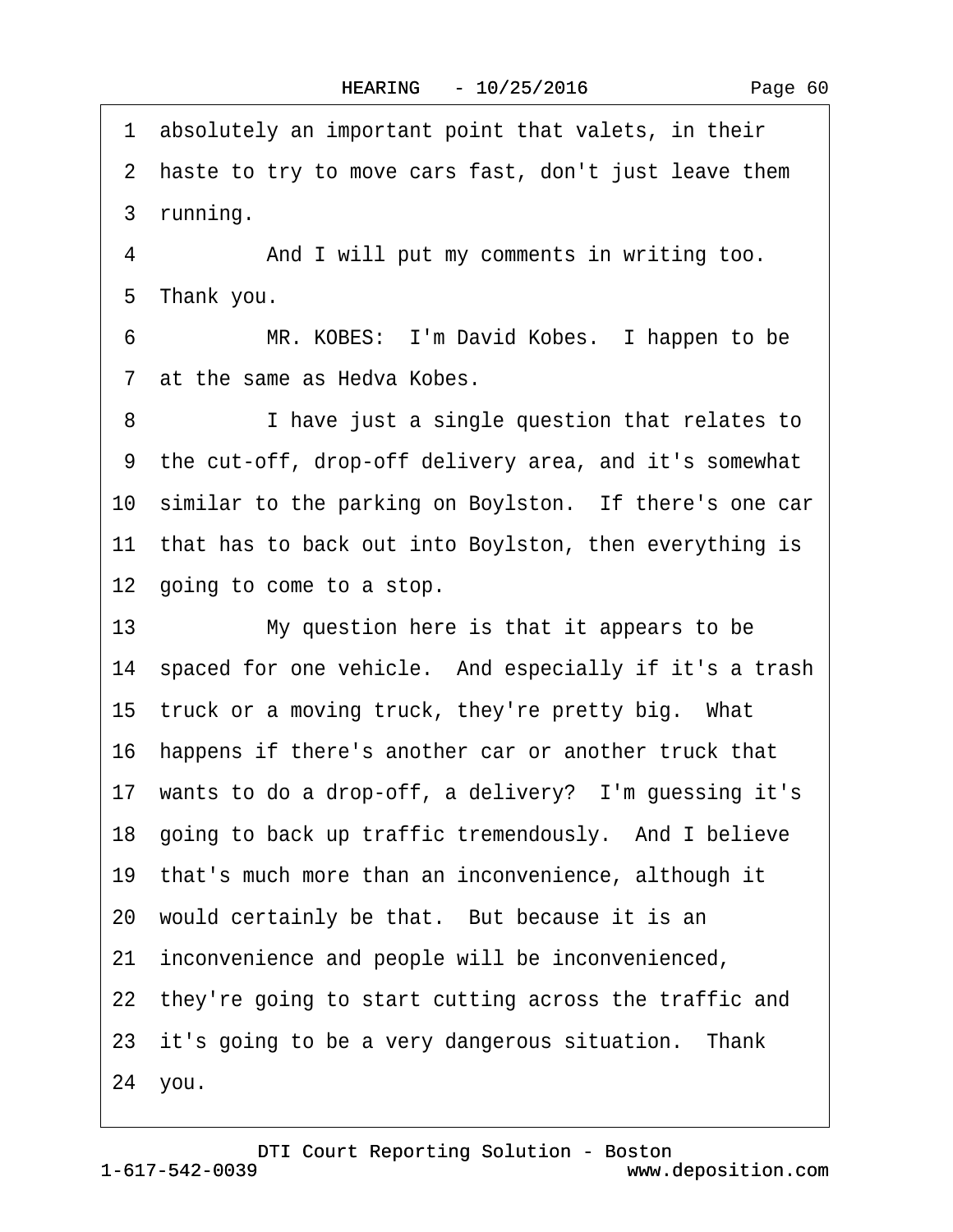1 absolutely an important point that valets, in their
2 haste to try to move cars fast, don't just leave them
3 running.
4 And I will put my comments in writing too.
5 Thank you.
6 MR. KOBES: I'm David Kobes. I happen to be
7 at the same as Hedva Kobes.
8 I have just a single question that relates to
9 the cut-off, drop-off delivery area, and it's somewhat
10 similar to the parking on Boylston. If there's one car
11 that has to back out into Boylston, then everything is
12 going to come to a stop.
13 My question here is that it appears to be
14 spaced for one vehicle. And especially if it's a trash
15 truck or a moving truck, they're pretty big. What
16 happens if there's another car or another truck that
17 wants to do a drop-off, a delivery? I'm guessing it's
18 going to back up traffic tremendously. And I believe
19 that's much more than an inconvenience, although it
20 would certainly be that. But because it is an
21 inconvenience and people will be inconvenienced,
22 they're going to start cutting across the traffic and
23 it's going to be a very dangerous situation. Thank
24 you.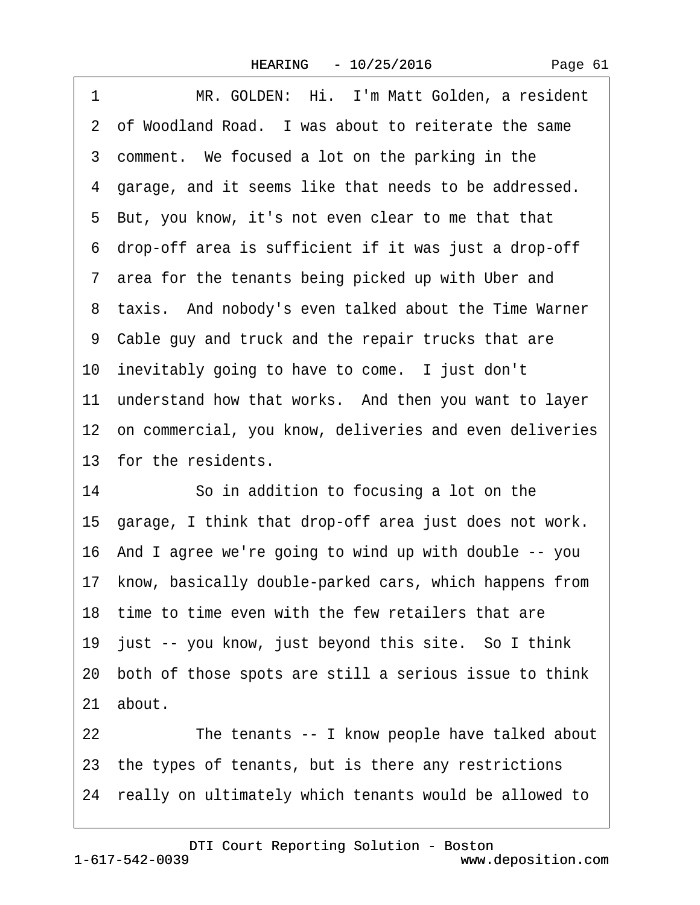1 MR. GOLDEN: Hi. I'm Matt Golden, a resident
2 of Woodland Road. I was about to reiterate the same
3 comment. We focused a lot on the parking in the
4 garage, and it seems like that needs to be addressed.
5 But, you know, it's not even clear to me that that
6 drop-off area is sufficient if it was just a drop-off
7 area for the tenants being picked up with Uber and
8 taxis. And nobody's even talked about the Time Warner
9 Cable guy and truck and the repair trucks that are
10 inevitably going to have to come. I just don't
11 understand how that works. And then you want to layer
12 on commercial, you know, deliveries and even deliveries
13 for the residents.
14 So in addition to focusing a lot on the
15 garage, I think that drop-off area just does not work.
16 And I agree we're going to wind up with double -- you
17 know, basically double-parked cars, which happens from
18 time to time even with the few retailers that are
19 just -- you know, just beyond this site. So I think
20 both of those spots are still a serious issue to think
21 about.
22 The tenants -- I know people have talked about
23 the types of tenants, but is there any restrictions
24 really on ultimately which tenants would be allowed to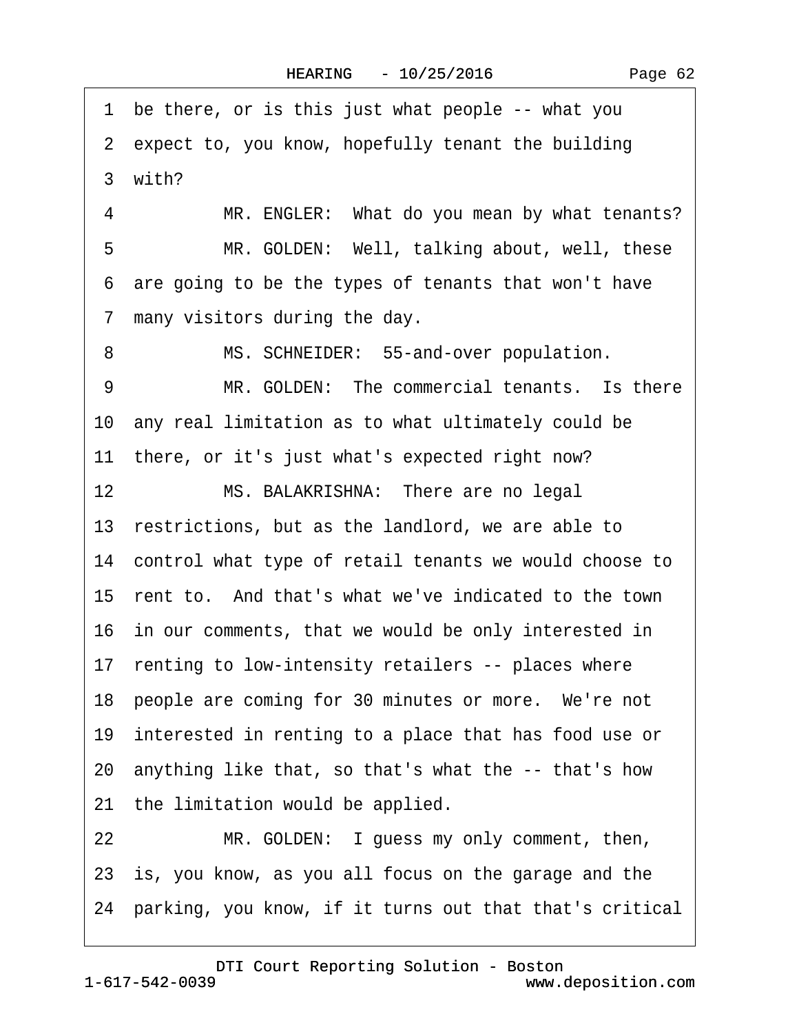1 be there, or is this just what people -- what you
2 expect to, you know, hopefully tenant the building
3 with?
4 MR. ENGLER: What do you mean by what tenants?
5 MR. GOLDEN: Well, talking about, well, these
6 are going to be the types of tenants that won't have
7 many visitors during the day.
8 MS. SCHNEIDER: 55-and-over population.
9 MR. GOLDEN: The commercial tenants. Is there
10 any real limitation as to what ultimately could be
11 there, or it's just what's expected right now?
12 MS. BALAKRISHNA: There are no legal
13 restrictions, but as the landlord, we are able to
14 control what type of retail tenants we would choose to
15 rent to. And that's what we've indicated to the town
16 in our comments, that we would be only interested in
17 renting to low-intensity retailers -- places where
18 people are coming for 30 minutes or more. We're not
19 interested in renting to a place that has food use or
20 anything like that, so that's what the -- that's how
21 the limitation would be applied.
22 MR. GOLDEN: I guess my only comment, then,
23 is, you know, as you all focus on the garage and the
24 parking, you know, if it turns out that that's critical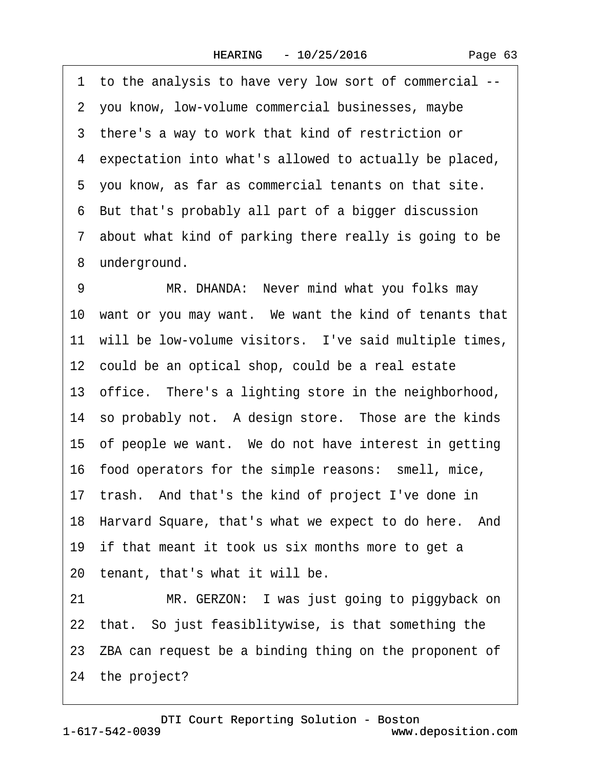1 to the analysis to have very low sort of commercial --
2 you know, low-volume commercial businesses, maybe
3 there's a way to work that kind of restriction or
4 expectation into what's allowed to actually be placed,
5 you know, as far as commercial tenants on that site.
6 But that's probably all part of a bigger discussion
7 about what kind of parking there really is going to be
8 underground.
9 MR. DHANDA: Never mind what you folks may
10 want or you may want. We want the kind of tenants that
11 will be low-volume visitors. I've said multiple times,
12 could be an optical shop, could be a real estate
13 office. There's a lighting store in the neighborhood,
14 so probably not. A design store. Those are the kinds
15 of people we want. We do not have interest in getting
16 food operators for the simple reasons: smell, mice,
17 trash. And that's the kind of project I've done in
18 Harvard Square, that's what we expect to do here. And
19 if that meant it took us six months more to get a
20 tenant, that's what it will be.
21 MR. GERZON: I was just going to piggyback on
22 that. So just feasiblitywise, is that something the
23 ZBA can request be a binding thing on the proponent of
24 the project?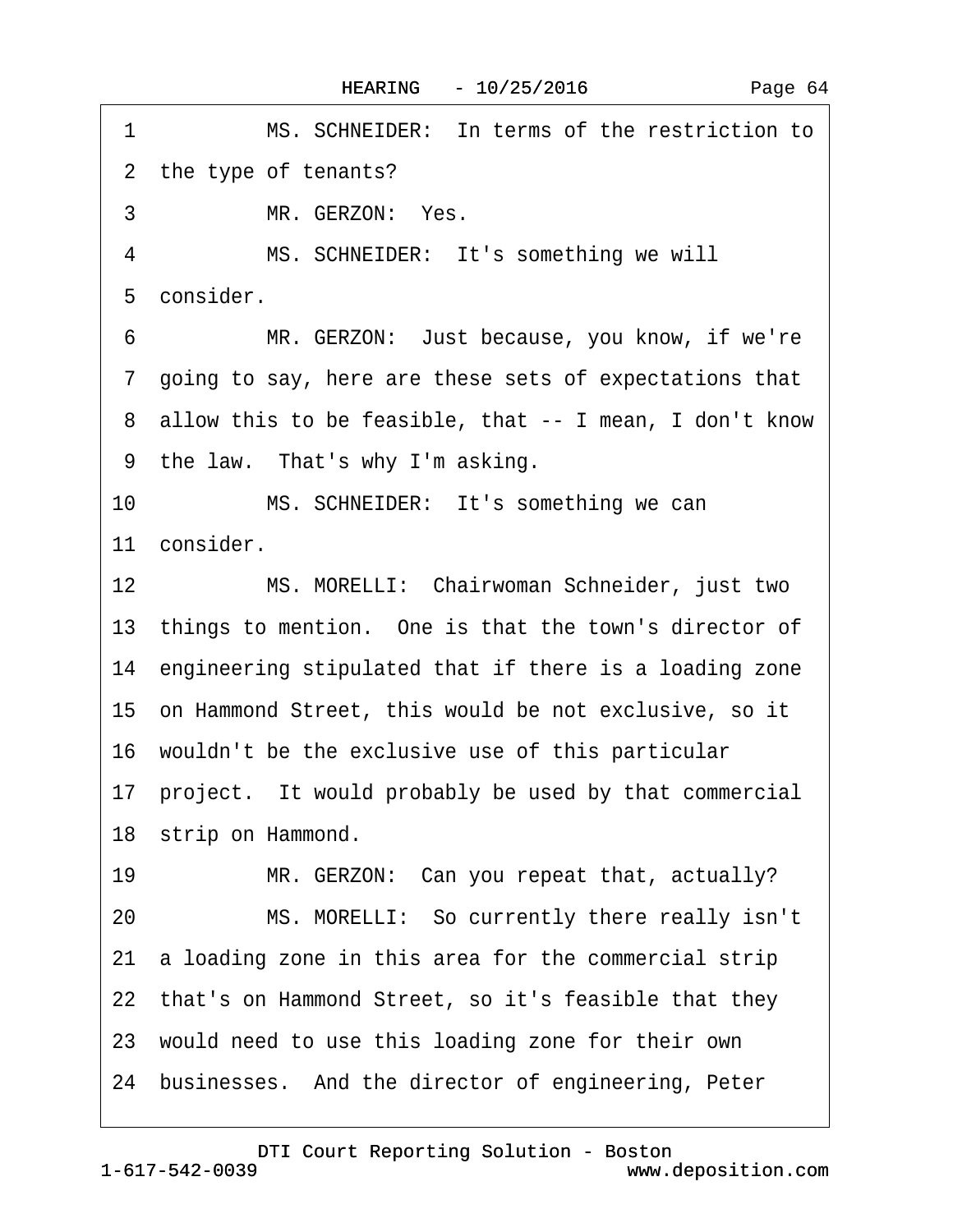1 MS. SCHNEIDER: In terms of the restriction to
2 the type of tenants?
3 MR. GERZON: Yes.
4 MS. SCHNEIDER: It's something we will
5 consider.
6 MR. GERZON: Just because, you know, if we're
7 going to say, here are these sets of expectations that
8 allow this to be feasible, that -- I mean, I don't know
9 the law. That's why I'm asking.
10 MS. SCHNEIDER: It's something we can
11 consider.
12 MS. MORELLI: Chairwoman Schneider, just two
13 things to mention. One is that the town's director of
14 engineering stipulated that if there is a loading zone
15 on Hammond Street, this would be not exclusive, so it
16 wouldn't be the exclusive use of this particular
17 project. It would probably be used by that commercial
18 strip on Hammond.
19 MR. GERZON: Can you repeat that, actually?
20 MS. MORELLI: So currently there really isn't
21 a loading zone in this area for the commercial strip
22 that's on Hammond Street, so it's feasible that they
23 would need to use this loading zone for their own
24 businesses. And the director of engineering, Peter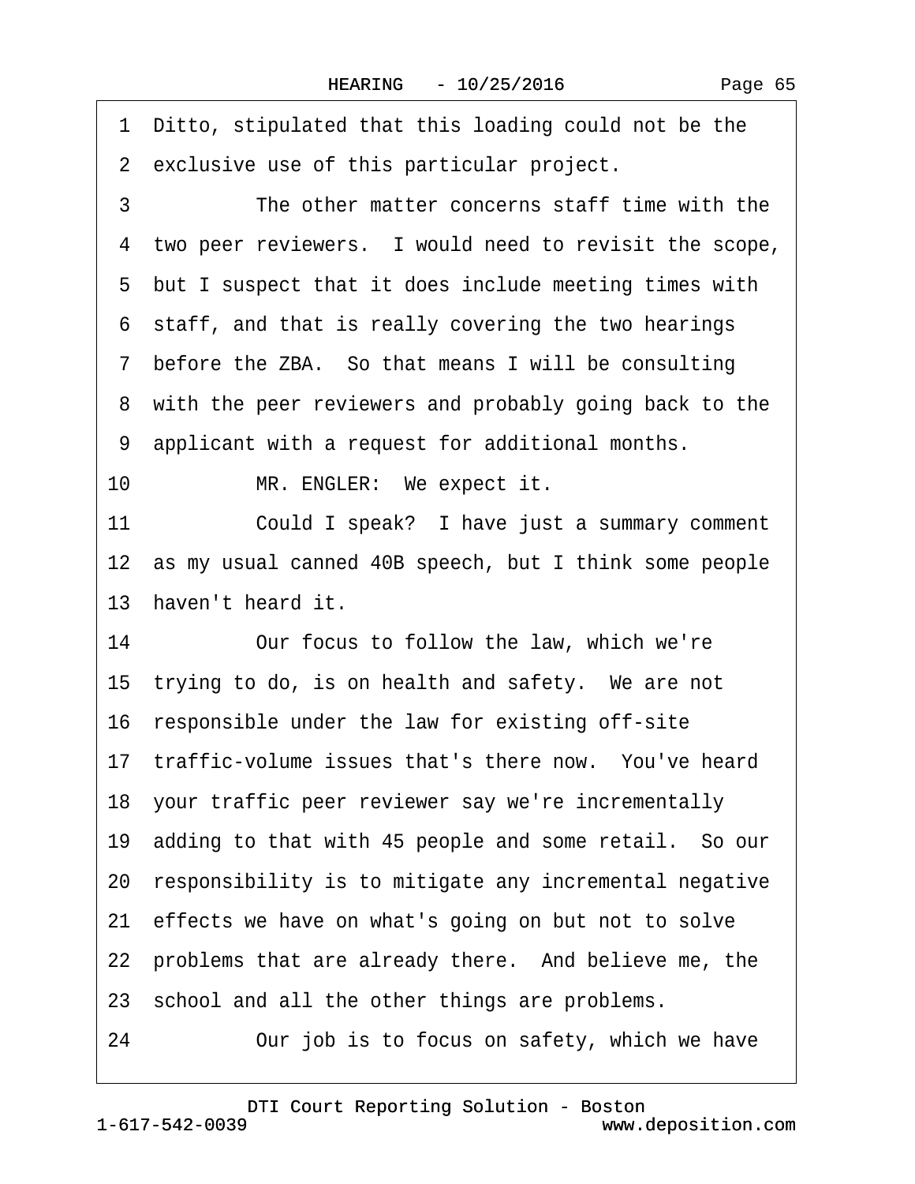1 Ditto, stipulated that this loading could not be the
2 exclusive use of this particular project.
3 The other matter concerns staff time with the
4 two peer reviewers. I would need to revisit the scope,
5 but I suspect that it does include meeting times with
6 staff, and that is really covering the two hearings
7 before the ZBA. So that means I will be consulting
8 with the peer reviewers and probably going back to the
9 applicant with a request for additional months.
10 MR. ENGLER: We expect it.
11 Could I speak? I have just a summary comment
12 as my usual canned 40B speech, but I think some people
13 haven't heard it.
14 Our focus to follow the law, which we're
15 trying to do, is on health and safety. We are not
16 responsible under the law for existing off-site
17 traffic-volume issues that's there now. You've heard
18 your traffic peer reviewer say we're incrementally
19 adding to that with 45 people and some retail. So our
20 responsibility is to mitigate any incremental negative
21 effects we have on what's going on but not to solve
22 problems that are already there. And believe me, the
23 school and all the other things are problems.
24 Our job is to focus on safety, which we have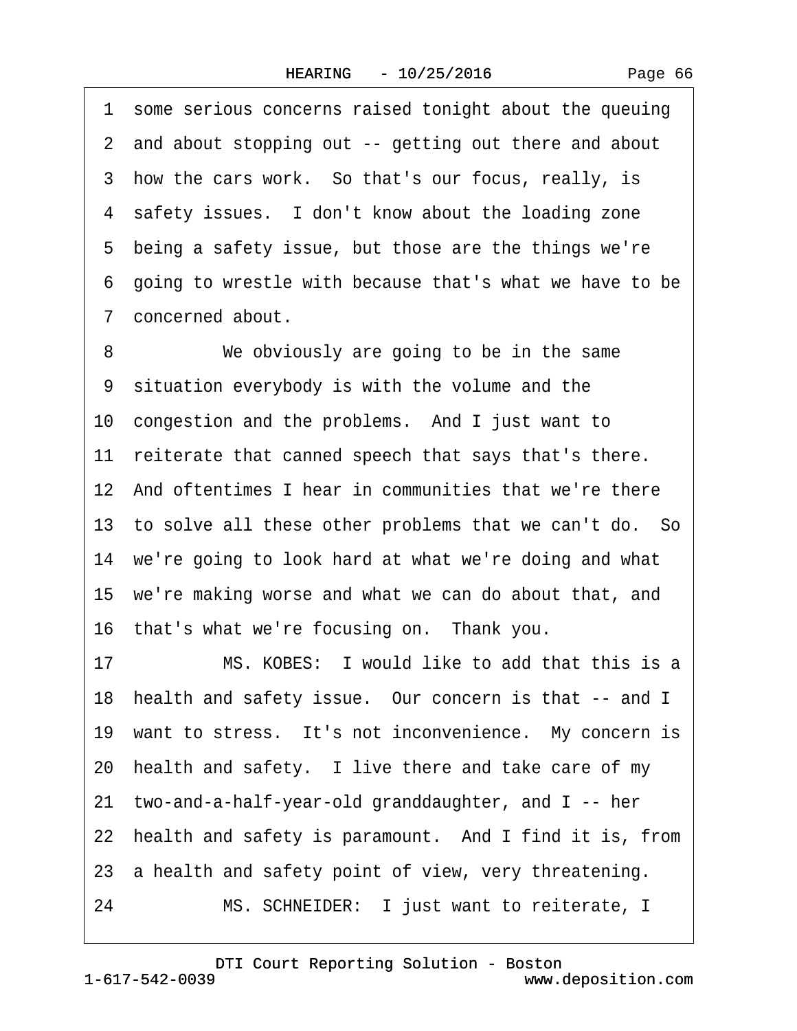1 some serious concerns raised tonight about the queuing
2 and about stopping out -- getting out there and about
3 how the cars work. So that's our focus, really, is
4 safety issues. I don't know about the loading zone
5 being a safety issue, but those are the things we're
6 going to wrestle with because that's what we have to be
7 concerned about.

8 We obviously are going to be in the same
9 situation everybody is with the volume and the
10 congestion and the problems. And I just want to
11 reiterate that canned speech that says that's there.
12 And oftentimes I hear in communities that we're there
13 to solve all these other problems that we can't do. So
14 we're going to look hard at what we're doing and what
15 we're making worse and what we can do about that, and
16 that's what we're focusing on. Thank you.

17 MS. KOBES: I would like to add that this is a
18 health and safety issue. Our concern is that -- and I
19 want to stress. It's not inconvenience. My concern is
20 health and safety. I live there and take care of my
21 two-and-a-half-year-old granddaughter, and I -- her
22 health and safety is paramount. And I find it is, from
23 a health and safety point of view, very threatening.

24 MS. SCHNEIDER: I just want to reiterate, I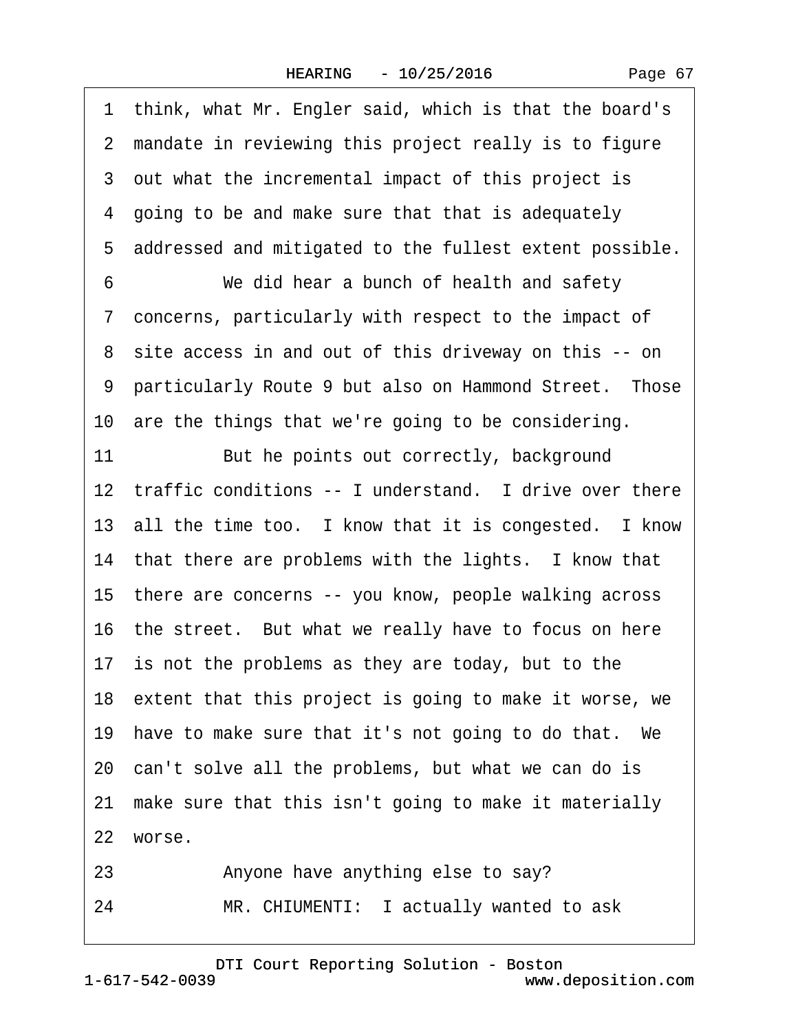1 think, what Mr. Engler said, which is that the board's
2 mandate in reviewing this project really is to figure
3 out what the incremental impact of this project is
4 going to be and make sure that that is adequately
5 addressed and mitigated to the fullest extent possible.
6 We did hear a bunch of health and safety
7 concerns, particularly with respect to the impact of
8 site access in and out of this driveway on this -- on
9 particularly Route 9 but also on Hammond Street. Those
10 are the things that we're going to be considering.
11 But he points out correctly, background
12 traffic conditions -- I understand. I drive over there
13 all the time too. I know that it is congested. I know
14 that there are problems with the lights. I know that
15 there are concerns -- you know, people walking across
16 the street. But what we really have to focus on here
17 is not the problems as they are today, but to the
18 extent that this project is going to make it worse, we
19 have to make sure that it's not going to do that. We
20 can't solve all the problems, but what we can do is
21 make sure that this isn't going to make it materially
22 worse.
23 Anyone have anything else to say?
24 MR. CHIUMENTI: I actually wanted to ask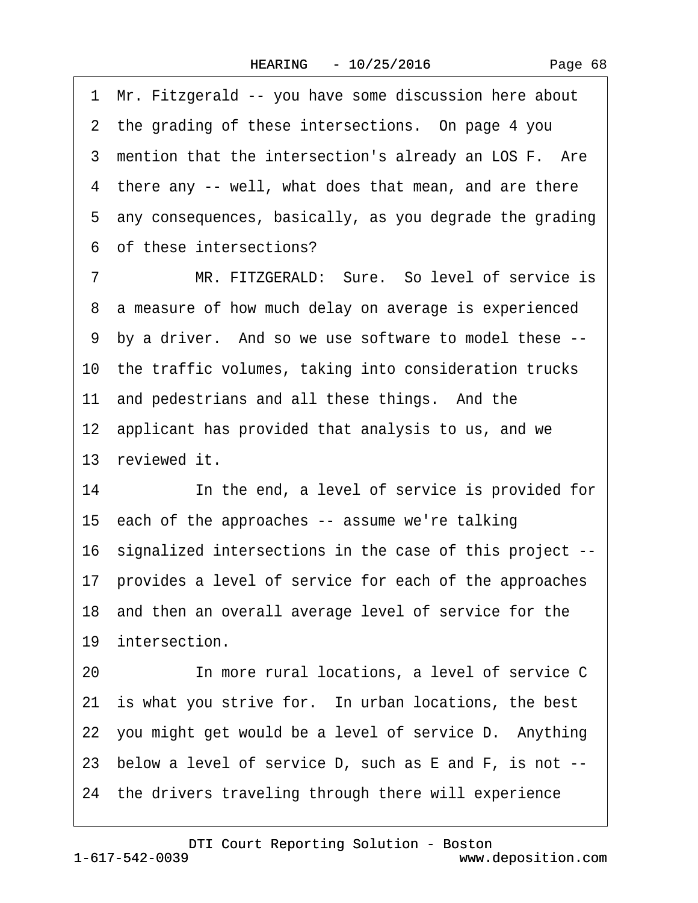1 Mr. Fitzgerald -- you have some discussion here about
2 the grading of these intersections. On page 4 you
3 mention that the intersection's already an LOS F. Are
4 there any -- well, what does that mean, and are there
5 any consequences, basically, as you degrade the grading
6 of these intersections?

7 MR. FITZGERALD: Sure. So level of service is
8 a measure of how much delay on average is experienced
9 by a driver. And so we use software to model these --
10 the traffic volumes, taking into consideration trucks
11 and pedestrians and all these things. And the
12 applicant has provided that analysis to us, and we
13 reviewed it.

14 In the end, a level of service is provided for
15 each of the approaches -- assume we're talking
16 signalized intersections in the case of this project --
17 provides a level of service for each of the approaches
18 and then an overall average level of service for the
19 intersection.

20 In more rural locations, a level of service C
21 is what you strive for. In urban locations, the best
22 you might get would be a level of service D. Anything
23 below a level of service D, such as E and F, is not --
24 the drivers traveling through there will experience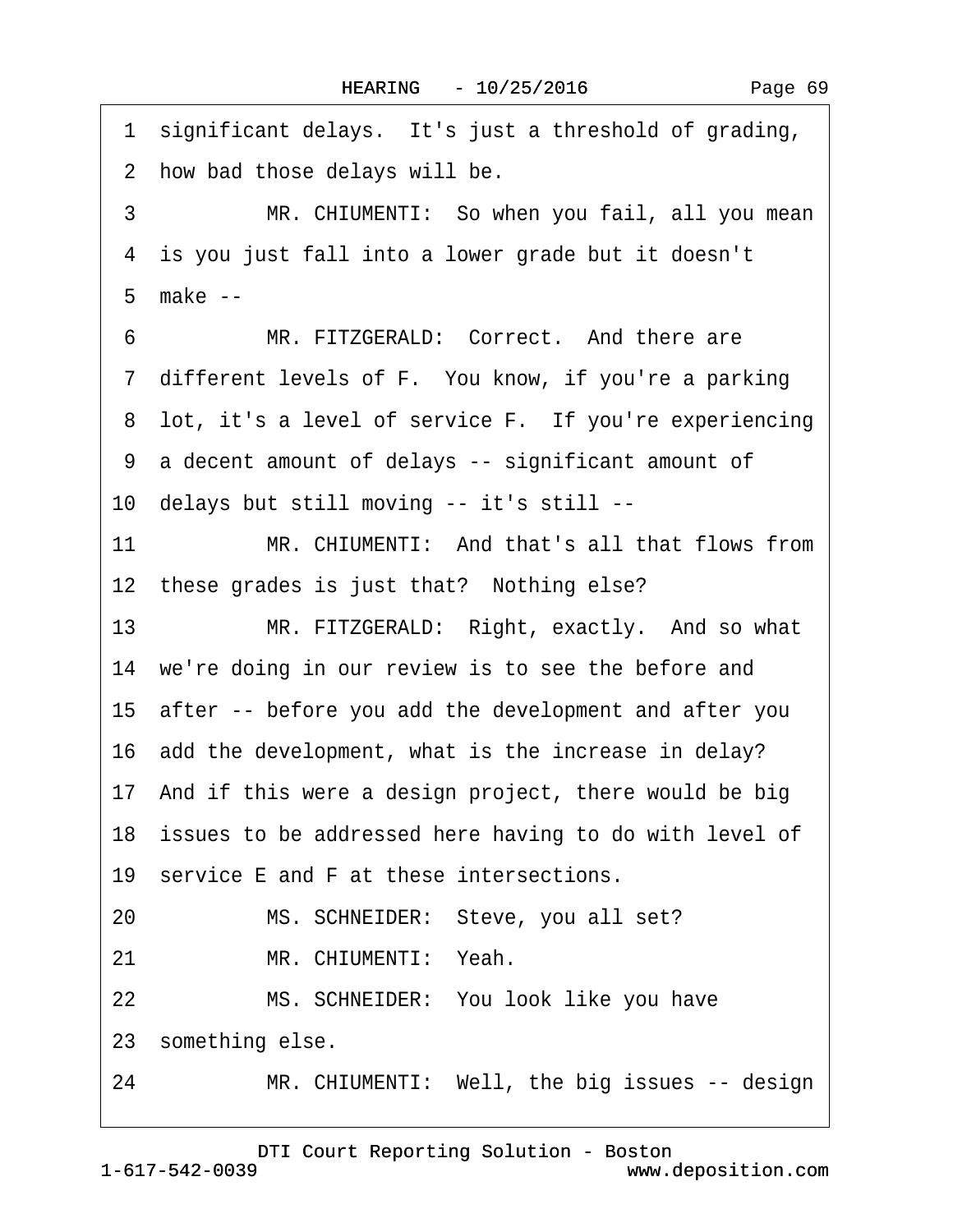1 significant delays. It's just a threshold of grading,

2 how bad those delays will be.

3 MR. CHIUMENTI: So when you fail, all you mean

4 is you just fall into a lower grade but it doesn't

5 make --

6 MR. FITZGERALD: Correct. And there are

7 different levels of F. You know, if you're a parking

8 lot, it's a level of service F. If you're experiencing

9 a decent amount of delays -- significant amount of

10 delays but still moving -- it's still --

11 MR. CHIUMENTI: And that's all that flows from

12 these grades is just that? Nothing else?

13 MR. FITZGERALD: Right, exactly. And so what

14 we're doing in our review is to see the before and

15 after -- before you add the development and after you

16 add the development, what is the increase in delay?

17 And if this were a design project, there would be big

18 issues to be addressed here having to do with level of

19 service E and F at these intersections.

20 MS. SCHNEIDER: Steve, you all set?

21 MR. CHIUMENTI: Yeah.

22 MS. SCHNEIDER: You look like you have

23 something else.

24 MR. CHIUMENTI: Well, the big issues -- design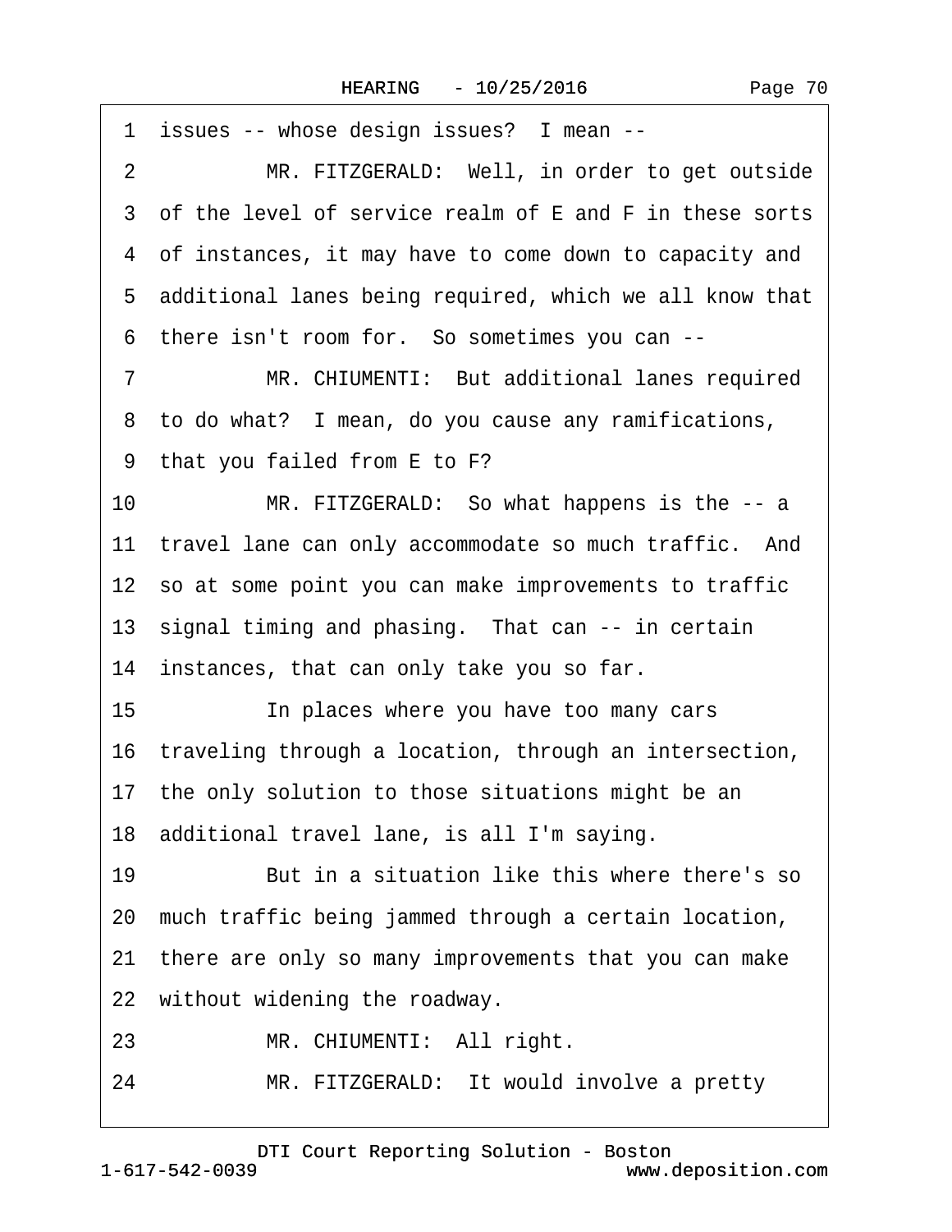1 issues -- whose design issues? I mean --

2 MR. FITZGERALD: Well, in order to get outside

3 of the level of service realm of E and F in these sorts

4 of instances, it may have to come down to capacity and

5 additional lanes being required, which we all know that

6 there isn't room for. So sometimes you can --

7 MR. CHIUMENTI: But additional lanes required

8 to do what? I mean, do you cause any ramifications,

9 that you failed from E to F?

10 MR. FITZGERALD: So what happens is the -- a

11 travel lane can only accommodate so much traffic. And

12 so at some point you can make improvements to traffic

13 signal timing and phasing. That can -- in certain

14 instances, that can only take you so far.

15 In places where you have too many cars

16 traveling through a location, through an intersection,

17 the only solution to those situations might be an

18 additional travel lane, is all I'm saying.

19 But in a situation like this where there's so

20 much traffic being jammed through a certain location,

21 there are only so many improvements that you can make

22 without widening the roadway.

23 MR. CHIUMENTI: All right.

24 MR. FITZGERALD: It would involve a pretty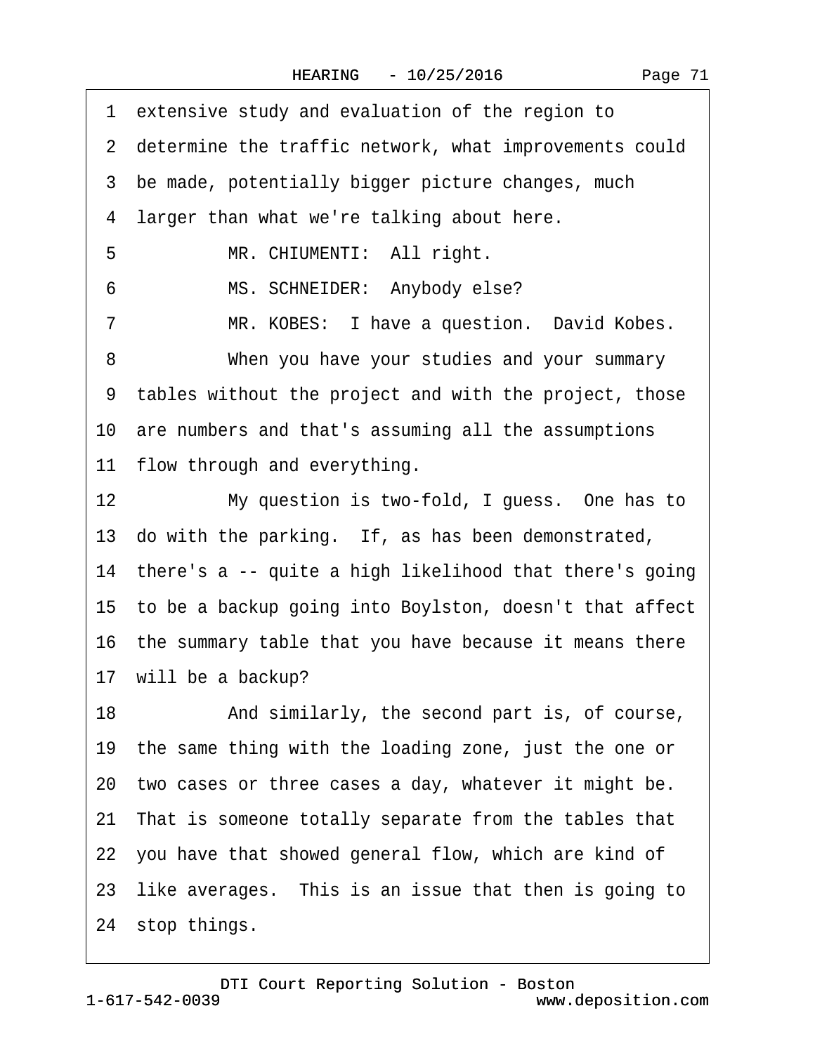1 extensive study and evaluation of the region to
2 determine the traffic network, what improvements could
3 be made, potentially bigger picture changes, much
4 larger than what we're talking about here.
5 MR. CHIUMENTI: All right.
6 MS. SCHNEIDER: Anybody else?
7 MR. KOBES: I have a question. David Kobes.
8 When you have your studies and your summary
9 tables without the project and with the project, those
10 are numbers and that's assuming all the assumptions
11 flow through and everything.
12 My question is two-fold, I guess. One has to
13 do with the parking. If, as has been demonstrated,
14 there's a -- quite a high likelihood that there's going
15 to be a backup going into Boylston, doesn't that affect
16 the summary table that you have because it means there
17 will be a backup?
18 And similarly, the second part is, of course,
19 the same thing with the loading zone, just the one or
20 two cases or three cases a day, whatever it might be.
21 That is someone totally separate from the tables that
22 you have that showed general flow, which are kind of
23 like averages. This is an issue that then is going to
24 stop things.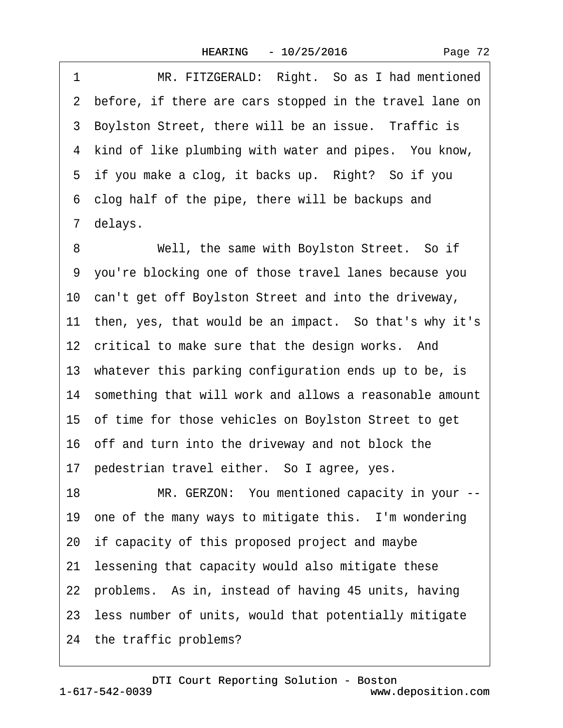1 MR. FITZGERALD: Right. So as I had mentioned
2 before, if there are cars stopped in the travel lane on
3 Boylston Street, there will be an issue. Traffic is
4 kind of like plumbing with water and pipes. You know,
5 if you make a clog, it backs up. Right? So if you
6 clog half of the pipe, there will be backups and
7 delays.
8 Well, the same with Boylston Street. So if
9 you're blocking one of those travel lanes because you
10 can't get off Boylston Street and into the driveway,
11 then, yes, that would be an impact. So that's why it's
12 critical to make sure that the design works. And
13 whatever this parking configuration ends up to be, is
14 something that will work and allows a reasonable amount
15 of time for those vehicles on Boylston Street to get
16 off and turn into the driveway and not block the
17 pedestrian travel either. So I agree, yes.
18 MR. GERZON: You mentioned capacity in your --
19 one of the many ways to mitigate this. I'm wondering
20 if capacity of this proposed project and maybe
21 lessening that capacity would also mitigate these
22 problems. As in, instead of having 45 units, having
23 less number of units, would that potentially mitigate
24 the traffic problems?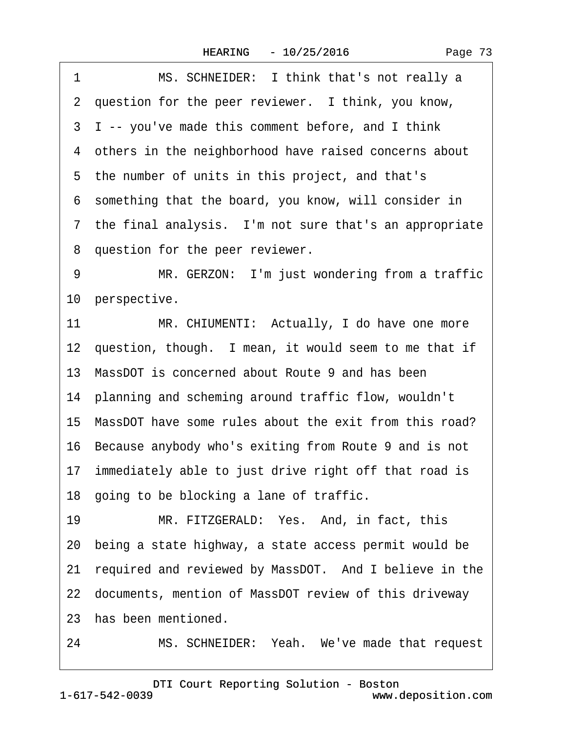1 MS. SCHNEIDER: I think that's not really a
2 question for the peer reviewer. I think, you know,
3 I -- you've made this comment before, and I think
4 others in the neighborhood have raised concerns about
5 the number of units in this project, and that's
6 something that the board, you know, will consider in
7 the final analysis. I'm not sure that's an appropriate
8 question for the peer reviewer.
9 MR. GERZON: I'm just wondering from a traffic
10 perspective.
11 MR. CHIUMENTI: Actually, I do have one more
12 question, though. I mean, it would seem to me that if
13 MassDOT is concerned about Route 9 and has been
14 planning and scheming around traffic flow, wouldn't
15 MassDOT have some rules about the exit from this road?
16 Because anybody who's exiting from Route 9 and is not
17 immediately able to just drive right off that road is
18 going to be blocking a lane of traffic.
19 MR. FITZGERALD: Yes. And, in fact, this
20 being a state highway, a state access permit would be
21 required and reviewed by MassDOT. And I believe in the
22 documents, mention of MassDOT review of this driveway
23 has been mentioned.
24 MS. SCHNEIDER: Yeah. We've made that request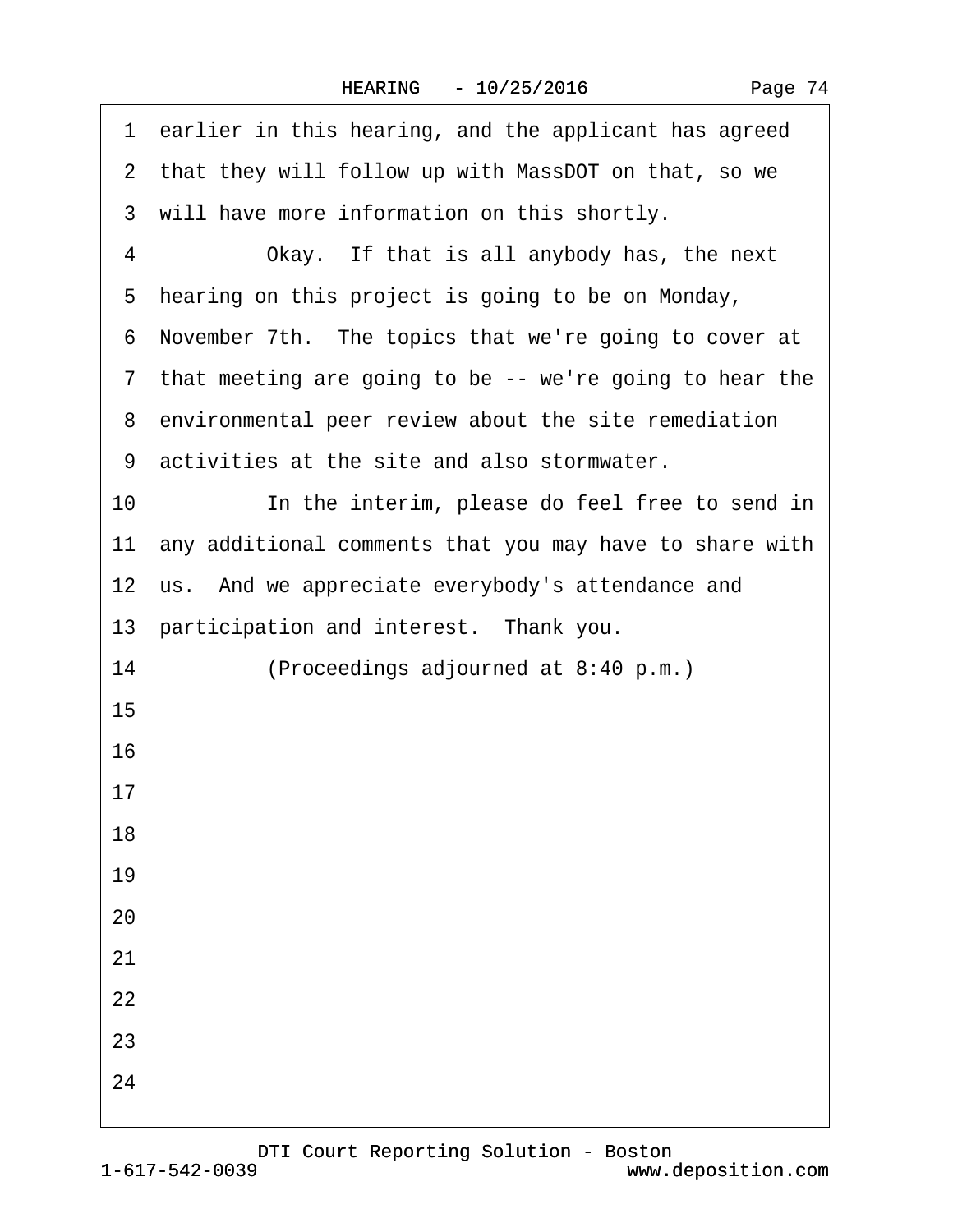1 earlier in this hearing, and the applicant has agreed
2 that they will follow up with MassDOT on that, so we
3 will have more information on this shortly.
4 Okay. If that is all anybody has, the next
5 hearing on this project is going to be on Monday,
6 November 7th. The topics that we're going to cover at
7 that meeting are going to be -- we're going to hear the
8 environmental peer review about the site remediation
9 activities at the site and also stormwater.
10 In the interim, please do feel free to send in
11 any additional comments that you may have to share with
12 us. And we appreciate everybody's attendance and
13 participation and interest. Thank you.
14 (Proceedings adjourned at 8:40 p.m.)
15
16
17
18
19
20
21
22
23
24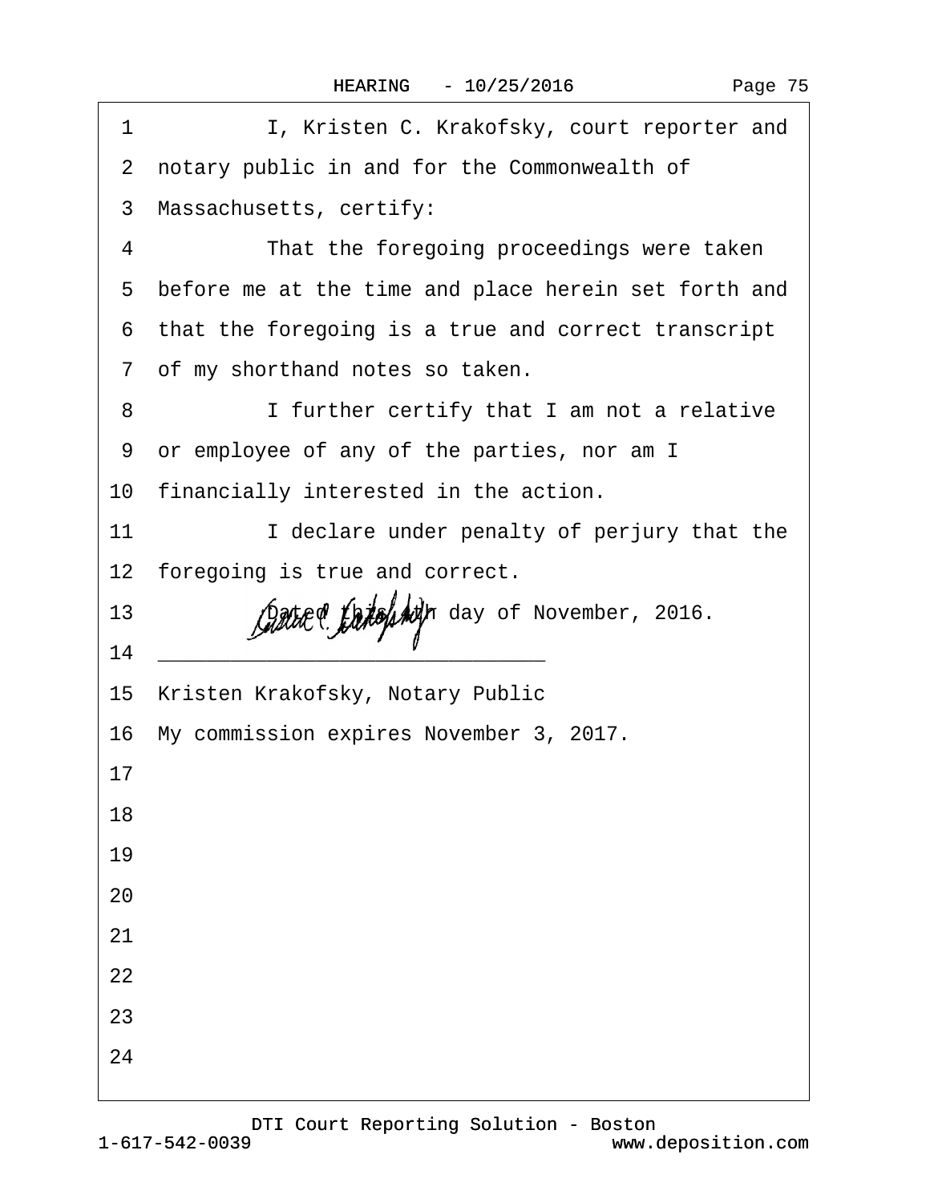1 I, Kristen C. Krakofsky, court reporter and
2 notary public in and for the Commonwealth of
3 Massachusetts, certify:
4 That the foregoing proceedings were taken
5 before me at the time and place herein set forth and
6 that the foregoing is a true and correct transcript
7 of my shorthand notes so taken.
8 I further certify that I am not a relative
9 or employee of any of the parties, nor am I
10 financially interested in the action.
11 I declare under penalty of perjury that the
12 foregoing is true and correct.
13 Dated this 4th day of November, 2016.
14 ______________________________
15 Kristen Krakofsky, Notary Public
16 My commission expires November 3, 2017.
17
18
19
20
21
22
23
24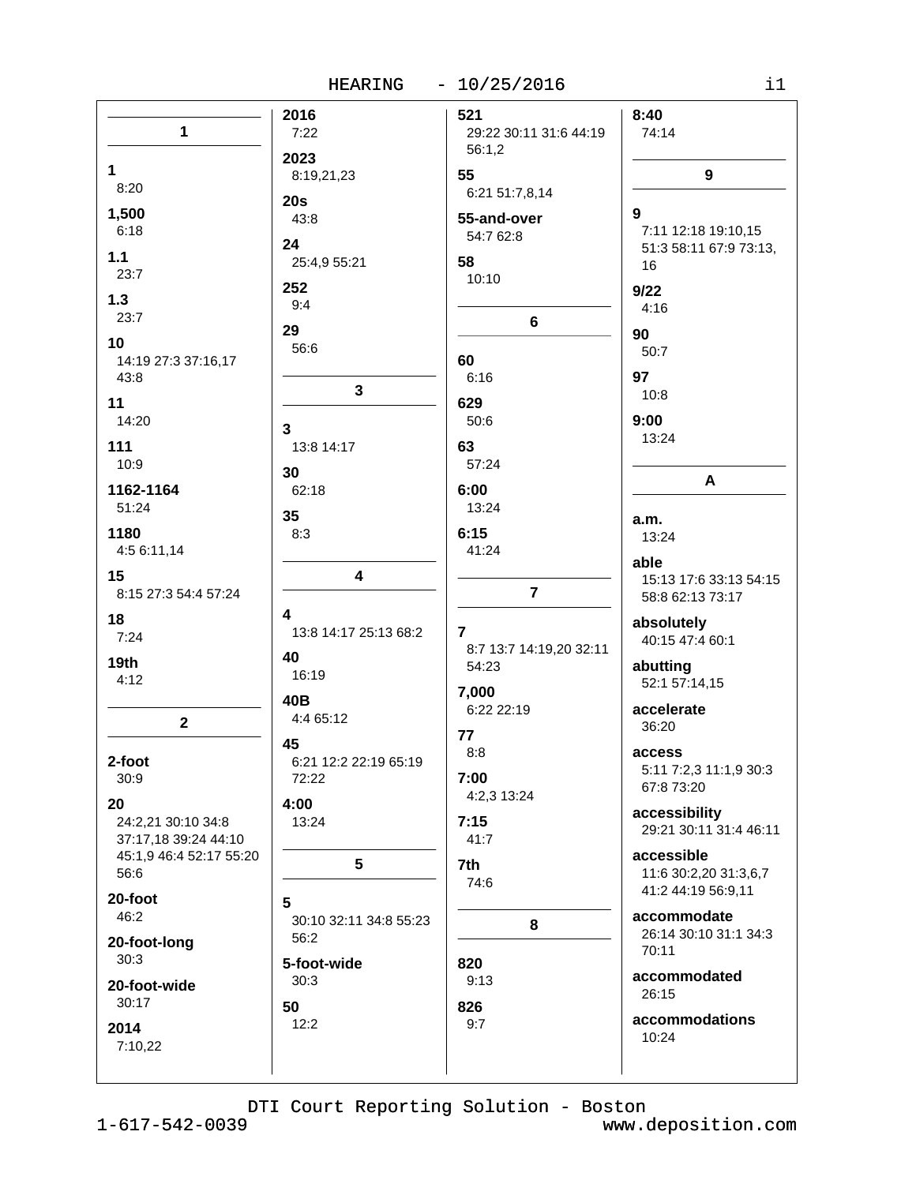### 1

**1**
8:20

**1,500**
6:18

**1.1**
23:7

**1.3**
23:7

**10**
14:19 27:3 37:16,17 43:8

**11**
14:20

**111**
10:9

**1162-1164**
51:24

**1180**
4:5 6:11,14

**15**
8:15 27:3 54:4 57:24

**18**
7:24

**19th**
4:12

### 2

**2-foot**
30:9

**20**
24:2,21 30:10 34:8 37:17,18 39:24 44:10 45:1,9 46:4 52:17 55:20 56:6

**20-foot**
46:2

**20-foot-long**
30:3

**20-foot-wide**
30:17

**2014**
7:10,22

**2016**
7:22

**2023**
8:19,21,23

**20s**
43:8

**24**
25:4,9 55:21

**252**
9:4

**29**
56:6

### 3

**3**
13:8 14:17

**30**
62:18

**35**
8:3

### 4

**4**
13:8 14:17 25:13 68:2

**40**
16:19

**40B**
4:4 65:12

**45**
6:21 12:2 22:19 65:19 72:22

**4:00**
13:24

### 5

**5**
30:10 32:11 34:8 55:23 56:2

**5-foot-wide**
30:3

**50**
12:2

**521**
29:22 30:11 31:6 44:19 56:1,2

**55**
6:21 51:7,8,14

**55-and-over**
54:7 62:8

**58**
10:10

### 6

**60**
6:16

**629**
50:6

**63**
57:24

**6:00**
13:24

**6:15**
41:24

### 7

**7**
8:7 13:7 14:19,20 32:11 54:23

**7,000**
6:22 22:19

**77**
8:8

**7:00**
4:2,3 13:24

**7:15**
41:7

**7th**
74:6

### 8

**820**
9:13

**826**
9:7

**8:40**
74:14

### 9

**9**
7:11 12:18 19:10,15 51:3 58:11 67:9 73:13,16

**9/22**
4:16

**90**
50:7

**97**
10:8

**9:00**
13:24

### A

**a.m.**
13:24

**able**
15:13 17:6 33:13 54:15 58:8 62:13 73:17

**absolutely**
40:15 47:4 60:1

**abutting**
52:1 57:14,15

**accelerate**
36:20

**access**
5:11 7:2,3 11:1,9 30:3 67:8 73:20

**accessibility**
29:21 30:11 31:4 46:11

**accessible**
11:6 30:2,20 31:3,6,7 41:2 44:19 56:9,11

**accommodate**
26:14 30:10 31:1 34:3 70:11

**accommodated**
26:15

**accommodations**
10:24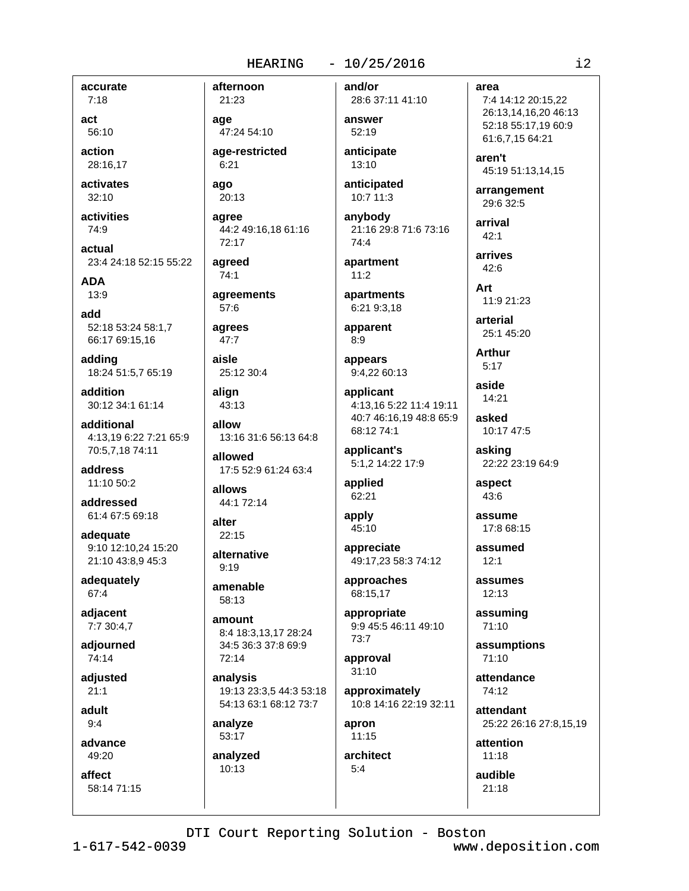**accurate**
7:18

**act**
56:10

**action**
28:16,17

**activates**
32:10

**activities**
74:9

**actual**
23:4 24:18 52:15 55:22

**ADA**
13:9

**add**
52:18 53:24 58:1,7 66:17 69:15,16

**adding**
18:24 51:5,7 65:19

**addition**
30:12 34:1 61:14

**additional**
4:13,19 6:22 7:21 65:9 70:5,7,18 74:11

**address**
11:10 50:2

**addressed**
61:4 67:5 69:18

**adequate**
9:10 12:10,24 15:20 21:10 43:8,9 45:3

**adequately**
67:4

**adjacent**
7:7 30:4,7

**adjourned**
74:14

**adjusted**
21:1

**adult**
9:4

**advance**
49:20

**affect**
58:14 71:15

**afternoon**
21:23

**age**
47:24 54:10

**age-restricted**
6:21

**ago**
20:13

**agree**
44:2 49:16,18 61:16 72:17

**agreed**
74:1

**agreements**
57:6

**agrees**
47:7

**aisle**
25:12 30:4

**align**
43:13

**allow**
13:16 31:6 56:13 64:8

**allowed**
17:5 52:9 61:24 63:4

**allows**
44:1 72:14

**alter**
22:15

**alternative**
9:19

**amenable**
58:13

**amount**
8:4 18:3,13,17 28:24 34:5 36:3 37:8 69:9 72:14

**analysis**
19:13 23:3,5 44:3 53:18 54:13 63:1 68:12 73:7

**analyze**
53:17

**analyzed**
10:13

**and/or**
28:6 37:11 41:10

**answer**
52:19

**anticipate**
13:10

**anticipated**
10:7 11:3

**anybody**
21:16 29:8 71:6 73:16 74:4

**apartment**
11:2

**apartments**
6:21 9:3,18

**apparent**
8:9

**appears**
9:4,22 60:13

**applicant**
4:13,16 5:22 11:4 19:11 40:7 46:16,19 48:8 65:9 68:12 74:1

**applicant's**
5:1,2 14:22 17:9

**applied**
62:21

**apply**
45:10

**appreciate**
49:17,23 58:3 74:12

**approaches**
68:15,17

**appropriate**
9:9 45:5 46:11 49:10 73:7

**approval**
31:10

**approximately**
10:8 14:16 22:19 32:11

**apron**
11:15

**architect**
5:4

**area**
7:4 14:12 20:15,22 26:13,14,16,20 46:13 52:18 55:17,19 60:9 61:6,7,15 64:21

**aren't**
45:19 51:13,14,15

**arrangement**
29:6 32:5

**arrival**
42:1

**arrives**
42:6

**Art**
11:9 21:23

**arterial**
25:1 45:20

**Arthur**
5:17

**aside**
14:21

**asked**
10:17 47:5

**asking**
22:22 23:19 64:9

**aspect**
43:6

**assume**
17:8 68:15

**assumed**
12:1

**assumes**
12:13

**assuming**
71:10

**assumptions**
71:10

**attendance**
74:12

**attendant**
25:22 26:16 27:8,15,19

**attention**
11:18

**audible**
21:18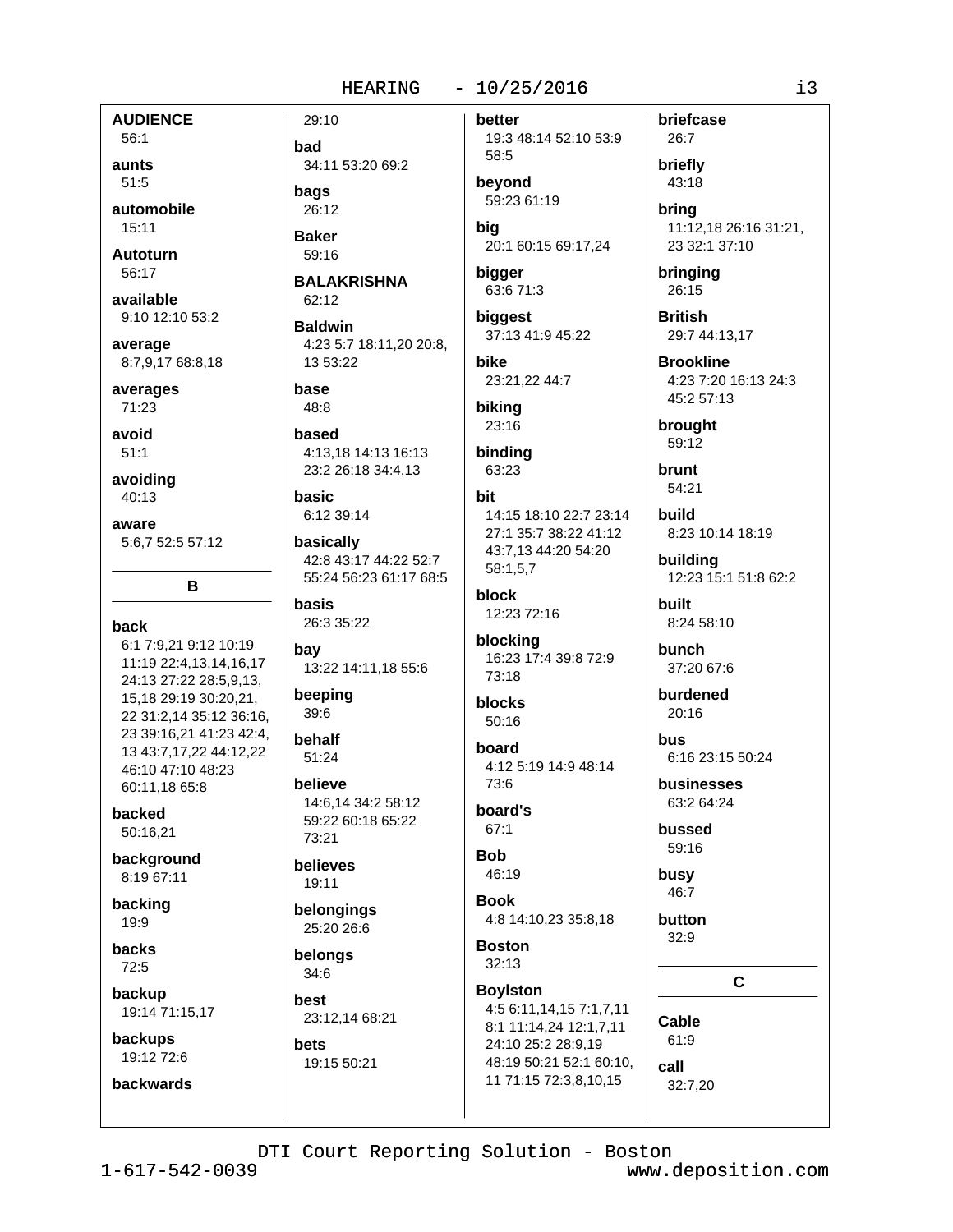**AUDIENCE**
56:1

**aunts**
51:5

**automobile**
15:11

**Autoturn**
56:17

**available**
9:10 12:10 53:2

**average**
8:7,9,17 68:8,18

**averages**
71:23

**avoid**
51:1

**avoiding**
40:13

**aware**
5:6,7 52:5 57:12

## B

**back**
6:1 7:9,21 9:12 10:19 11:19 22:4,13,14,16,17 24:13 27:22 28:5,9,13, 15,18 29:19 30:20,21, 22 31:2,14 35:12 36:16, 23 39:16,21 41:23 42:4, 13 43:7,17,22 44:12,22 46:10 47:10 48:23 60:11,18 65:8

**backed**
50:16,21

**background**
8:19 67:11

**backing**
19:9

**backs**
72:5

**backup**
19:14 71:15,17

**backups**
19:12 72:6

**backwards**
29:10

**bad**
34:11 53:20 69:2

**bags**
26:12

**Baker**
59:16

**BALAKRISHNA**
62:12

**Baldwin**
4:23 5:7 18:11,20 20:8, 13 53:22

**base**
48:8

**based**
4:13,18 14:13 16:13 23:2 26:18 34:4,13

**basic**
6:12 39:14

**basically**
42:8 43:17 44:22 52:7 55:24 56:23 61:17 68:5

**basis**
26:3 35:22

**bay**
13:22 14:11,18 55:6

**beeping**
39:6

**behalf**
51:24

**believe**
14:6,14 34:2 58:12 59:22 60:18 65:22 73:21

**believes**
19:11

**belongings**
25:20 26:6

**belongs**
34:6

**best**
23:12,14 68:21

**bets**
19:15 50:21

**better**
19:3 48:14 52:10 53:9 58:5

**beyond**
59:23 61:19

**big**
20:1 60:15 69:17,24

**bigger**
63:6 71:3

**biggest**
37:13 41:9 45:22

**bike**
23:21,22 44:7

**biking**
23:16

**binding**
63:23

**bit**
14:15 18:10 22:7 23:14 27:1 35:7 38:22 41:12 43:7,13 44:20 54:20 58:1,5,7

**block**
12:23 72:16

**blocking**
16:23 17:4 39:8 72:9 73:18

**blocks**
50:16

**board**
4:12 5:19 14:9 48:14 73:6

**board's**
67:1

**Bob**
46:19

**Book**
4:8 14:10,23 35:8,18

**Boston**
32:13

**Boylston**
4:5 6:11,14,15 7:1,7,11 8:1 11:14,24 12:1,7,11 24:10 25:2 28:9,19 48:19 50:21 52:1 60:10, 11 71:15 72:3,8,10,15

**briefcase**
26:7

**briefly**
43:18

**bring**
11:12,18 26:16 31:21, 23 32:1 37:10

**bringing**
26:15

**British**
29:7 44:13,17

**Brookline**
4:23 7:20 16:13 24:3 45:2 57:13

**brought**
59:12

**brunt**
54:21

**build**
8:23 10:14 18:19

**building**
12:23 15:1 51:8 62:2

**built**
8:24 58:10

**bunch**
37:20 67:6

**burdened**
20:16

**bus**
6:16 23:15 50:24

**businesses**
63:2 64:24

**bussed**
59:16

**busy**
46:7

**button**
32:9

## C

**Cable**
61:9

**call**
32:7,20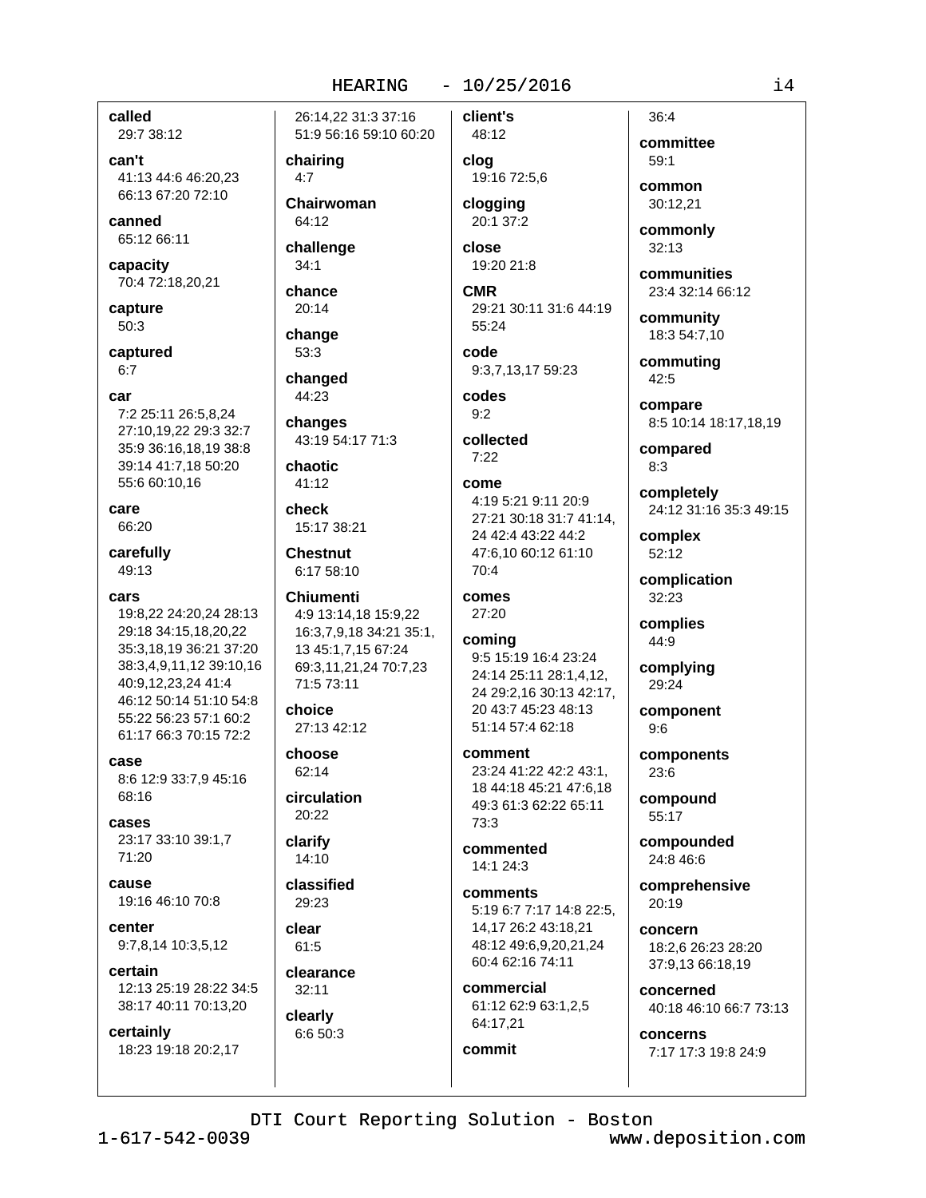**called**
29:7 38:12

**can't**
41:13 44:6 46:20,23 66:13 67:20 72:10

**canned**
65:12 66:11

**capacity**
70:4 72:18,20,21

**capture**
50:3

**captured**
6:7

**car**
7:2 25:11 26:5,8,24 27:10,19,22 29:3 32:7 35:9 36:16,18,19 38:8 39:14 41:7,18 50:20 55:6 60:10,16

**care**
66:20

**carefully**
49:13

**cars**
19:8,22 24:20,24 28:13 29:18 34:15,18,20,22 35:3,18,19 36:21 37:20 38:3,4,9,11,12 39:10,16 40:9,12,23,24 41:4 46:12 50:14 51:10 54:8 55:22 56:23 57:1 60:2 61:17 66:3 70:15 72:2

**case**
8:6 12:9 33:7,9 45:16 68:16

**cases**
23:17 33:10 39:1,7 71:20

**cause**
19:16 46:10 70:8

**center**
9:7,8,14 10:3,5,12

**certain**
12:13 25:19 28:22 34:5 38:17 40:11 70:13,20

**certainly**
18:23 19:18 20:2,17 26:14,22 31:3 37:16 51:9 56:16 59:10 60:20

**chairing**
4:7

**Chairwoman**
64:12

**challenge**
34:1

**chance**
20:14

**change**
53:3

**changed**
44:23

**changes**
43:19 54:17 71:3

**chaotic**
41:12

**check**
15:17 38:21

**Chestnut**
6:17 58:10

**Chiumenti**
4:9 13:14,18 15:9,22 16:3,7,9,18 34:21 35:1, 13 45:1,7,15 67:24 69:3,11,21,24 70:7,23 71:5 73:11

**choice**
27:13 42:12

**choose**
62:14

**circulation**
20:22

**clarify**
14:10

**classified**
29:23

**clear**
61:5

**clearance**
32:11

**clearly**
6:6 50:3

**client's**
48:12

**clog**
19:16 72:5,6

**clogging**
20:1 37:2

**close**
19:20 21:8

**CMR**
29:21 30:11 31:6 44:19 55:24

**code**
9:3,7,13,17 59:23

**codes**
9:2

**collected**
7:22

**come**
4:19 5:21 9:11 20:9 27:21 30:18 31:7 41:14, 24 42:4 43:22 44:2 47:6,10 60:12 61:10 70:4

**comes**
27:20

**coming**
9:5 15:19 16:4 23:24 24:14 25:11 28:1,4,12, 24 29:2,16 30:13 42:17, 20 43:7 45:23 48:13 51:14 57:4 62:18

**comment**
23:24 41:22 42:2 43:1, 18 44:18 45:21 47:6,18 49:3 61:3 62:22 65:11 73:3

**commented**
14:1 24:3

**comments**
5:19 6:7 7:17 14:8 22:5, 14,17 26:2 43:18,21 48:12 49:6,9,20,21,24 60:4 62:16 74:11

**commercial**
61:12 62:9 63:1,2,5 64:17,21

**commit**
36:4

**committee**
59:1

**common**
30:12,21

**commonly**
32:13

**communities**
23:4 32:14 66:12

**community**
18:3 54:7,10

**commuting**
42:5

**compare**
8:5 10:14 18:17,18,19

**compared**
8:3

**completely**
24:12 31:16 35:3 49:15

**complex**
52:12

**complication**
32:23

**complies**
44:9

**complying**
29:24

**component**
9:6

**components**
23:6

**compound**
55:17

**compounded**
24:8 46:6

**comprehensive**
20:19

**concern**
18:2,6 26:23 28:20 37:9,13 66:18,19

**concerned**
40:18 46:10 66:7 73:13

**concerns**
7:17 17:3 19:8 24:9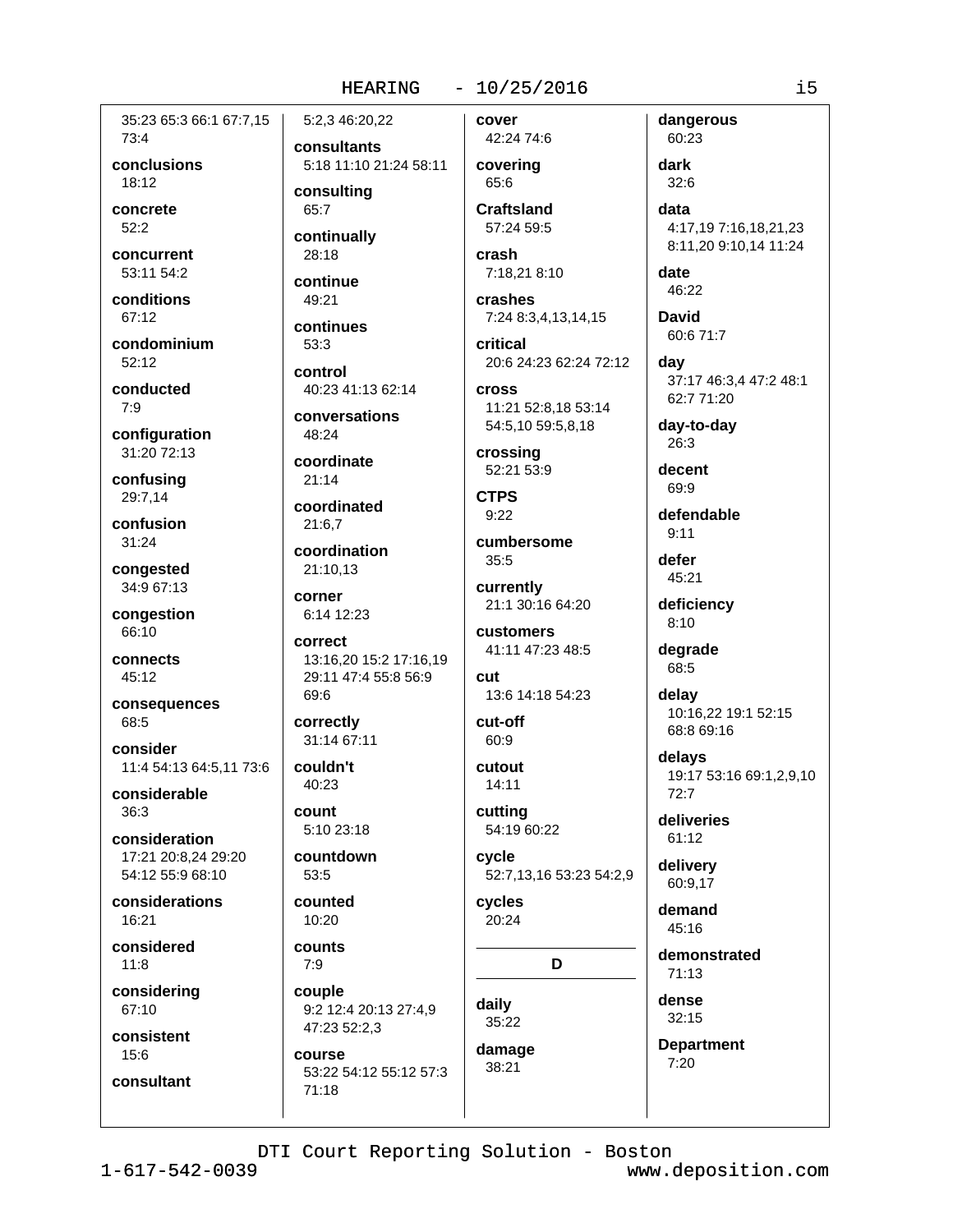35:23 65:3 66:1 67:7,15 73:4

**conclusions**
18:12

**concrete**
52:2

**concurrent**
53:11 54:2

**conditions**
67:12

**condominium**
52:12

**conducted**
7:9

**configuration**
31:20 72:13

**confusing**
29:7,14

**confusion**
31:24

**congested**
34:9 67:13

**congestion**
66:10

**connects**
45:12

**consequences**
68:5

**consider**
11:4 54:13 64:5,11 73:6

**considerable**
36:3

**consideration**
17:21 20:8,24 29:20 54:12 55:9 68:10

**considerations**
16:21

**considered**
11:8

**considering**
67:10

**consistent**
15:6

**consultant**
5:2,3 46:20,22

**consultants**
5:18 11:10 21:24 58:11

**consulting**
65:7

**continually**
28:18

**continue**
49:21

**continues**
53:3

**control**
40:23 41:13 62:14

**conversations**
48:24

**coordinate**
21:14

**coordinated**
21:6,7

**coordination**
21:10,13

**corner**
6:14 12:23

**correct**
13:16,20 15:2 17:16,19 29:11 47:4 55:8 56:9 69:6

**correctly**
31:14 67:11

**couldn't**
40:23

**count**
5:10 23:18

**countdown**
53:5

**counted**
10:20

**counts**
7:9

**couple**
9:2 12:4 20:13 27:4,9 47:23 52:2,3

**course**
53:22 54:12 55:12 57:3 71:18

**cover**
42:24 74:6

**covering**
65:6

**Craftsland**
57:24 59:5

**crash**
7:18,21 8:10

**crashes**
7:24 8:3,4,13,14,15

**critical**
20:6 24:23 62:24 72:12

**cross**
11:21 52:8,18 53:14 54:5,10 59:5,8,18

**crossing**
52:21 53:9

**CTPS**
9:22

**cumbersome**
35:5

**currently**
21:1 30:16 64:20

**customers**
41:11 47:23 48:5

**cut**
13:6 14:18 54:23

**cut-off**
60:9

**cutout**
14:11

**cutting**
54:19 60:22

**cycle**
52:7,13,16 53:23 54:2,9

**cycles**
20:24

## D

**daily**
35:22

**damage**
38:21

**dangerous**
60:23

**dark**
32:6

**data**
4:17,19 7:16,18,21,23 8:11,20 9:10,14 11:24

**date**
46:22

**David**
60:6 71:7

**day**
37:17 46:3,4 47:2 48:1 62:7 71:20

**day-to-day**
26:3

**decent**
69:9

**defendable**
9:11

**defer**
45:21

**deficiency**
8:10

**degrade**
68:5

**delay**
10:16,22 19:1 52:15 68:8 69:16

**delays**
19:17 53:16 69:1,2,9,10 72:7

**deliveries**
61:12

**delivery**
60:9,17

**demand**
45:16

**demonstrated**
71:13

**dense**
32:15

**Department**
7:20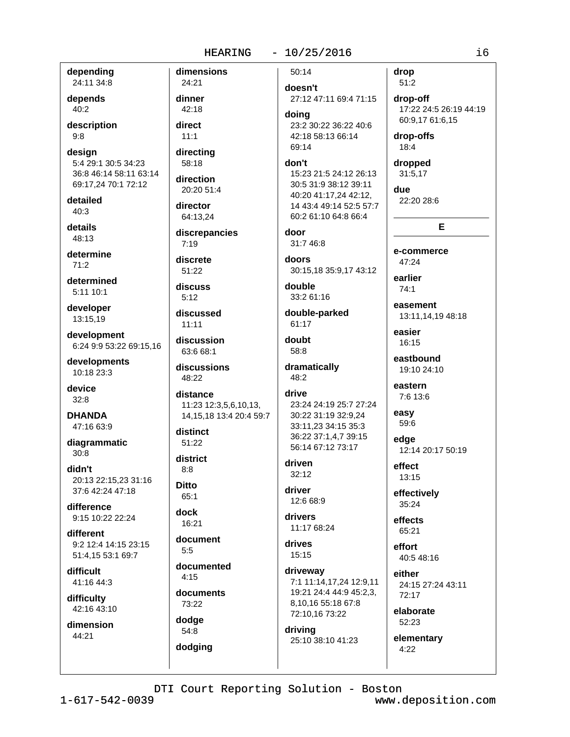**depending**
24:11 34:8

**depends**
40:2

**description**
9:8

**design**
5:4 29:1 30:5 34:23 36:8 46:14 58:11 63:14 69:17,24 70:1 72:12

**detailed**
40:3

**details**
48:13

**determine**
71:2

**determined**
5:11 10:1

**developer**
13:15,19

**development**
6:24 9:9 53:22 69:15,16

**developments**
10:18 23:3

**device**
32:8

**DHANDA**
47:16 63:9

**diagrammatic**
30:8

**didn't**
20:13 22:15,23 31:16 37:6 42:24 47:18

**difference**
9:15 10:22 22:24

**different**
9:2 12:4 14:15 23:15 51:4,15 53:1 69:7

**difficult**
41:16 44:3

**difficulty**
42:16 43:10

**dimension**
44:21

**dimensions**
24:21

**dinner**
42:18

**direct**
11:1

**directing**
58:18

**direction**
20:20 51:4

**director**
64:13,24

**discrepancies**
7:19

**discrete**
51:22

**discuss**
5:12

**discussed**
11:11

**discussion**
63:6 68:1

**discussions**
48:22

**distance**
11:23 12:3,5,6,10,13, 14,15,18 13:4 20:4 59:7

**distinct**
51:22

**district**
8:8

**Ditto**
65:1

**dock**
16:21

**document**
5:5

**documented**
4:15

**documents**
73:22

**dodge**
54:8

**dodging**
50:14

**doesn't**
27:12 47:11 69:4 71:15

**doing**
23:2 30:22 36:22 40:6 42:18 58:13 66:14 69:14

**don't**
15:23 21:5 24:12 26:13 30:5 31:9 38:12 39:11 40:20 41:17,24 42:12, 14 43:4 49:14 52:5 57:7 60:2 61:10 64:8 66:4

**door**
31:7 46:8

**doors**
30:15,18 35:9,17 43:12

**double**
33:2 61:16

**double-parked**
61:17

**doubt**
58:8

**dramatically**
48:2

**drive**
23:24 24:19 25:7 27:24 30:22 31:19 32:9,24 33:11,23 34:15 35:3 36:22 37:1,4,7 39:15 56:14 67:12 73:17

**driven**
32:12

**driver**
12:6 68:9

**drivers**
11:17 68:24

**drives**
15:15

**driveway**
7:1 11:14,17,24 12:9,11 19:21 24:4 44:9 45:2,3, 8,10,16 55:18 67:8 72:10,16 73:22

**driving**
25:10 38:10 41:23

**drop**
51:2

**drop-off**
17:22 24:5 26:19 44:19 60:9,17 61:6,15

**drop-offs**
18:4

**dropped**
31:5,17

**due**
22:20 28:6

## E

**e-commerce**
47:24

**earlier**
74:1

**easement**
13:11,14,19 48:18

**easier**
16:15

**eastbound**
19:10 24:10

**eastern**
7:6 13:6

**easy**
59:6

**edge**
12:14 20:17 50:19

**effect**
13:15

**effectively**
35:24

**effects**
65:21

**effort**
40:5 48:16

**either**
24:15 27:24 43:11 72:17

**elaborate**
52:23

**elementary**
4:22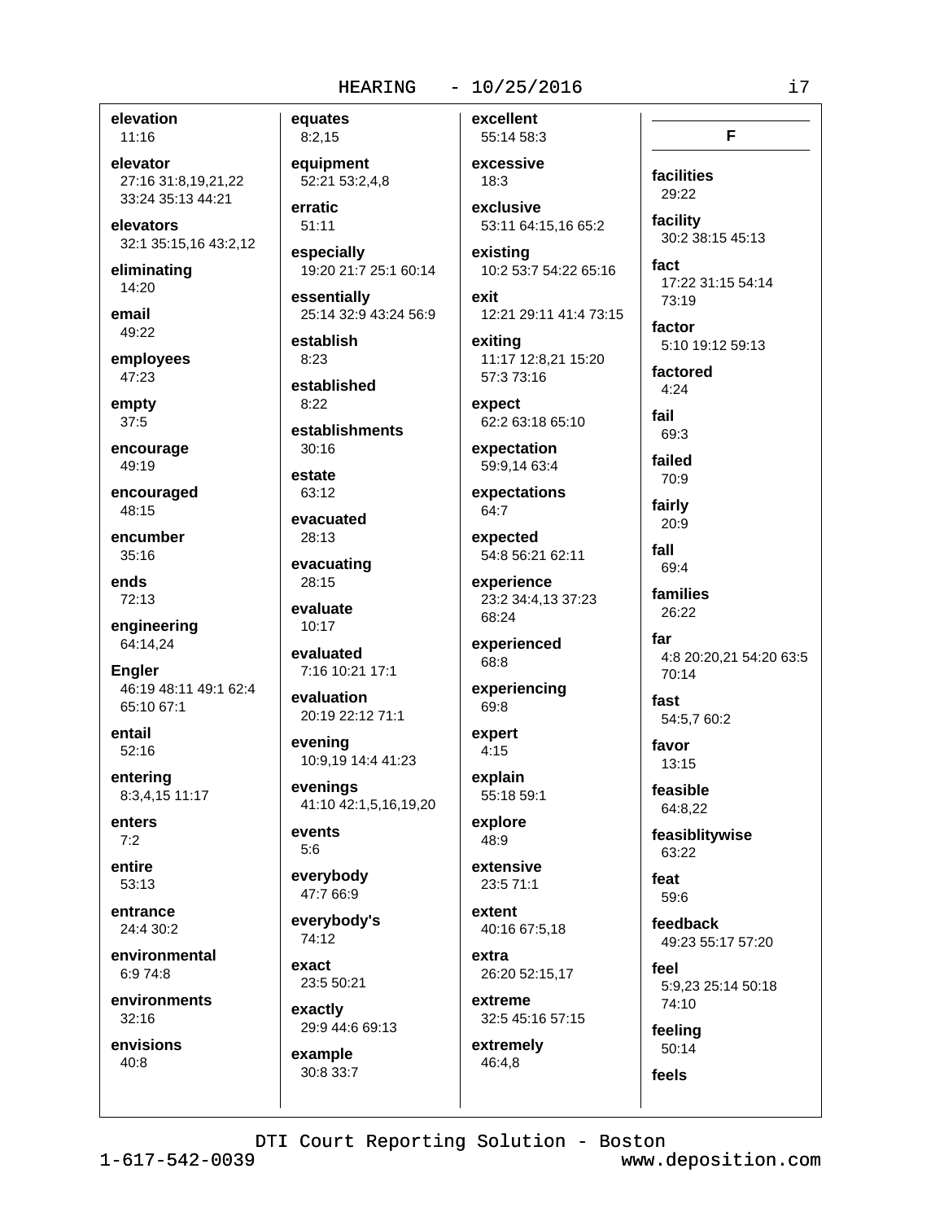**elevation**
11:16

**elevator**
27:16 31:8,19,21,22 33:24 35:13 44:21

**elevators**
32:1 35:15,16 43:2,12

**eliminating**
14:20

**email**
49:22

**employees**
47:23

**empty**
37:5

**encourage**
49:19

**encouraged**
48:15

**encumber**
35:16

**ends**
72:13

**engineering**
64:14,24

**Engler**
46:19 48:11 49:1 62:4 65:10 67:1

**entail**
52:16

**entering**
8:3,4,15 11:17

**enters**
7:2

**entire**
53:13

**entrance**
24:4 30:2

**environmental**
6:9 74:8

**environments**
32:16

**envisions**
40:8

**equates**
8:2,15

**equipment**
52:21 53:2,4,8

**erratic**
51:11

**especially**
19:20 21:7 25:1 60:14

**essentially**
25:14 32:9 43:24 56:9

**establish**
8:23

**established**
8:22

**establishments**
30:16

**estate**
63:12

**evacuated**
28:13

**evacuating**
28:15

**evaluate**
10:17

**evaluated**
7:16 10:21 17:1

**evaluation**
20:19 22:12 71:1

**evening**
10:9,19 14:4 41:23

**evenings**
41:10 42:1,5,16,19,20

**events**
5:6

**everybody**
47:7 66:9

**everybody's**
74:12

**exact**
23:5 50:21

**exactly**
29:9 44:6 69:13

**example**
30:8 33:7

**excellent**
55:14 58:3

**excessive**
18:3

**exclusive**
53:11 64:15,16 65:2

**existing**
10:2 53:7 54:22 65:16

**exit**
12:21 29:11 41:4 73:15

**exiting**
11:17 12:8,21 15:20 57:3 73:16

**expect**
62:2 63:18 65:10

**expectation**
59:9,14 63:4

**expectations**
64:7

**expected**
54:8 56:21 62:11

**experience**
23:2 34:4,13 37:23 68:24

**experienced**
68:8

**experiencing**
69:8

**expert**
4:15

**explain**
55:18 59:1

**explore**
48:9

**extensive**
23:5 71:1

**extent**
40:16 67:5,18

**extra**
26:20 52:15,17

**extreme**
32:5 45:16 57:15

**extremely**
46:4,8

## F

**facilities**
29:22

**facility**
30:2 38:15 45:13

**fact**
17:22 31:15 54:14 73:19

**factor**
5:10 19:12 59:13

**factored**
4:24

**fail**
69:3

**failed**
70:9

**fairly**
20:9

**fall**
69:4

**families**
26:22

**far**
4:8 20:20,21 54:20 63:5 70:14

**fast**
54:5,7 60:2

**favor**
13:15

**feasible**
64:8,22

**feasiblitywise**
63:22

**feat**
59:6

**feedback**
49:23 55:17 57:20

**feel**
5:9,23 25:14 50:18 74:10

**feeling**
50:14

**feels**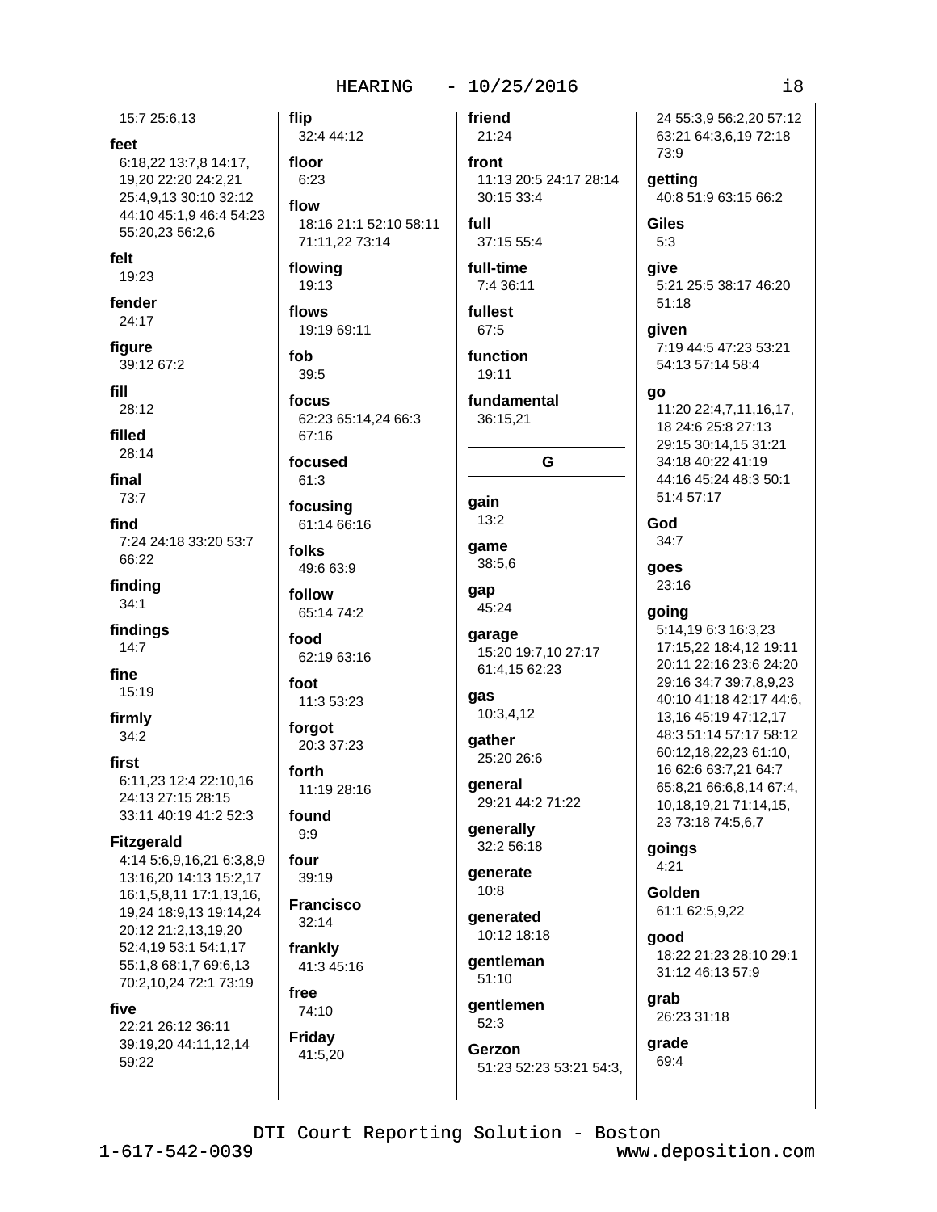15:7 25:6,13

**feet**
6:18,22 13:7,8 14:17, 19,20 22:20 24:2,21 25:4,9,13 30:10 32:12 44:10 45:1,9 46:4 54:23 55:20,23 56:2,6

**felt**
19:23

**fender**
24:17

**figure**
39:12 67:2

**fill**
28:12

**filled**
28:14

**final**
73:7

**find**
7:24 24:18 33:20 53:7 66:22

**finding**
34:1

**findings**
14:7

**fine**
15:19

**firmly**
34:2

**first**
6:11,23 12:4 22:10,16 24:13 27:15 28:15 33:11 40:19 41:2 52:3

**Fitzgerald**
4:14 5:6,9,16,21 6:3,8,9 13:16,20 14:13 15:2,17 16:1,5,8,11 17:1,13,16, 19,24 18:9,13 19:14,24 20:12 21:2,13,19,20 52:4,19 53:1 54:1,17 55:1,8 68:1,7 69:6,13 70:2,10,24 72:1 73:19

**five**
22:21 26:12 36:11 39:19,20 44:11,12,14 59:22

**flip**
32:4 44:12

**floor**
6:23

**flow**
18:16 21:1 52:10 58:11 71:11,22 73:14

**flowing**
19:13

**flows**
19:19 69:11

**fob**
39:5

**focus**
62:23 65:14,24 66:3 67:16

**focused**
61:3

**focusing**
61:14 66:16

**folks**
49:6 63:9

**follow**
65:14 74:2

**food**
62:19 63:16

**foot**
11:3 53:23

**forgot**
20:3 37:23

**forth**
11:19 28:16

**found**
9:9

**four**
39:19

**Francisco**
32:14

**frankly**
41:3 45:16

**free**
74:10

**Friday**
41:5,20

**friend**
21:24

**front**
11:13 20:5 24:17 28:14 30:15 33:4

**full**
37:15 55:4

**full-time**
7:4 36:11

**fullest**
67:5

**function**
19:11

**fundamental**
36:15,21

## G

**gain**
13:2

**game**
38:5,6

**gap**
45:24

**garage**
15:20 19:7,10 27:17 61:4,15 62:23

**gas**
10:3,4,12

**gather**
25:20 26:6

**general**
29:21 44:2 71:22

**generally**
32:2 56:18

**generate**
10:8

**generated**
10:12 18:18

**gentleman**
51:10

**gentlemen**
52:3

**Gerzon**
51:23 52:23 53:21 54:3, 24 55:3,9 56:2,20 57:12 63:21 64:3,6,19 72:18 73:9

**getting**
40:8 51:9 63:15 66:2

**Giles**
5:3

**give**
5:21 25:5 38:17 46:20 51:18

**given**
7:19 44:5 47:23 53:21 54:13 57:14 58:4

**go**
11:20 22:4,7,11,16,17, 18 24:6 25:8 27:13 29:15 30:14,15 31:21 34:18 40:22 41:19 44:16 45:24 48:3 50:1 51:4 57:17

**God**
34:7

**goes**
23:16

**going**
5:14,19 6:3 16:3,23 17:15,22 18:4,12 19:11 20:11 22:16 23:6 24:20 29:16 34:7 39:7,8,9,23 40:10 41:18 42:17 44:6, 13,16 45:19 47:12,17 48:3 51:14 57:17 58:12 60:12,18,22,23 61:10, 16 62:6 63:7,21 64:7 65:8,21 66:6,8,14 67:4, 10,18,19,21 71:14,15, 23 73:18 74:5,6,7

**goings**
4:21

**Golden**
61:1 62:5,9,22

**good**
18:22 21:23 28:10 29:1 31:12 46:13 57:9

**grab**
26:23 31:18

**grade**
69:4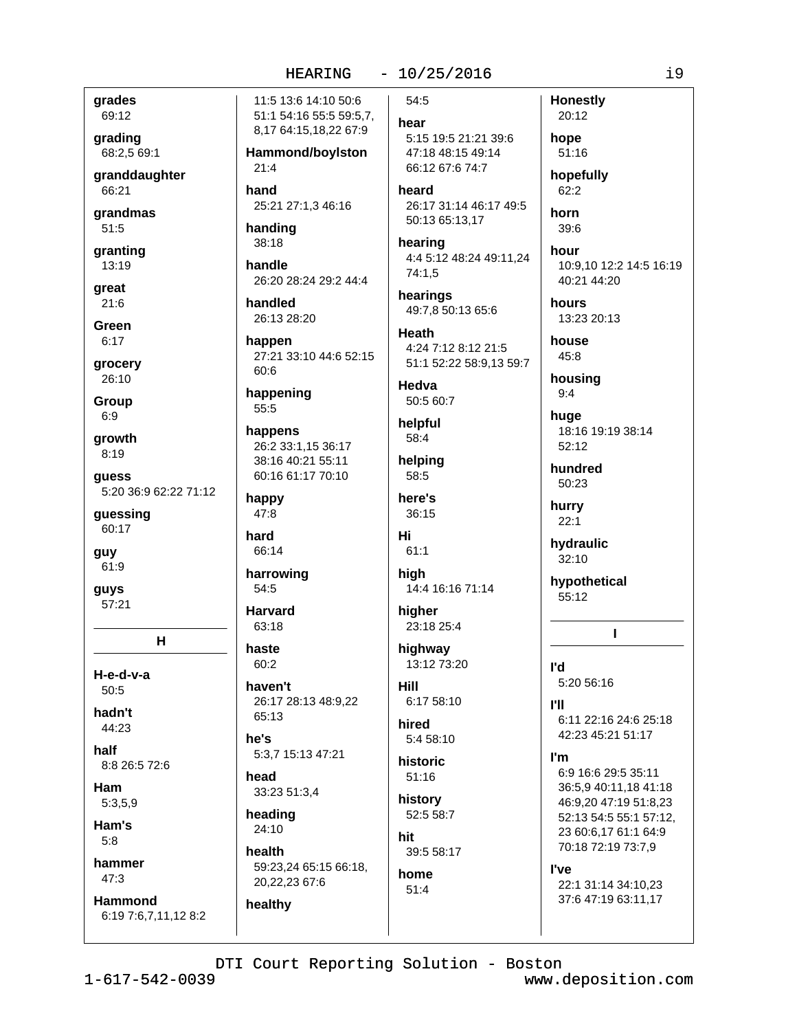**grades**
69:12

**grading**
68:2,5 69:1

**granddaughter**
66:21

**grandmas**
51:5

**granting**
13:19

**great**
21:6

**Green**
6:17

**grocery**
26:10

**Group**
6:9

**growth**
8:19

**guess**
5:20 36:9 62:22 71:12

**guessing**
60:17

**guy**
61:9

**guys**
57:21

## H

**H-e-d-v-a**
50:5

**hadn't**
44:23

**half**
8:8 26:5 72:6

**Ham**
5:3,5,9

**Ham's**
5:8

**hammer**
47:3

**Hammond**
6:19 7:6,7,11,12 8:2 11:5 13:6 14:10 50:6 51:1 54:16 55:5 59:5,7, 8,17 64:15,18,22 67:9

**Hammond/boylston**
21:4

**hand**
25:21 27:1,3 46:16

**handing**
38:18

**handle**
26:20 28:24 29:2 44:4

**handled**
26:13 28:20

**happen**
27:21 33:10 44:6 52:15 60:6

**happening**
55:5

**happens**
26:2 33:1,15 36:17 38:16 40:21 55:11 60:16 61:17 70:10

**happy**
47:8

**hard**
66:14

**harrowing**
54:5

**Harvard**
63:18

**haste**
60:2

**haven't**
26:17 28:13 48:9,22 65:13

**he's**
5:3,7 15:13 47:21

**head**
33:23 51:3,4

**heading**
24:10

**health**
59:23,24 65:15 66:18, 20,22,23 67:6

**healthy**
54:5

**hear**
5:15 19:5 21:21 39:6 47:18 48:15 49:14 66:12 67:6 74:7

**heard**
26:17 31:14 46:17 49:5 50:13 65:13,17

**hearing**
4:4 5:12 48:24 49:11,24 74:1,5

**hearings**
49:7,8 50:13 65:6

**Heath**
4:24 7:12 8:12 21:5 51:1 52:22 58:9,13 59:7

**Hedva**
50:5 60:7

**helpful**
58:4

**helping**
58:5

**here's**
36:15

**Hi**
61:1

**high**
14:4 16:16 71:14

**higher**
23:18 25:4

**highway**
13:12 73:20

**Hill**
6:17 58:10

**hired**
5:4 58:10

**historic**
51:16

**history**
52:5 58:7

**hit**
39:5 58:17

**home**
51:4

**Honestly**
20:12

**hope**
51:16

**hopefully**
62:2

**horn**
39:6

**hour**
10:9,10 12:2 14:5 16:19 40:21 44:20

**hours**
13:23 20:13

**house**
45:8

**housing**
9:4

**huge**
18:16 19:19 38:14 52:12

**hundred**
50:23

**hurry**
22:1

**hydraulic**
32:10

**hypothetical**
55:12

## I

**I'd**
5:20 56:16

**I'll**
6:11 22:16 24:6 25:18 42:23 45:21 51:17

**I'm**
6:9 16:6 29:5 35:11 36:5,9 40:11,18 41:18 46:9,20 47:19 51:8,23 52:13 54:5 55:1 57:12, 23 60:6,17 61:1 64:9 70:18 72:19 73:7,9

**I've**
22:1 31:14 34:10,23 37:6 47:19 63:11,17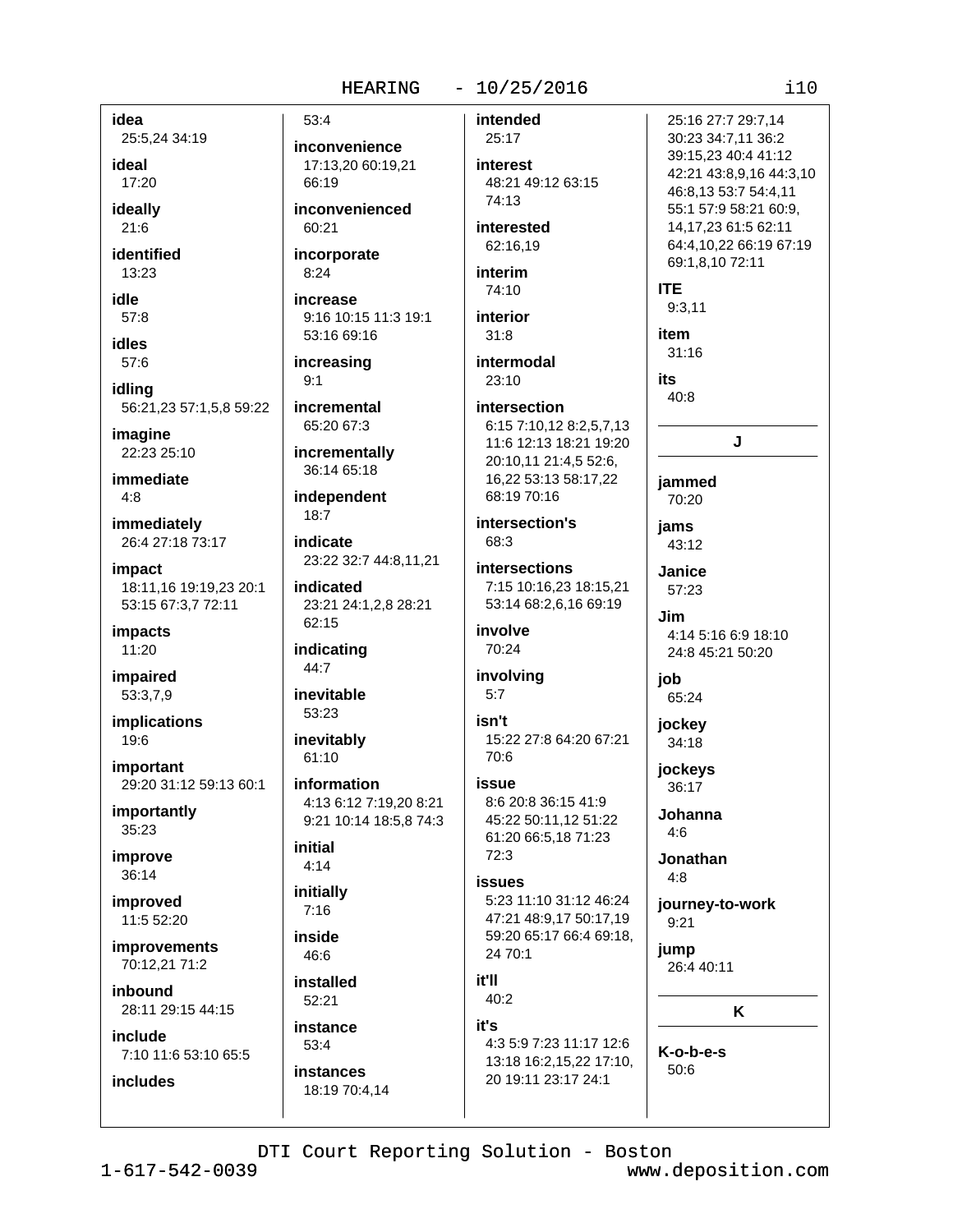**idea**
25:5,24 34:19

**ideal**
17:20

**ideally**
21:6

**identified**
13:23

**idle**
57:8

**idles**
57:6

**idling**
56:21,23 57:1,5,8 59:22

**imagine**
22:23 25:10

**immediate**
4:8

**immediately**
26:4 27:18 73:17

**impact**
18:11,16 19:19,23 20:1 53:15 67:3,7 72:11

**impacts**
11:20

**impaired**
53:3,7,9

**implications**
19:6

**important**
29:20 31:12 59:13 60:1

**importantly**
35:23

**improve**
36:14

**improved**
11:5 52:20

**improvements**
70:12,21 71:2

**inbound**
28:11 29:15 44:15

**include**
7:10 11:6 53:10 65:5

**includes**
53:4

**inconvenience**
17:13,20 60:19,21 66:19

**inconvenienced**
60:21

**incorporate**
8:24

**increase**
9:16 10:15 11:3 19:1 53:16 69:16

**increasing**
9:1

**incremental**
65:20 67:3

**incrementally**
36:14 65:18

**independent**
18:7

**indicate**
23:22 32:7 44:8,11,21

**indicated**
23:21 24:1,2,8 28:21 62:15

**indicating**
44:7

**inevitable**
53:23

**inevitably**
61:10

**information**
4:13 6:12 7:19,20 8:21 9:21 10:14 18:5,8 74:3

**initial**
4:14

**initially**
7:16

**inside**
46:6

**installed**
52:21

**instance**
53:4

**instances**
18:19 70:4,14

**intended**
25:17

**interest**
48:21 49:12 63:15 74:13

**interested**
62:16,19

**interim**
74:10

**interior**
31:8

**intermodal**
23:10

**intersection**
6:15 7:10,12 8:2,5,7,13 11:6 12:13 18:21 19:20 20:10,11 21:4,5 52:6, 16,22 53:13 58:17,22 68:19 70:16

**intersection's**
68:3

**intersections**
7:15 10:16,23 18:15,21 53:14 68:2,6,16 69:19

**involve**
70:24

**involving**
5:7

**isn't**
15:22 27:8 64:20 67:21 70:6

**issue**
8:6 20:8 36:15 41:9 45:22 50:11,12 51:22 61:20 66:5,18 71:23 72:3

**issues**
5:23 11:10 31:12 46:24 47:21 48:9,17 50:17,19 59:20 65:17 66:4 69:18, 24 70:1

**it'll**
40:2

**it's**
4:3 5:9 7:23 11:17 12:6 13:18 16:2,15,22 17:10, 20 19:11 23:17 24:1 25:16 27:7 29:7,14 30:23 34:7,11 36:2 39:15,23 40:4 41:12 42:21 43:8,9,16 44:3,10 46:8,13 53:7 54:4,11 55:1 57:9 58:21 60:9, 14,17,23 61:5 62:11 64:4,10,22 66:19 67:19 69:1,8,10 72:11

**ITE**
9:3,11

**item**
31:16

**its**
40:8

## J

**jammed**
70:20

**jams**
43:12

**Janice**
57:23

**Jim**
4:14 5:16 6:9 18:10 24:8 45:21 50:20

**job**
65:24

**jockey**
34:18

**jockeys**
36:17

**Johanna**
4:6

**Jonathan**
4:8

**journey-to-work**
9:21

**jump**
26:4 40:11

## K

**K-o-b-e-s**
50:6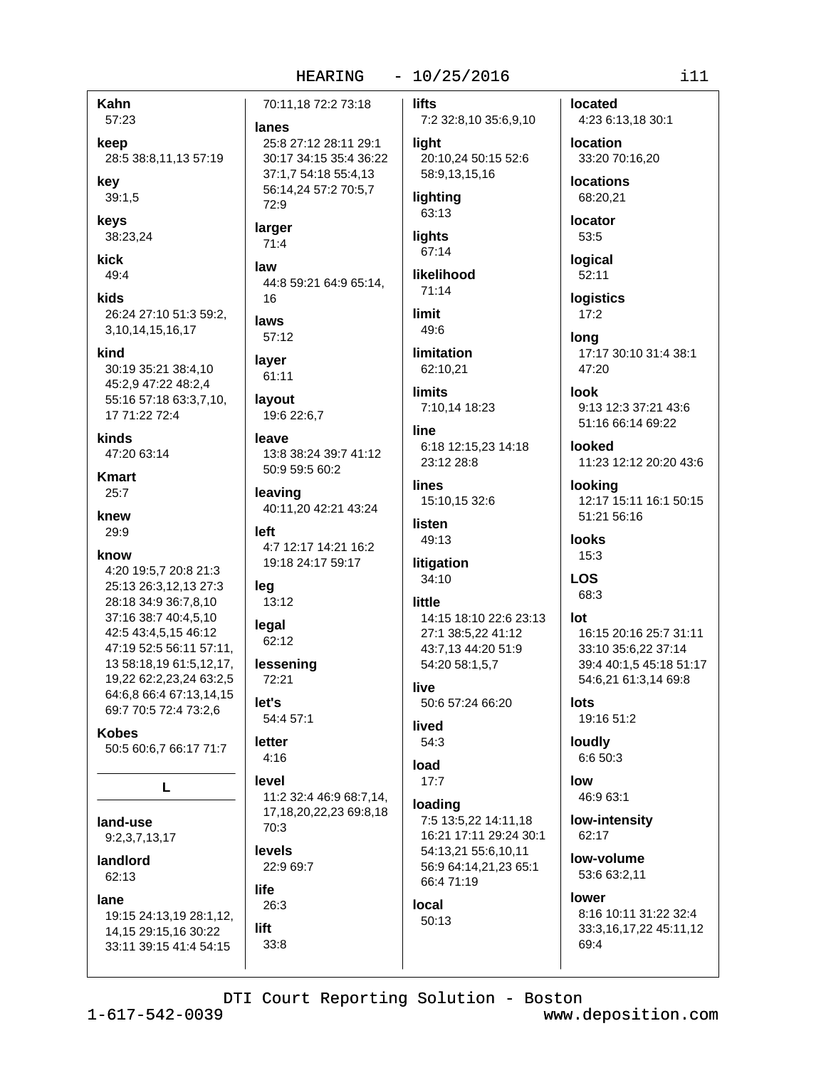**Kahn**
57:23

**keep**
28:5 38:8,11,13 57:19

**key**
39:1,5

**keys**
38:23,24

**kick**
49:4

**kids**
26:24 27:10 51:3 59:2, 3,10,14,15,16,17

**kind**
30:19 35:21 38:4,10 45:2,9 47:22 48:2,4 55:16 57:18 63:3,7,10, 17 71:22 72:4

**kinds**
47:20 63:14

**Kmart**
25:7

**knew**
29:9

**know**
4:20 19:5,7 20:8 21:3 25:13 26:3,12,13 27:3 28:18 34:9 36:7,8,10 37:16 38:7 40:4,5,10 42:5 43:4,5,15 46:12 47:19 52:5 56:11 57:11, 13 58:18,19 61:5,12,17, 19,22 62:2,23,24 63:2,5 64:6,8 66:4 67:13,14,15 69:7 70:5 72:4 73:2,6

**Kobes**
50:5 60:6,7 66:17 71:7

## L

**land-use**
9:2,3,7,13,17

**landlord**
62:13

**lane**
19:15 24:13,19 28:1,12, 14,15 29:15,16 30:22 33:11 39:15 41:4 54:15 70:11,18 72:2 73:18

**lanes**
25:8 27:12 28:11 29:1 30:17 34:15 35:4 36:22 37:1,7 54:18 55:4,13 56:14,24 57:2 70:5,7 72:9

**larger**
71:4

**law**
44:8 59:21 64:9 65:14, 16

**laws**
57:12

**layer**
61:11

**layout**
19:6 22:6,7

**leave**
13:8 38:24 39:7 41:12 50:9 59:5 60:2

**leaving**
40:11,20 42:21 43:24

**left**
4:7 12:17 14:21 16:2 19:18 24:17 59:17

**leg**
13:12

**legal**
62:12

**lessening**
72:21

**let's**
54:4 57:1

**letter**
4:16

**level**
11:2 32:4 46:9 68:7,14, 17,18,20,22,23 69:8,18 70:3

**levels**
22:9 69:7

**life**
26:3

**lift**
33:8

**lifts**
7:2 32:8,10 35:6,9,10

**light**
20:10,24 50:15 52:6 58:9,13,15,16

**lighting**
63:13

**lights**
67:14

**likelihood**
71:14

**limit**
49:6

**limitation**
62:10,21

**limits**
7:10,14 18:23

**line**
6:18 12:15,23 14:18 23:12 28:8

**lines**
15:10,15 32:6

**listen**
49:13

**litigation**
34:10

**little**
14:15 18:10 22:6 23:13 27:1 38:5,22 41:12 43:7,13 44:20 51:9 54:20 58:1,5,7

**live**
50:6 57:24 66:20

**lived**
54:3

**load**
17:7

**loading**
7:5 13:5,22 14:11,18 16:21 17:11 29:24 30:1 54:13,21 55:6,10,11 56:9 64:14,21,23 65:1 66:4 71:19

**local**
50:13

**located**
4:23 6:13,18 30:1

**location**
33:20 70:16,20

**locations**
68:20,21

**locator**
53:5

**logical**
52:11

**logistics**
17:2

**long**
17:17 30:10 31:4 38:1 47:20

**look**
9:13 12:3 37:21 43:6 51:16 66:14 69:22

**looked**
11:23 12:12 20:20 43:6

**looking**
12:17 15:11 16:1 50:15 51:21 56:16

**looks**
15:3

**LOS**
68:3

**lot**
16:15 20:16 25:7 31:11 33:10 35:6,22 37:14 39:4 40:1,5 45:18 51:17 54:6,21 61:3,14 69:8

**lots**
19:16 51:2

**loudly**
6:6 50:3

**low**
46:9 63:1

**low-intensity**
62:17

**low-volume**
53:6 63:2,11

**lower**
8:16 10:11 31:22 32:4 33:3,16,17,22 45:11,12 69:4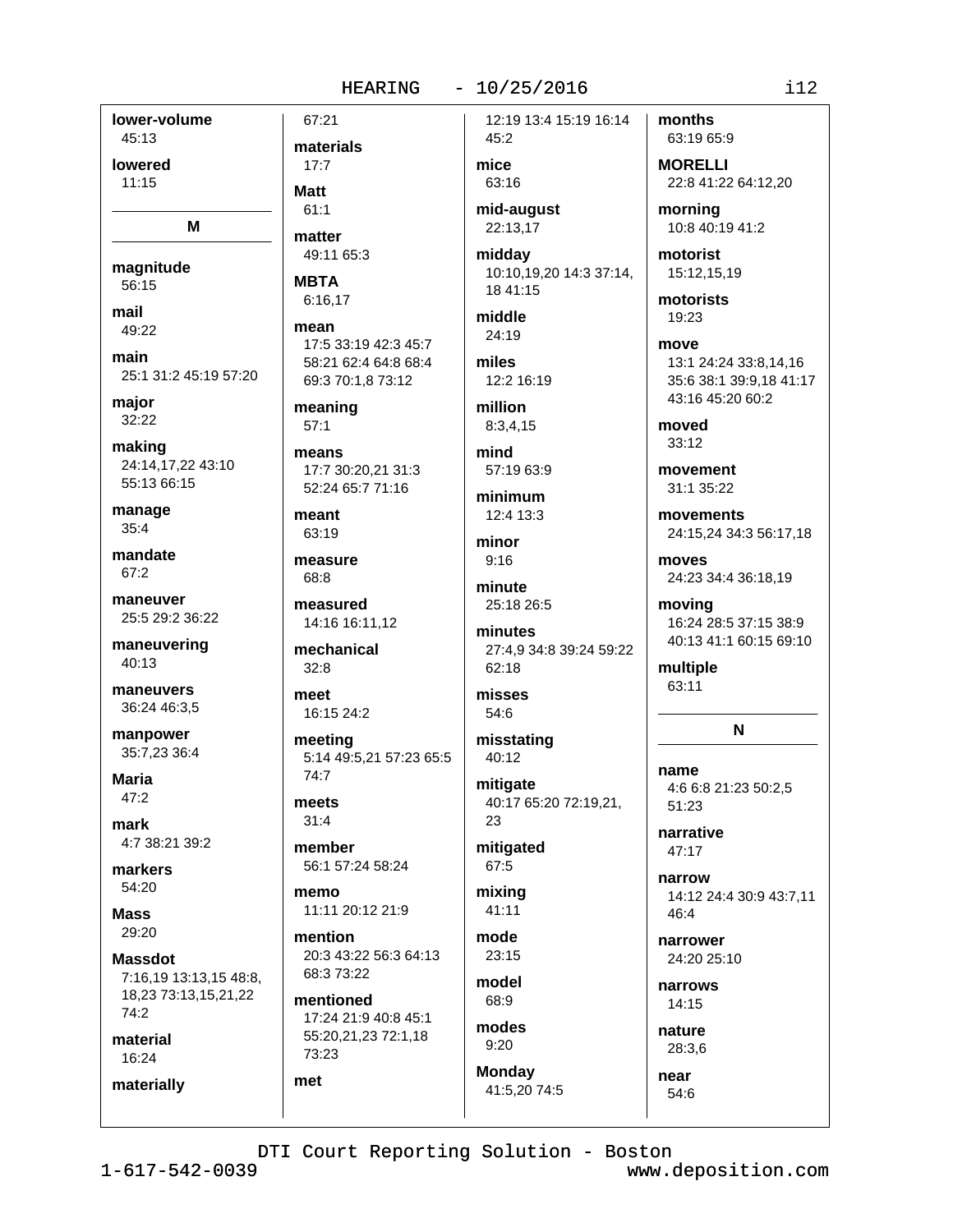**lower-volume**
45:13

**lowered**
11:15

## M

**magnitude**
56:15

**mail**
49:22

**main**
25:1 31:2 45:19 57:20

**major**
32:22

**making**
24:14,17,22 43:10 55:13 66:15

**manage**
35:4

**mandate**
67:2

**maneuver**
25:5 29:2 36:22

**maneuvering**
40:13

**maneuvers**
36:24 46:3,5

**manpower**
35:7,23 36:4

**Maria**
47:2

**mark**
4:7 38:21 39:2

**markers**
54:20

**Mass**
29:20

**Massdot**
7:16,19 13:13,15 48:8, 18,23 73:13,15,21,22 74:2

**material**
16:24

**materially**
67:21

**materials**
17:7

**Matt**
61:1

**matter**
49:11 65:3

**MBTA**
6:16,17

**mean**
17:5 33:19 42:3 45:7 58:21 62:4 64:8 68:4 69:3 70:1,8 73:12

**meaning**
57:1

**means**
17:7 30:20,21 31:3 52:24 65:7 71:16

**meant**
63:19

**measure**
68:8

**measured**
14:16 16:11,12

**mechanical**
32:8

**meet**
16:15 24:2

**meeting**
5:14 49:5,21 57:23 65:5 74:7

**meets**
31:4

**member**
56:1 57:24 58:24

**memo**
11:11 20:12 21:9

**mention**
20:3 43:22 56:3 64:13 68:3 73:22

**mentioned**
17:24 21:9 40:8 45:1 55:20,21,23 72:1,18 73:23

**met**
12:19 13:4 15:19 16:14 45:2

**mice**
63:16

**mid-august**
22:13,17

**midday**
10:10,19,20 14:3 37:14, 18 41:15

**middle**
24:19

**miles**
12:2 16:19

**million**
8:3,4,15

**mind**
57:19 63:9

**minimum**
12:4 13:3

**minor**
9:16

**minute**
25:18 26:5

**minutes**
27:4,9 34:8 39:24 59:22 62:18

**misses**
54:6

**misstating**
40:12

**mitigate**
40:17 65:20 72:19,21, 23

**mitigated**
67:5

**mixing**
41:11

**mode**
23:15

**model**
68:9

**modes**
9:20

**Monday**
41:5,20 74:5

**months**
63:19 65:9

**MORELLI**
22:8 41:22 64:12,20

**morning**
10:8 40:19 41:2

**motorist**
15:12,15,19

**motorists**
19:23

**move**
13:1 24:24 33:8,14,16 35:6 38:1 39:9,18 41:17 43:16 45:20 60:2

**moved**
33:12

**movement**
31:1 35:22

**movements**
24:15,24 34:3 56:17,18

**moves**
24:23 34:4 36:18,19

**moving**
16:24 28:5 37:15 38:9 40:13 41:1 60:15 69:10

**multiple**
63:11

## N

**name**
4:6 6:8 21:23 50:2,5 51:23

**narrative**
47:17

**narrow**
14:12 24:4 30:9 43:7,11 46:4

**narrower**
24:20 25:10

**narrows**
14:15

**nature**
28:3,6

**near**
54:6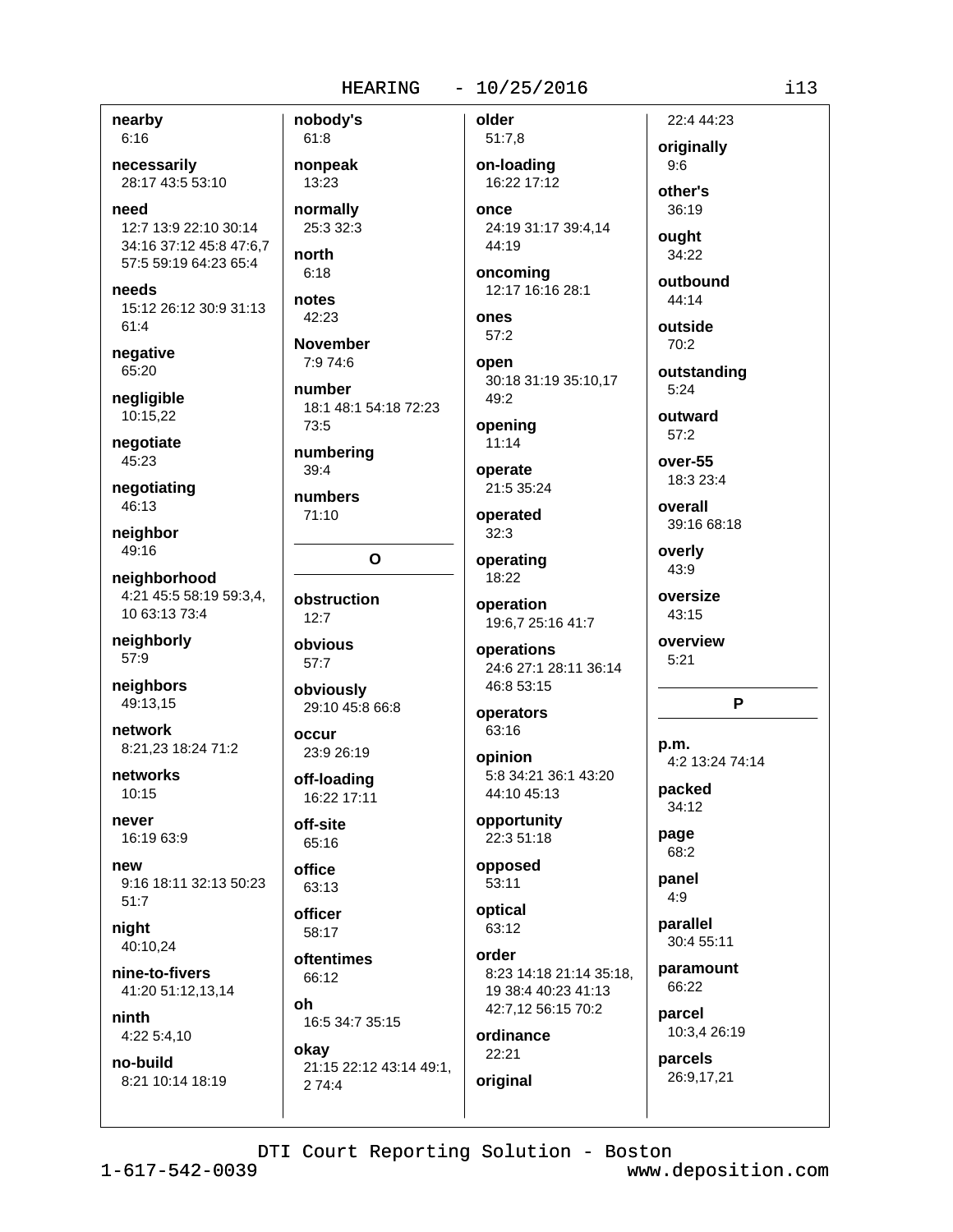**nearby**
6:16

**necessarily**
28:17 43:5 53:10

**need**
12:7 13:9 22:10 30:14 34:16 37:12 45:8 47:6,7 57:5 59:19 64:23 65:4

**needs**
15:12 26:12 30:9 31:13 61:4

**negative**
65:20

**negligible**
10:15,22

**negotiate**
45:23

**negotiating**
46:13

**neighbor**
49:16

**neighborhood**
4:21 45:5 58:19 59:3,4, 10 63:13 73:4

**neighborly**
57:9

**neighbors**
49:13,15

**network**
8:21,23 18:24 71:2

**networks**
10:15

**never**
16:19 63:9

**new**
9:16 18:11 32:13 50:23 51:7

**night**
40:10,24

**nine-to-fivers**
41:20 51:12,13,14

**ninth**
4:22 5:4,10

**no-build**
8:21 10:14 18:19

**nobody's**
61:8

**nonpeak**
13:23

**normally**
25:3 32:3

**north**
6:18

**notes**
42:23

**November**
7:9 74:6

**number**
18:1 48:1 54:18 72:23 73:5

**numbering**
39:4

**numbers**
71:10

## O

**obstruction**
12:7

**obvious**
57:7

**obviously**
29:10 45:8 66:8

**occur**
23:9 26:19

**off-loading**
16:22 17:11

**off-site**
65:16

**office**
63:13

**officer**
58:17

**oftentimes**
66:12

**oh**
16:5 34:7 35:15

**okay**
21:15 22:12 43:14 49:1, 2 74:4

**older**
51:7,8

**on-loading**
16:22 17:12

**once**
24:19 31:17 39:4,14 44:19

**oncoming**
12:17 16:16 28:1

**ones**
57:2

**open**
30:18 31:19 35:10,17 49:2

**opening**
11:14

**operate**
21:5 35:24

**operated**
32:3

**operating**
18:22

**operation**
19:6,7 25:16 41:7

**operations**
24:6 27:1 28:11 36:14 46:8 53:15

**operators**
63:16

**opinion**
5:8 34:21 36:1 43:20 44:10 45:13

**opportunity**
22:3 51:18

**opposed**
53:11

**optical**
63:12

**order**
8:23 14:18 21:14 35:18, 19 38:4 40:23 41:13 42:7,12 56:15 70:2

**ordinance**
22:21

**original**
22:4 44:23

**originally**
9:6

**other's**
36:19

**ought**
34:22

**outbound**
44:14

**outside**
70:2

**outstanding**
5:24

**outward**
57:2

**over-55**
18:3 23:4

**overall**
39:16 68:18

**overly**
43:9

**oversize**
43:15

**overview**
5:21

## P

**p.m.**
4:2 13:24 74:14

**packed**
34:12

**page**
68:2

**panel**
4:9

**parallel**
30:4 55:11

**paramount**
66:22

**parcel**
10:3,4 26:19

**parcels**
26:9,17,21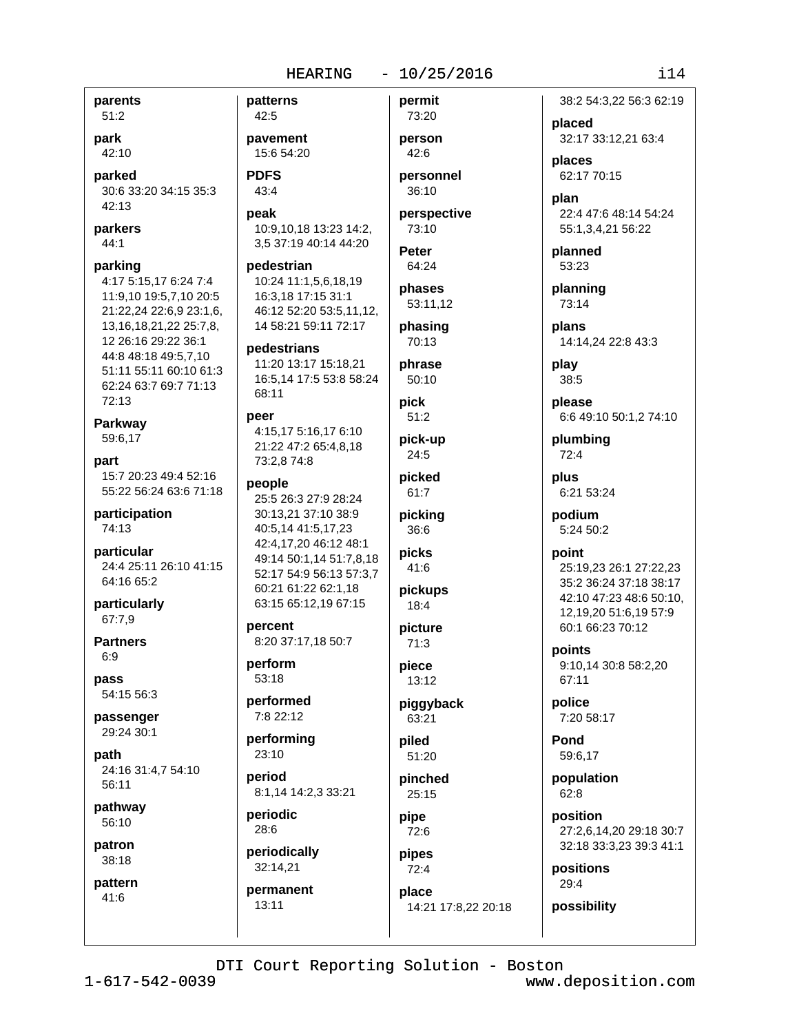**parents**
51:2

**park**
42:10

**parked**
30:6 33:20 34:15 35:3 42:13

**parkers**
44:1

**parking**
4:17 5:15,17 6:24 7:4 11:9,10 19:5,7,10 20:5 21:22,24 22:6,9 23:1,6, 13,16,18,21,22 25:7,8, 12 26:16 29:22 36:1 44:8 48:18 49:5,7,10 51:11 55:11 60:10 61:3 62:24 63:7 69:7 71:13 72:13

**Parkway**
59:6,17

**part**
15:7 20:23 49:4 52:16 55:22 56:24 63:6 71:18

**participation**
74:13

**particular**
24:4 25:11 26:10 41:15 64:16 65:2

**particularly**
67:7,9

**Partners**
6:9

**pass**
54:15 56:3

**passenger**
29:24 30:1

**path**
24:16 31:4,7 54:10 56:11

**pathway**
56:10

**patron**
38:18

**pattern**
41:6

**patterns**
42:5

**pavement**
15:6 54:20

**PDFS**
43:4

**peak**
10:9,10,18 13:23 14:2, 3,5 37:19 40:14 44:20

**pedestrian**
10:24 11:1,5,6,18,19 16:3,18 17:15 31:1 46:12 52:20 53:5,11,12, 14 58:21 59:11 72:17

**pedestrians**
11:20 13:17 15:18,21 16:5,14 17:5 53:8 58:24 68:11

**peer**
4:15,17 5:16,17 6:10 21:22 47:2 65:4,8,18 73:2,8 74:8

**people**
25:5 26:3 27:9 28:24 30:13,21 37:10 38:9 40:5,14 41:5,17,23 42:4,17,20 46:12 48:1 49:14 50:1,14 51:7,8,18 52:17 54:9 56:13 57:3,7 60:21 61:22 62:1,18 63:15 65:12,19 67:15

**percent**
8:20 37:17,18 50:7

**perform**
53:18

**performed**
7:8 22:12

**performing**
23:10

**period**
8:1,14 14:2,3 33:21

**periodic**
28:6

**periodically**
32:14,21

**permanent**
13:11

**permit**
73:20

**person**
42:6

**personnel**
36:10

**perspective**
73:10

**Peter**
64:24

**phases**
53:11,12

**phasing**
70:13

**phrase**
50:10

**pick**
51:2

**pick-up**
24:5

**picked**
61:7

**picking**
36:6

**picks**
41:6

**pickups**
18:4

**picture**
71:3

**piece**
13:12

**piggyback**
63:21

**piled**
51:20

**pinched**
25:15

**pipe**
72:6

**pipes**
72:4

**place**
14:21 17:8,22 20:18 38:2 54:3,22 56:3 62:19

**placed**
32:17 33:12,21 63:4

**places**
62:17 70:15

**plan**
22:4 47:6 48:14 54:24 55:1,3,4,21 56:22

**planned**
53:23

**planning**
73:14

**plans**
14:14,24 22:8 43:3

**play**
38:5

**please**
6:6 49:10 50:1,2 74:10

**plumbing**
72:4

**plus**
6:21 53:24

**podium**
5:24 50:2

**point**
25:19,23 26:1 27:22,23 35:2 36:24 37:18 38:17 42:10 47:23 48:6 50:10, 12,19,20 51:6,19 57:9 60:1 66:23 70:12

**points**
9:10,14 30:8 58:2,20 67:11

**police**
7:20 58:17

**Pond**
59:6,17

**population**
62:8

**position**
27:2,6,14,20 29:18 30:7 32:18 33:3,23 39:3 41:1

**positions**
29:4

**possibility**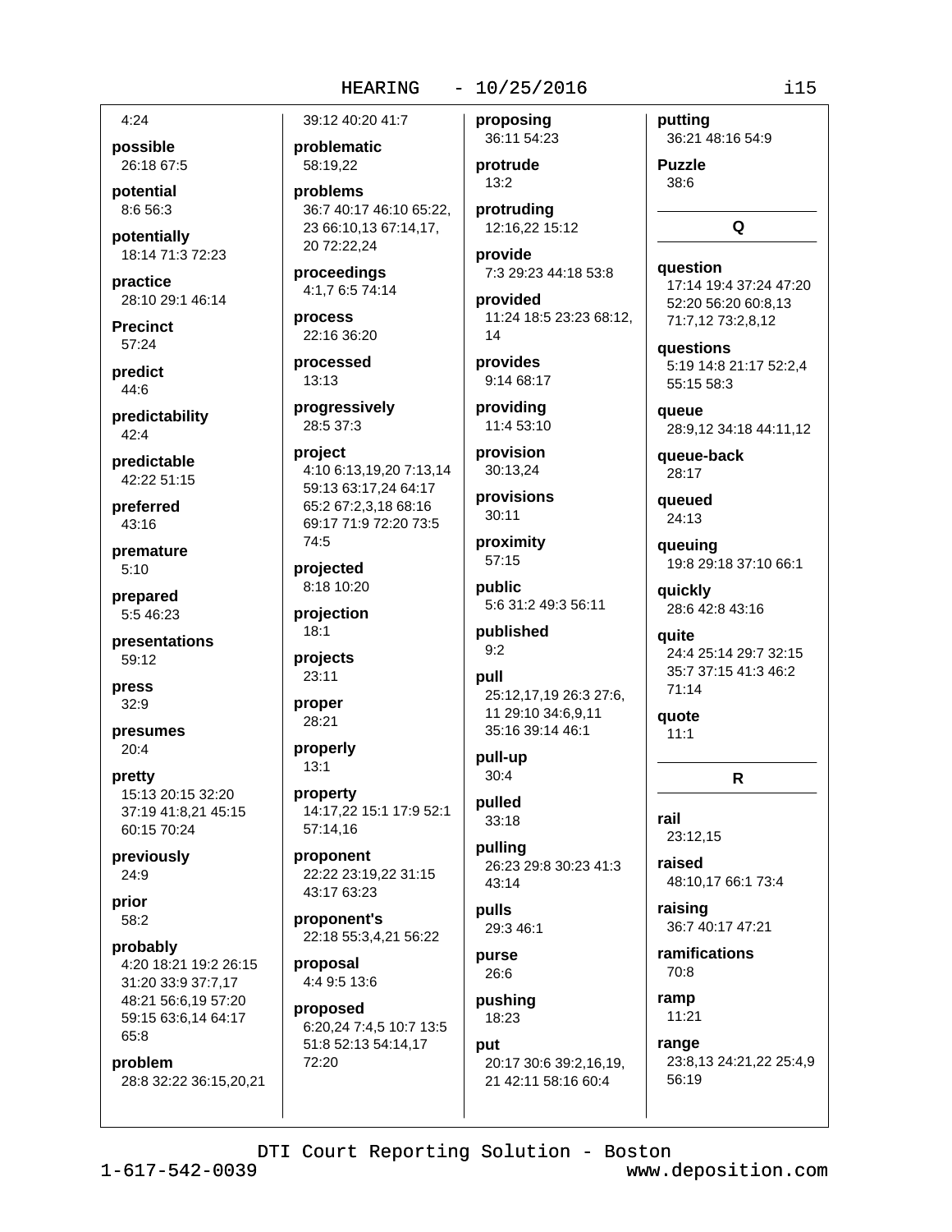4:24

**possible**
26:18 67:5

**potential**
8:6 56:3

**potentially**
18:14 71:3 72:23

**practice**
28:10 29:1 46:14

**Precinct**
57:24

**predict**
44:6

**predictability**
42:4

**predictable**
42:22 51:15

**preferred**
43:16

**premature**
5:10

**prepared**
5:5 46:23

**presentations**
59:12

**press**
32:9

**presumes**
20:4

**pretty**
15:13 20:15 32:20 37:19 41:8,21 45:15 60:15 70:24

**previously**
24:9

**prior**
58:2

**probably**
4:20 18:21 19:2 26:15 31:20 33:9 37:7,17 48:21 56:6,19 57:20 59:15 63:6,14 64:17 65:8

**problem**
28:8 32:22 36:15,20,21 39:12 40:20 41:7

**problematic**
58:19,22

**problems**
36:7 40:17 46:10 65:22, 23 66:10,13 67:14,17, 20 72:22,24

**proceedings**
4:1,7 6:5 74:14

**process**
22:16 36:20

**processed**
13:13

**progressively**
28:5 37:3

**project**
4:10 6:13,19,20 7:13,14 59:13 63:17,24 64:17 65:2 67:2,3,18 68:16 69:17 71:9 72:20 73:5 74:5

**projected**
8:18 10:20

**projection**
18:1

**projects**
23:11

**proper**
28:21

**properly**
13:1

**property**
14:17,22 15:1 17:9 52:1 57:14,16

**proponent**
22:22 23:19,22 31:15 43:17 63:23

**proponent's**
22:18 55:3,4,21 56:22

**proposal**
4:4 9:5 13:6

**proposed**
6:20,24 7:4,5 10:7 13:5 51:8 52:13 54:14,17 72:20

**proposing**
36:11 54:23

**protrude**
13:2

**protruding**
12:16,22 15:12

**provide**
7:3 29:23 44:18 53:8

**provided**
11:24 18:5 23:23 68:12, 14

**provides**
9:14 68:17

**providing**
11:4 53:10

**provision**
30:13,24

**provisions**
30:11

**proximity**
57:15

**public**
5:6 31:2 49:3 56:11

**published**
9:2

**pull**
25:12,17,19 26:3 27:6, 11 29:10 34:6,9,11 35:16 39:14 46:1

**pull-up**
30:4

**pulled**
33:18

**pulling**
26:23 29:8 30:23 41:3 43:14

**pulls**
29:3 46:1

**purse**
26:6

**pushing**
18:23

**put**
20:17 30:6 39:2,16,19, 21 42:11 58:16 60:4

**putting**
36:21 48:16 54:9

**Puzzle**
38:6

## Q

**question**
17:14 19:4 37:24 47:20 52:20 56:20 60:8,13 71:7,12 73:2,8,12

**questions**
5:19 14:8 21:17 52:2,4 55:15 58:3

**queue**
28:9,12 34:18 44:11,12

**queue-back**
28:17

**queued**
24:13

**queuing**
19:8 29:18 37:10 66:1

**quickly**
28:6 42:8 43:16

**quite**
24:4 25:14 29:7 32:15 35:7 37:15 41:3 46:2 71:14

**quote**
11:1

## R

**rail**
23:12,15

**raised**
48:10,17 66:1 73:4

**raising**
36:7 40:17 47:21

**ramifications**
70:8

**ramp**
11:21

**range**
23:8,13 24:21,22 25:4,9 56:19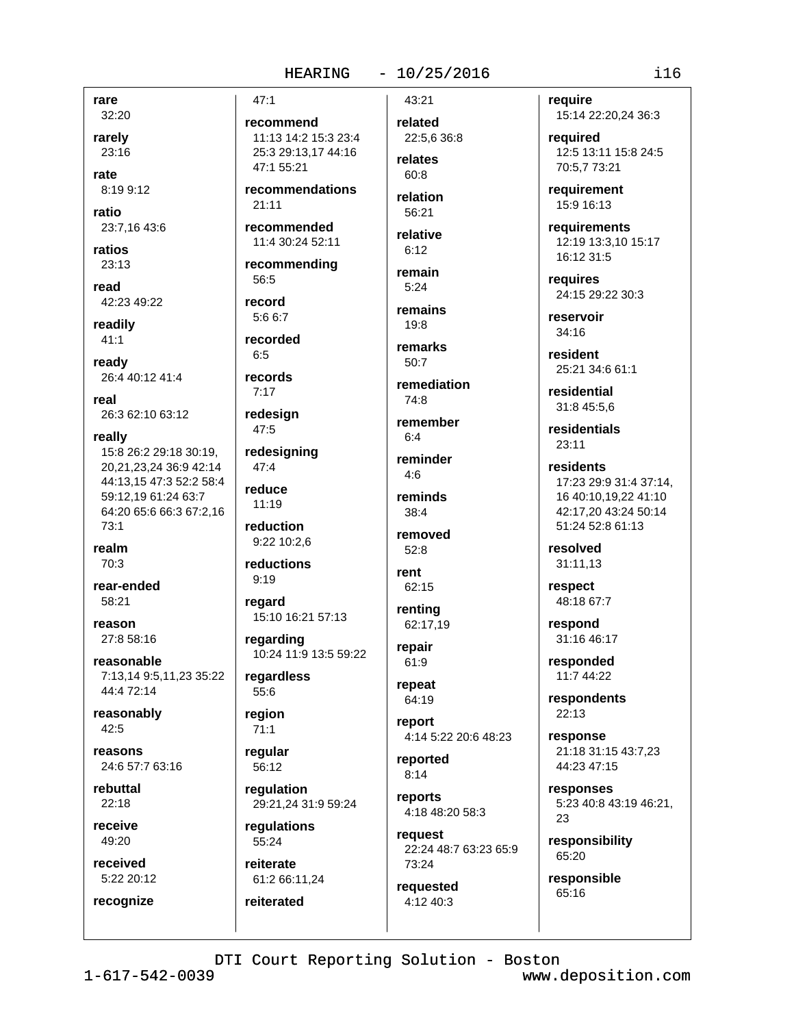**rare**
32:20

**rarely**
23:16

**rate**
8:19 9:12

**ratio**
23:7,16 43:6

**ratios**
23:13

**read**
42:23 49:22

**readily**
41:1

**ready**
26:4 40:12 41:4

**real**
26:3 62:10 63:12

**really**
15:8 26:2 29:18 30:19, 20,21,23,24 36:9 42:14 44:13,15 47:3 52:2 58:4 59:12,19 61:24 63:7 64:20 65:6 66:3 67:2,16 73:1

**realm**
70:3

**rear-ended**
58:21

**reason**
27:8 58:16

**reasonable**
7:13,14 9:5,11,23 35:22 44:4 72:14

**reasonably**
42:5

**reasons**
24:6 57:7 63:16

**rebuttal**
22:18

**receive**
49:20

**received**
5:22 20:12

**recognize**
47:1

**recommend**
11:13 14:2 15:3 23:4 25:3 29:13,17 44:16 47:1 55:21

**recommendations**
21:11

**recommended**
11:4 30:24 52:11

**recommending**
56:5

**record**
5:6 6:7

**recorded**
6:5

**records**
7:17

**redesign**
47:5

**redesigning**
47:4

**reduce**
11:19

**reduction**
9:22 10:2,6

**reductions**
9:19

**regard**
15:10 16:21 57:13

**regarding**
10:24 11:9 13:5 59:22

**regardless**
55:6

**region**
71:1

**regular**
56:12

**regulation**
29:21,24 31:9 59:24

**regulations**
55:24

**reiterate**
61:2 66:11,24

**reiterated**
43:21

**related**
22:5,6 36:8

**relates**
60:8

**relation**
56:21

**relative**
6:12

**remain**
5:24

**remains**
19:8

**remarks**
50:7

**remediation**
74:8

**remember**
6:4

**reminder**
4:6

**reminds**
38:4

**removed**
52:8

**rent**
62:15

**renting**
62:17,19

**repair**
61:9

**repeat**
64:19

**report**
4:14 5:22 20:6 48:23

**reported**
8:14

**reports**
4:18 48:20 58:3

**request**
22:24 48:7 63:23 65:9 73:24

**requested**
4:12 40:3

**require**
15:14 22:20,24 36:3

**required**
12:5 13:11 15:8 24:5 70:5,7 73:21

**requirement**
15:9 16:13

**requirements**
12:19 13:3,10 15:17 16:12 31:5

**requires**
24:15 29:22 30:3

**reservoir**
34:16

**resident**
25:21 34:6 61:1

**residential**
31:8 45:5,6

**residentials**
23:11

**residents**
17:23 29:9 31:4 37:14, 16 40:10,19,22 41:10 42:17,20 43:24 50:14 51:24 52:8 61:13

**resolved**
31:11,13

**respect**
48:18 67:7

**respond**
31:16 46:17

**responded**
11:7 44:22

**respondents**
22:13

**response**
21:18 31:15 43:7,23 44:23 47:15

**responses**
5:23 40:8 43:19 46:21, 23

**responsibility**
65:20

**responsible**
65:16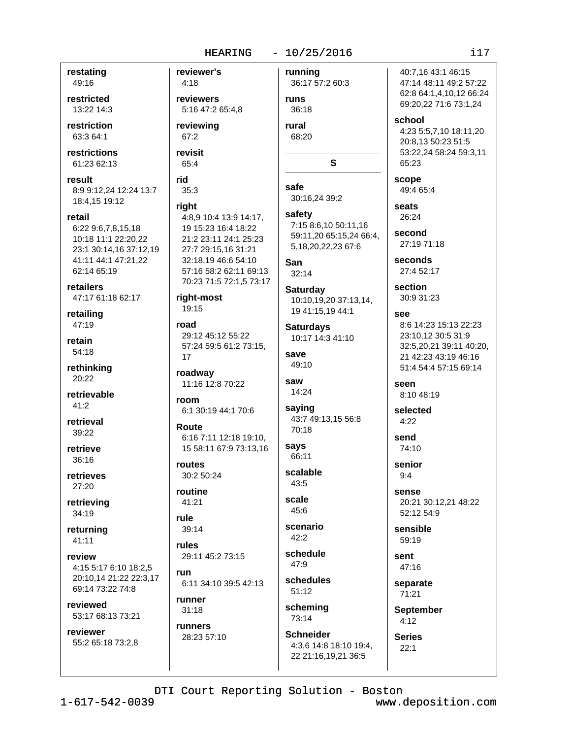**restating**
49:16

**restricted**
13:22 14:3

**restriction**
63:3 64:1

**restrictions**
61:23 62:13

**result**
8:9 9:12,24 12:24 13:7 18:4,15 19:12

**retail**
6:22 9:6,7,8,15,18 10:18 11:1 22:20,22 23:1 30:14,16 37:12,19 41:11 44:1 47:21,22 62:14 65:19

**retailers**
47:17 61:18 62:17

**retailing**
47:19

**retain**
54:18

**rethinking**
20:22

**retrievable**
41:2

**retrieval**
39:22

**retrieve**
36:16

**retrieves**
27:20

**retrieving**
34:19

**returning**
41:11

**review**
4:15 5:17 6:10 18:2,5 20:10,14 21:22 22:3,17 69:14 73:22 74:8

**reviewed**
53:17 68:13 73:21

**reviewer**
55:2 65:18 73:2,8

**reviewer's**
4:18

**reviewers**
5:16 47:2 65:4,8

**reviewing**
67:2

**revisit**
65:4

**rid**
35:3

**right**
4:8,9 10:4 13:9 14:17, 19 15:23 16:4 18:22 21:2 23:11 24:1 25:23 27:7 29:15,16 31:21 32:18,19 46:6 54:10 57:16 58:2 62:11 69:13 70:23 71:5 72:1,5 73:17

**right-most**
19:15

**road**
29:12 45:12 55:22 57:24 59:5 61:2 73:15, 17

**roadway**
11:16 12:8 70:22

**room**
6:1 30:19 44:1 70:6

**Route**
6:16 7:11 12:18 19:10, 15 58:11 67:9 73:13,16

**routes**
30:2 50:24

**routine**
41:21

**rule**
39:14

**rules**
29:11 45:2 73:15

**run**
6:11 34:10 39:5 42:13

**runner**
31:18

**runners**
28:23 57:10

**running**
36:17 57:2 60:3

**runs**
36:18

**rural**
68:20

## S

**safe**
30:16,24 39:2

**safety**
7:15 8:6,10 50:11,16 59:11,20 65:15,24 66:4, 5,18,20,22,23 67:6

**San**
32:14

**Saturday**
10:10,19,20 37:13,14, 19 41:15,19 44:1

**Saturdays**
10:17 14:3 41:10

**save**
49:10

**saw**
14:24

**saying**
43:7 49:13,15 56:8 70:18

**says**
66:11

**scalable**
43:5

**scale**
45:6

**scenario**
42:2

**schedule**
47:9

**schedules**
51:12

**scheming**
73:14

**Schneider**
4:3,6 14:8 18:10 19:4, 22 21:16,19,21 36:5 40:7,16 43:1 46:15 47:14 48:11 49:2 57:22 62:8 64:1,4,10,12 66:24 69:20,22 71:6 73:1,24

**school**
4:23 5:5,7,10 18:11,20 20:8,13 50:23 51:5 53:22,24 58:24 59:3,11 65:23

**scope**
49:4 65:4

**seats**
26:24

**second**
27:19 71:18

**seconds**
27:4 52:17

**section**
30:9 31:23

**see**
8:6 14:23 15:13 22:23 23:10,12 30:5 31:9 32:5,20,21 39:11 40:20, 21 42:23 43:19 46:16 51:4 54:4 57:15 69:14

**seen**
8:10 48:19

**selected**
4:22

**send**
74:10

**senior**
9:4

**sense**
20:21 30:12,21 48:22 52:12 54:9

**sensible**
59:19

**sent**
47:16

**separate**
71:21

**September**
4:12

**Series**
22:1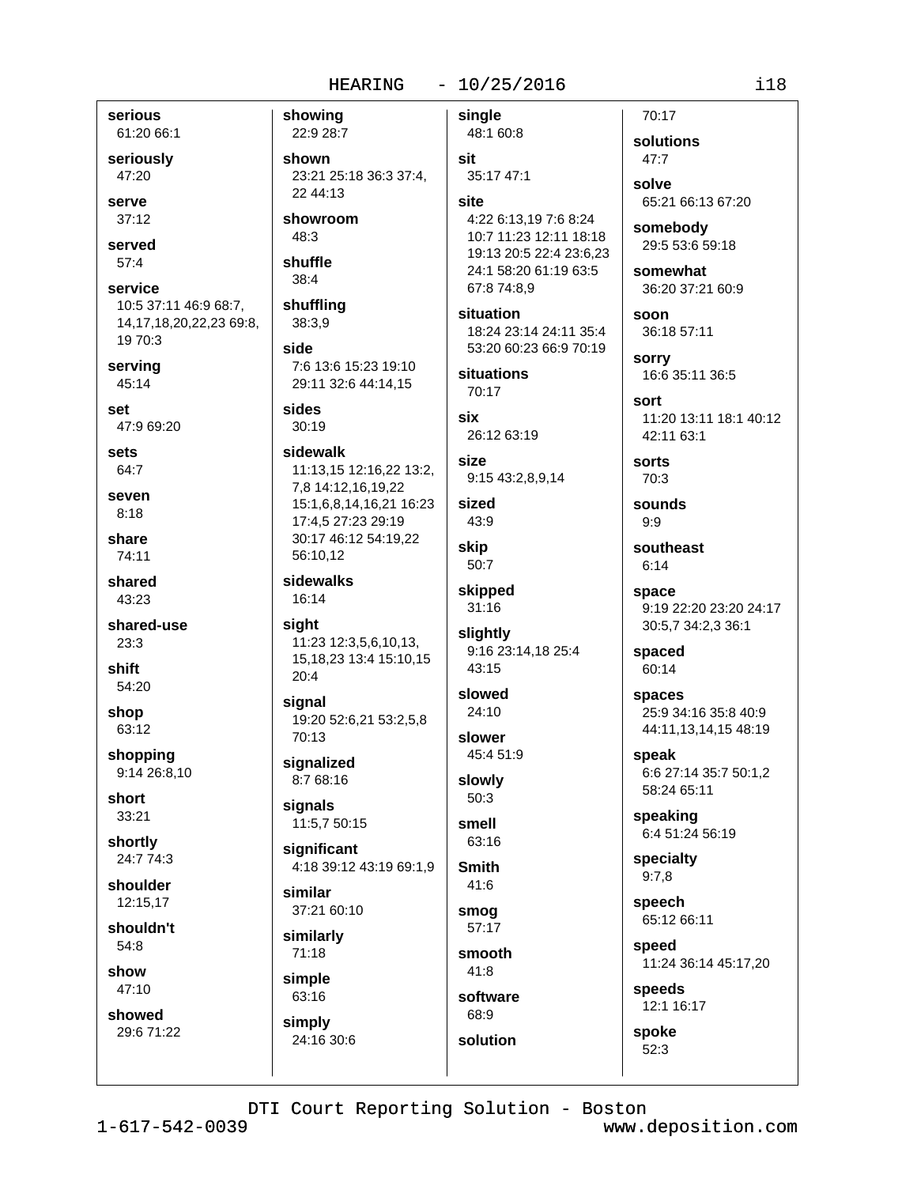**serious**
61:20 66:1

**seriously**
47:20

**serve**
37:12

**served**
57:4

**service**
10:5 37:11 46:9 68:7, 14,17,18,20,22,23 69:8, 19 70:3

**serving**
45:14

**set**
47:9 69:20

**sets**
64:7

**seven**
8:18

**share**
74:11

**shared**
43:23

**shared-use**
23:3

**shift**
54:20

**shop**
63:12

**shopping**
9:14 26:8,10

**short**
33:21

**shortly**
24:7 74:3

**shoulder**
12:15,17

**shouldn't**
54:8

**show**
47:10

**showed**
29:6 71:22

**showing**
22:9 28:7

**shown**
23:21 25:18 36:3 37:4, 22 44:13

**showroom**
48:3

**shuffle**
38:4

**shuffling**
38:3,9

**side**
7:6 13:6 15:23 19:10 29:11 32:6 44:14,15

**sides**
30:19

**sidewalk**
11:13,15 12:16,22 13:2, 7,8 14:12,16,19,22 15:1,6,8,14,16,21 16:23 17:4,5 27:23 29:19 30:17 46:12 54:19,22 56:10,12

**sidewalks**
16:14

**sight**
11:23 12:3,5,6,10,13, 15,18,23 13:4 15:10,15 20:4

**signal**
19:20 52:6,21 53:2,5,8 70:13

**signalized**
8:7 68:16

**signals**
11:5,7 50:15

**significant**
4:18 39:12 43:19 69:1,9

**similar**
37:21 60:10

**similarly**
71:18

**simple**
63:16

**simply**
24:16 30:6

**single**
48:1 60:8

**sit**
35:17 47:1

**site**
4:22 6:13,19 7:6 8:24 10:7 11:23 12:11 18:18 19:13 20:5 22:4 23:6,23 24:1 58:20 61:19 63:5 67:8 74:8,9

**situation**
18:24 23:14 24:11 35:4 53:20 60:23 66:9 70:19

**situations**
70:17

**six**
26:12 63:19

**size**
9:15 43:2,8,9,14

**sized**
43:9

**skip**
50:7

**skipped**
31:16

**slightly**
9:16 23:14,18 25:4 43:15

**slowed**
24:10

**slower**
45:4 51:9

**slowly**
50:3

**smell**
63:16

**Smith**
41:6

**smog**
57:17

**smooth**
41:8

**software**
68:9

**solution**
70:17

**solutions**
47:7

**solve**
65:21 66:13 67:20

**somebody**
29:5 53:6 59:18

**somewhat**
36:20 37:21 60:9

**soon**
36:18 57:11

**sorry**
16:6 35:11 36:5

**sort**
11:20 13:11 18:1 40:12 42:11 63:1

**sorts**
70:3

**sounds**
9:9

**southeast**
6:14

**space**
9:19 22:20 23:20 24:17 30:5,7 34:2,3 36:1

**spaced**
60:14

**spaces**
25:9 34:16 35:8 40:9 44:11,13,14,15 48:19

**speak**
6:6 27:14 35:7 50:1,2 58:24 65:11

**speaking**
6:4 51:24 56:19

**specialty**
9:7,8

**speech**
65:12 66:11

**speed**
11:24 36:14 45:17,20

**speeds**
12:1 16:17

**spoke**
52:3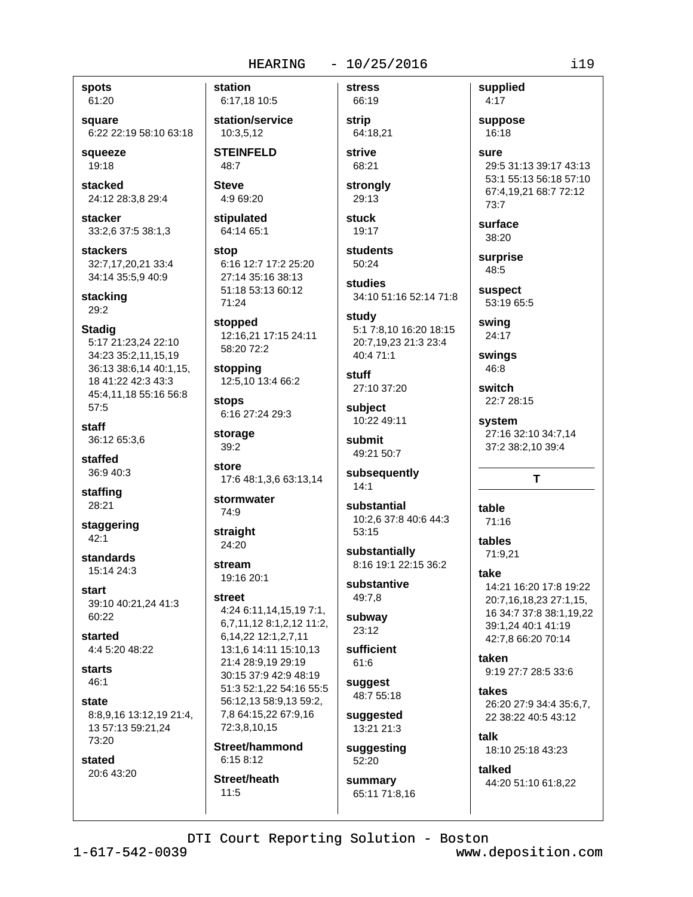**spots**
61:20

**square**
6:22 22:19 58:10 63:18

**squeeze**
19:18

**stacked**
24:12 28:3,8 29:4

**stacker**
33:2,6 37:5 38:1,3

**stackers**
32:7,17,20,21 33:4 34:14 35:5,9 40:9

**stacking**
29:2

**Stadig**
5:17 21:23,24 22:10 34:23 35:2,11,15,19 36:13 38:6,14 40:1,15, 18 41:22 42:3 43:3 45:4,11,18 55:16 56:8 57:5

**staff**
36:12 65:3,6

**staffed**
36:9 40:3

**staffing**
28:21

**staggering**
42:1

**standards**
15:14 24:3

**start**
39:10 40:21,24 41:3 60:22

**started**
4:4 5:20 48:22

**starts**
46:1

**state**
8:8,9,16 13:12,19 21:4, 13 57:13 59:21,24 73:20

**stated**
20:6 43:20

**station**
6:17,18 10:5

**station/service**
10:3,5,12

**STEINFELD**
48:7

**Steve**
4:9 69:20

**stipulated**
64:14 65:1

**stop**
6:16 12:7 17:2 25:20 27:14 35:16 38:13 51:18 53:13 60:12 71:24

**stopped**
12:16,21 17:15 24:11 58:20 72:2

**stopping**
12:5,10 13:4 66:2

**stops**
6:16 27:24 29:3

**storage**
39:2

**store**
17:6 48:1,3,6 63:13,14

**stormwater**
74:9

**straight**
24:20

**stream**
19:16 20:1

**street**
4:24 6:11,14,15,19 7:1, 6,7,11,12 8:1,2,12 11:2, 6,14,22 12:1,2,7,11 13:1,6 14:11 15:10,13 21:4 28:9,19 29:19 30:15 37:9 42:9 48:19 51:3 52:1,22 54:16 55:5 56:12,13 58:9,13 59:2, 7,8 64:15,22 67:9,16 72:3,8,10,15

**Street/hammond**
6:15 8:12

**Street/heath**
11:5

**stress**
66:19

**strip**
64:18,21

**strive**
68:21

**strongly**
29:13

**stuck**
19:17

**students**
50:24

**studies**
34:10 51:16 52:14 71:8

**study**
5:1 7:8,10 16:20 18:15 20:7,19,23 21:3 23:4 40:4 71:1

**stuff**
27:10 37:20

**subject**
10:22 49:11

**submit**
49:21 50:7

**subsequently**
14:1

**substantial**
10:2,6 37:8 40:6 44:3 53:15

**substantially**
8:16 19:1 22:15 36:2

**substantive**
49:7,8

**subway**
23:12

**sufficient**
61:6

**suggest**
48:7 55:18

**suggested**
13:21 21:3

**suggesting**
52:20

**summary**
65:11 71:8,16

**supplied**
4:17

**suppose**
16:18

**sure**
29:5 31:13 39:17 43:13 53:1 55:13 56:18 57:10 67:4,19,21 68:7 72:12 73:7

**surface**
38:20

**surprise**
48:5

**suspect**
53:19 65:5

**swing**
24:17

**swings**
46:8

**switch**
22:7 28:15

**system**
27:16 32:10 34:7,14 37:2 38:2,10 39:4

## T

**table**
71:16

**tables**
71:9,21

**take**
14:21 16:20 17:8 19:22 20:7,16,18,23 27:1,15, 16 34:7 37:8 38:1,19,22 39:1,24 40:1 41:19 42:7,8 66:20 70:14

**taken**
9:19 27:7 28:5 33:6

**takes**
26:20 27:9 34:4 35:6,7, 22 38:22 40:5 43:12

**talk**
18:10 25:18 43:23

**talked**
44:20 51:10 61:8,22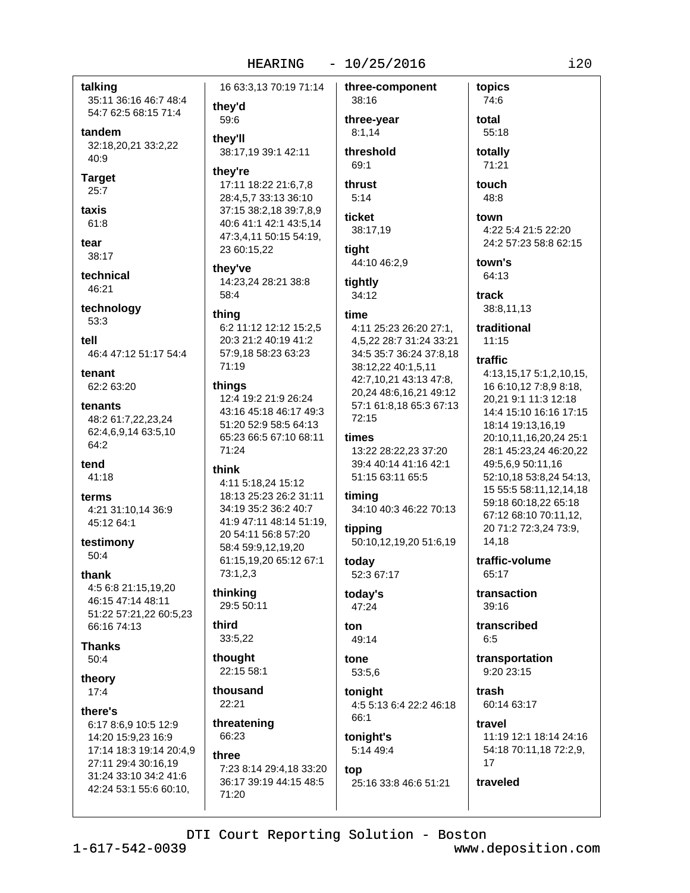**talking**
35:11 36:16 46:7 48:4 54:7 62:5 68:15 71:4

**tandem**
32:18,20,21 33:2,22 40:9

**Target**
25:7

**taxis**
61:8

**tear**
38:17

**technical**
46:21

**technology**
53:3

**tell**
46:4 47:12 51:17 54:4

**tenant**
62:2 63:20

**tenants**
48:2 61:7,22,23,24 62:4,6,9,14 63:5,10 64:2

**tend**
41:18

**terms**
4:21 31:10,14 36:9 45:12 64:1

**testimony**
50:4

**thank**
4:5 6:8 21:15,19,20 46:15 47:14 48:11 51:22 57:21,22 60:5,23 66:16 74:13

**Thanks**
50:4

**theory**
17:4

**there's**
6:17 8:6,9 10:5 12:9 14:20 15:9,23 16:9 17:14 18:3 19:14 20:4,9 27:11 29:4 30:16,19 31:24 33:10 34:2 41:6 42:24 53:1 55:6 60:10, 16 63:3,13 70:19 71:14

**they'd**
59:6

**they'll**
38:17,19 39:1 42:11

**they're**
17:11 18:22 21:6,7,8 28:4,5,7 33:13 36:10 37:15 38:2,18 39:7,8,9 40:6 41:1 42:1 43:5,14 47:3,4,11 50:15 54:19, 23 60:15,22

**they've**
14:23,24 28:21 38:8 58:4

**thing**
6:2 11:12 12:12 15:2,5 20:3 21:2 40:19 41:2 57:9,18 58:23 63:23 71:19

**things**
12:4 19:2 21:9 26:24 43:16 45:18 46:17 49:3 51:20 52:9 58:5 64:13 65:23 66:5 67:10 68:11 71:24

**think**
4:11 5:18,24 15:12 18:13 25:23 26:2 31:11 34:19 35:2 36:2 40:7 41:9 47:11 48:14 51:19, 20 54:11 56:8 57:20 58:4 59:9,12,19,20 61:15,19,20 65:12 67:1 73:1,2,3

**thinking**
29:5 50:11

**third**
33:5,22

**thought**
22:15 58:1

**thousand**
22:21

**threatening**
66:23

**three**
7:23 8:14 29:4,18 33:20 36:17 39:19 44:15 48:5 71:20

**three-component**
38:16

**three-year**
8:1,14

**threshold**
69:1

**thrust**
5:14

**ticket**
38:17,19

**tight**
44:10 46:2,9

**tightly**
34:12

**time**
4:11 25:23 26:20 27:1, 4,5,22 28:7 31:24 33:21 34:5 35:7 36:24 37:8,18 38:12,22 40:1,5,11 42:7,10,21 43:13 47:8, 20,24 48:6,16,21 49:12 57:1 61:8,18 65:3 67:13 72:15

**times**
13:22 28:22,23 37:20 39:4 40:14 41:16 42:1 51:15 63:11 65:5

**timing**
34:10 40:3 46:22 70:13

**tipping**
50:10,12,19,20 51:6,19

**today**
52:3 67:17

**today's**
47:24

**ton**
49:14

**tone**
53:5,6

**tonight**
4:5 5:13 6:4 22:2 46:18 66:1

**tonight's**
5:14 49:4

**top**
25:16 33:8 46:6 51:21

**topics**
74:6

**total**
55:18

**totally**
71:21

**touch**
48:8

**town**
4:22 5:4 21:5 22:20 24:2 57:23 58:8 62:15

**town's**
64:13

**track**
38:8,11,13

**traditional**
11:15

**traffic**
4:13,15,17 5:1,2,10,15, 16 6:10,12 7:8,9 8:18, 20,21 9:1 11:3 12:18 14:4 15:10 16:16 17:15 18:14 19:13,16,19 20:10,11,16,20,24 25:1 28:1 45:23,24 46:20,22 49:5,6,9 50:11,16 52:10,18 53:8,24 54:13, 15 55:5 58:11,12,14,18 59:18 60:18,22 65:18 67:12 68:10 70:11,12, 20 71:2 72:3,24 73:9, 14,18

**traffic-volume**
65:17

**transaction**
39:16

**transcribed**
6:5

**transportation**
9:20 23:15

**trash**
60:14 63:17

**travel**
11:19 12:1 18:14 24:16 54:18 70:11,18 72:2,9, 17

**traveled**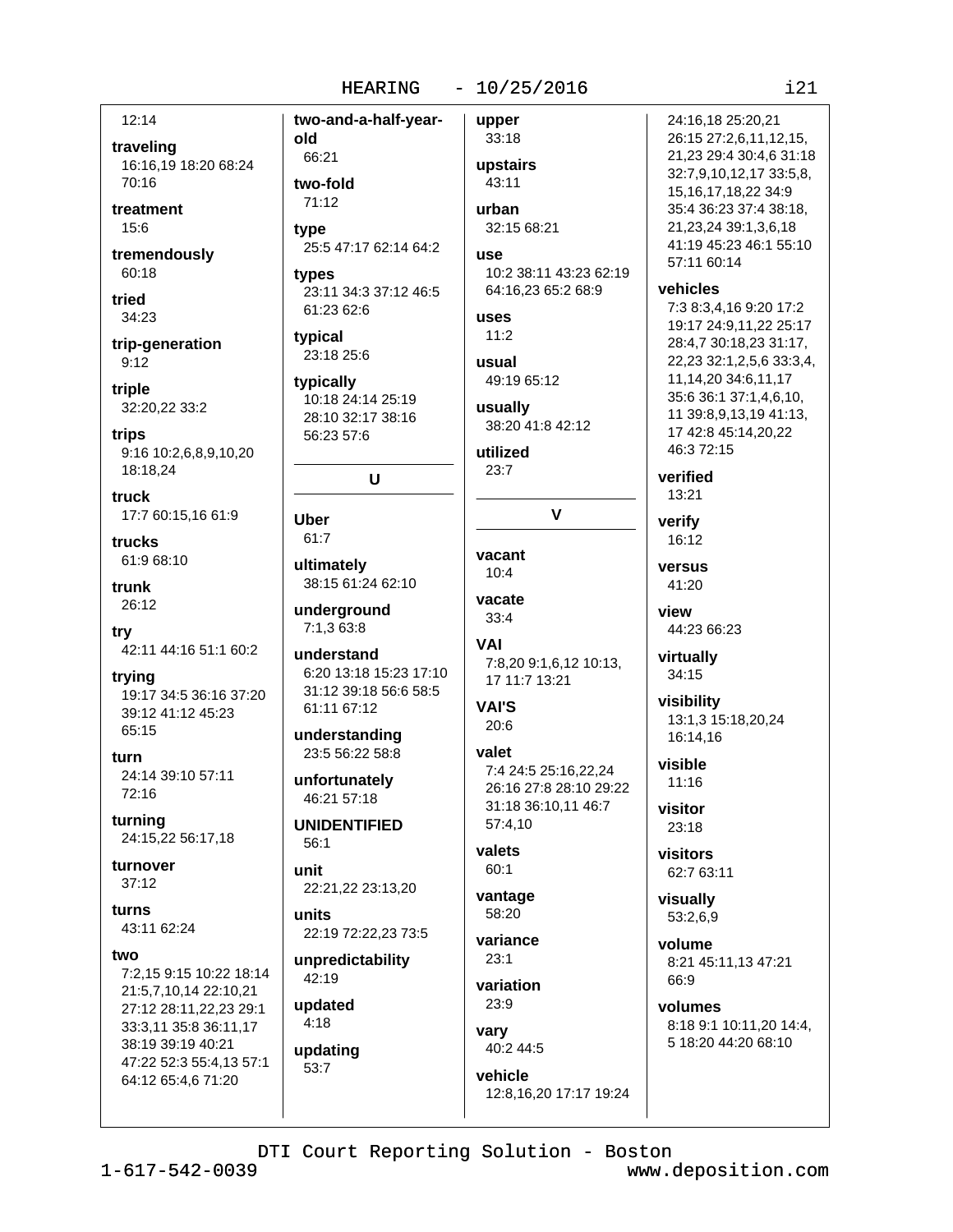12:14

**traveling**
16:16,19 18:20 68:24 70:16

**treatment**
15:6

**tremendously**
60:18

**tried**
34:23

**trip-generation**
9:12

**triple**
32:20,22 33:2

**trips**
9:16 10:2,6,8,9,10,20 18:18,24

**truck**
17:7 60:15,16 61:9

**trucks**
61:9 68:10

**trunk**
26:12

**try**
42:11 44:16 51:1 60:2

**trying**
19:17 34:5 36:16 37:20 39:12 41:12 45:23 65:15

**turn**
24:14 39:10 57:11 72:16

**turning**
24:15,22 56:17,18

**turnover**
37:12

**turns**
43:11 62:24

**two**
7:2,15 9:15 10:22 18:14 21:5,7,10,14 22:10,21 27:12 28:11,22,23 29:1 33:3,11 35:8 36:11,17 38:19 39:19 40:21 47:22 52:3 55:4,13 57:1 64:12 65:4,6 71:20

**two-and-a-half-year-old**
66:21

**two-fold**
71:12

**type**
25:5 47:17 62:14 64:2

**types**
23:11 34:3 37:12 46:5 61:23 62:6

**typical**
23:18 25:6

**typically**
10:18 24:14 25:19 28:10 32:17 38:16 56:23 57:6

## U

**Uber**
61:7

**ultimately**
38:15 61:24 62:10

**underground**
7:1,3 63:8

**understand**
6:20 13:18 15:23 17:10 31:12 39:18 56:6 58:5 61:11 67:12

**understanding**
23:5 56:22 58:8

**unfortunately**
46:21 57:18

**UNIDENTIFIED**
56:1

**unit**
22:21,22 23:13,20

**units**
22:19 72:22,23 73:5

**unpredictability**
42:19

**updated**
4:18

**updating**
53:7

**upper**
33:18

**upstairs**
43:11

**urban**
32:15 68:21

**use**
10:2 38:11 43:23 62:19 64:16,23 65:2 68:9

**uses**
11:2

**usual**
49:19 65:12

**usually**
38:20 41:8 42:12

**utilized**
23:7

## V

**vacant**
10:4

**vacate**
33:4

**VAI**
7:8,20 9:1,6,12 10:13, 17 11:7 13:21

**VAI'S**
20:6

**valet**
7:4 24:5 25:16,22,24 26:16 27:8 28:10 29:22 31:18 36:10,11 46:7 57:4,10

**valets**
60:1

**vantage**
58:20

**variance**
23:1

**variation**
23:9

**vary**
40:2 44:5

**vehicle**
12:8,16,20 17:17 19:24 24:16,18 25:20,21 26:15 27:2,6,11,12,15, 21,23 29:4 30:4,6 31:18 32:7,9,10,12,17 33:5,8, 15,16,17,18,22 34:9 35:4 36:23 37:4 38:18, 21,23,24 39:1,3,6,18 41:19 45:23 46:1 55:10 57:11 60:14

**vehicles**
7:3 8:3,4,16 9:20 17:2 19:17 24:9,11,22 25:17 28:4,7 30:18,23 31:17, 22,23 32:1,2,5,6 33:3,4, 11,14,20 34:6,11,17 35:6 36:1 37:1,4,6,10, 11 39:8,9,13,19 41:13, 17 42:8 45:14,20,22 46:3 72:15

**verified**
13:21

**verify**
16:12

**versus**
41:20

**view**
44:23 66:23

**virtually**
34:15

**visibility**
13:1,3 15:18,20,24 16:14,16

**visible**
11:16

**visitor**
23:18

**visitors**
62:7 63:11

**visually**
53:2,6,9

**volume**
8:21 45:11,13 47:21 66:9

**volumes**
8:18 9:1 10:11,20 14:4, 5 18:20 44:20 68:10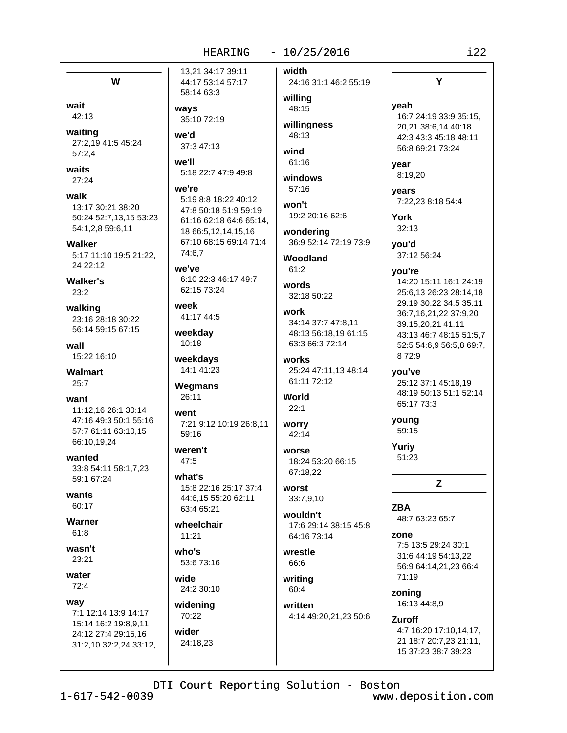## W

**wait**
42:13

**waiting**
27:2,19 41:5 45:24 57:2,4

**waits**
27:24

**walk**
13:17 30:21 38:20 50:24 52:7,13,15 53:23 54:1,2,8 59:6,11

**Walker**
5:17 11:10 19:5 21:22, 24 22:12

**Walker's**
23:2

**walking**
23:16 28:18 30:22 56:14 59:15 67:15

**wall**
15:22 16:10

**Walmart**
25:7

**want**
11:12,16 26:1 30:14 47:16 49:3 50:1 55:16 57:7 61:11 63:10,15 66:10,19,24

**wanted**
33:8 54:11 58:1,7,23 59:1 67:24

**wants**
60:17

**Warner**
61:8

**wasn't**
23:21

**water**
72:4

**way**
7:1 12:14 13:9 14:17 15:14 16:2 19:8,9,11 24:12 27:4 29:15,16 31:2,10 32:2,24 33:12, 13,21 34:17 39:11 44:17 53:14 57:17 58:14 63:3

**ways**
35:10 72:19

**we'd**
37:3 47:13

**we'll**
5:18 22:7 47:9 49:8

**we're**
5:19 8:8 18:22 40:12 47:8 50:18 51:9 59:19 61:16 62:18 64:6 65:14, 18 66:5,12,14,15,16 67:10 68:15 69:14 71:4 74:6,7

**we've**
6:10 22:3 46:17 49:7 62:15 73:24

**week**
41:17 44:5

**weekday**
10:18

**weekdays**
14:1 41:23

**Wegmans**
26:11

**went**
7:21 9:12 10:19 26:8,11 59:16

**weren't**
47:5

**what's**
15:8 22:16 25:17 37:4 44:6,15 55:20 62:11 63:4 65:21

**wheelchair**
11:21

**who's**
53:6 73:16

**wide**
24:2 30:10

**widening**
70:22

**wider**
24:18,23

**width**
24:16 31:1 46:2 55:19

**willing**
48:15

**willingness**
48:13

**wind**
61:16

**windows**
57:16

**won't**
19:2 20:16 62:6

**wondering**
36:9 52:14 72:19 73:9

**Woodland**
61:2

**words**
32:18 50:22

**work**
34:14 37:7 47:8,11 48:13 56:18,19 61:15 63:3 66:3 72:14

**works**
25:24 47:11,13 48:14 61:11 72:12

**World**
22:1

**worry**
42:14

**worse**
18:24 53:20 66:15 67:18,22

**worst**
33:7,9,10

**wouldn't**
17:6 29:14 38:15 45:8 64:16 73:14

**wrestle**
66:6

**writing**
60:4

**written**
4:14 49:20,21,23 50:6

## Y

**yeah**
16:7 24:19 33:9 35:15, 20,21 38:6,14 40:18 42:3 43:3 45:18 48:11 56:8 69:21 73:24

**year**
8:19,20

**years**
7:22,23 8:18 54:4

**York**
32:13

**you'd**
37:12 56:24

**you're**
14:20 15:11 16:1 24:19 25:6,13 26:23 28:14,18 29:19 30:22 34:5 35:11 36:7,16,21,22 37:9,20 39:15,20,21 41:11 43:13 46:7 48:15 51:5,7 52:5 54:6,9 56:5,8 69:7, 8 72:9

**you've**
25:12 37:1 45:18,19 48:19 50:13 51:1 52:14 65:17 73:3

**young**
59:15

**Yuriy**
51:23

## Z

**ZBA**
48:7 63:23 65:7

**zone**
7:5 13:5 29:24 30:1 31:6 44:19 54:13,22 56:9 64:14,21,23 66:4 71:19

**zoning**
16:13 44:8,9

**Zuroff**
4:7 16:20 17:10,14,17, 21 18:7 20:7,23 21:11, 15 37:23 38:7 39:23